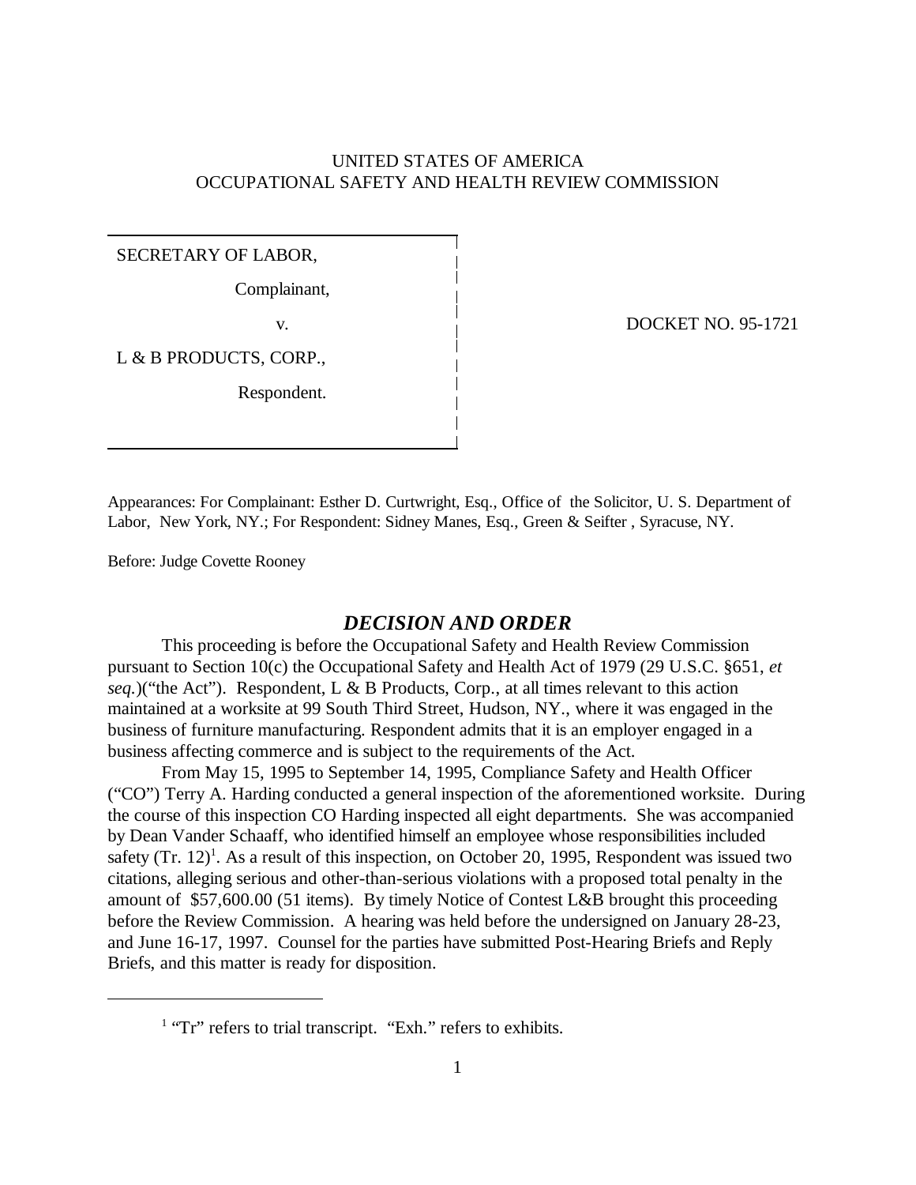UNITED STATES OF AMERICA
OCCUPATIONAL SAFETY AND HEALTH REVIEW COMMISSION

| | |
|---|---|
| SECRETARY OF LABOR,<br><br>Complainant,<br><br>v.<br><br>L & B PRODUCTS, CORP.,<br><br>Respondent. | DOCKET NO. 95-1721 |

Appearances: For Complainant: Esther D. Curtwright, Esq., Office of the Solicitor, U. S. Department of Labor, New York, NY.; For Respondent: Sidney Manes, Esq., Green & Seifter , Syracuse, NY.

Before: Judge Covette Rooney

## *DECISION AND ORDER*

This proceeding is before the Occupational Safety and Health Review Commission pursuant to Section 10(c) the Occupational Safety and Health Act of 1979 (29 U.S.C. §651, *et seq.*)("the Act"). Respondent, L & B Products, Corp., at all times relevant to this action maintained at a worksite at 99 South Third Street, Hudson, NY., where it was engaged in the business of furniture manufacturing. Respondent admits that it is an employer engaged in a business affecting commerce and is subject to the requirements of the Act.

From May 15, 1995 to September 14, 1995, Compliance Safety and Health Officer ("CO") Terry A. Harding conducted a general inspection of the aforementioned worksite. During the course of this inspection CO Harding inspected all eight departments. She was accompanied by Dean Vander Schaaff, who identified himself an employee whose responsibilities included safety (Tr. 12)[1]. As a result of this inspection, on October 20, 1995, Respondent was issued two citations, alleging serious and other-than-serious violations with a proposed total penalty in the amount of $57,600.00 (51 items). By timely Notice of Contest L&B brought this proceeding before the Review Commission. A hearing was held before the undersigned on January 28-23, and June 16-17, 1997. Counsel for the parties have submitted Post-Hearing Briefs and Reply Briefs, and this matter is ready for disposition.

---

[1] "Tr" refers to trial transcript. "Exh." refers to exhibits.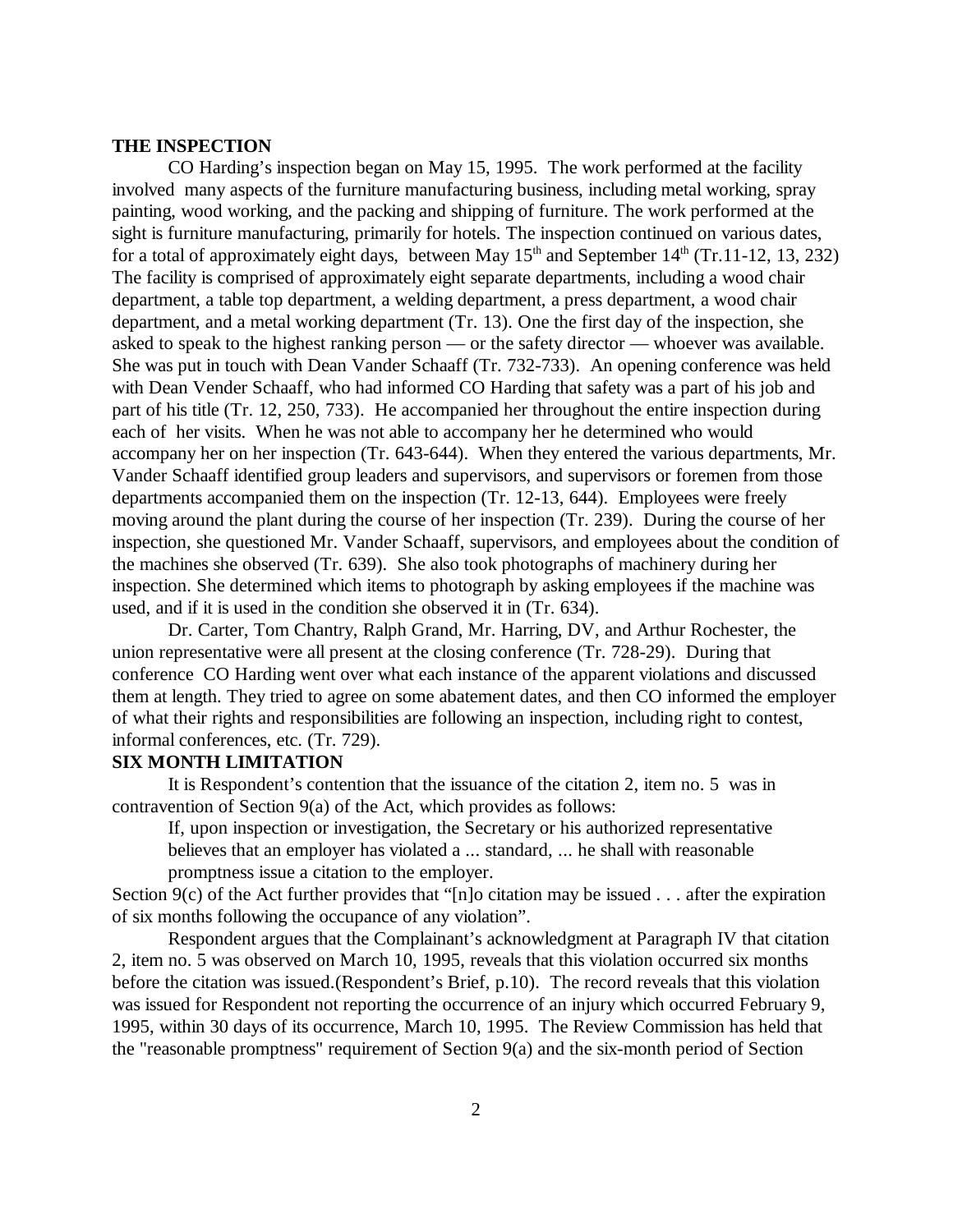**THE INSPECTION**

CO Harding's inspection began on May 15, 1995. The work performed at the facility involved many aspects of the furniture manufacturing business, including metal working, spray painting, wood working, and the packing and shipping of furniture. The work performed at the sight is furniture manufacturing, primarily for hotels. The inspection continued on various dates, for a total of approximately eight days, between May 15th and September 14th (Tr.11-12, 13, 232) The facility is comprised of approximately eight separate departments, including a wood chair department, a table top department, a welding department, a press department, a wood chair department, and a metal working department (Tr. 13). One the first day of the inspection, she asked to speak to the highest ranking person — or the safety director — whoever was available. She was put in touch with Dean Vander Schaaff (Tr. 732-733). An opening conference was held with Dean Vender Schaaff, who had informed CO Harding that safety was a part of his job and part of his title (Tr. 12, 250, 733). He accompanied her throughout the entire inspection during each of her visits. When he was not able to accompany her he determined who would accompany her on her inspection (Tr. 643-644). When they entered the various departments, Mr. Vander Schaaff identified group leaders and supervisors, and supervisors or foremen from those departments accompanied them on the inspection (Tr. 12-13, 644). Employees were freely moving around the plant during the course of her inspection (Tr. 239). During the course of her inspection, she questioned Mr. Vander Schaaff, supervisors, and employees about the condition of the machines she observed (Tr. 639). She also took photographs of machinery during her inspection. She determined which items to photograph by asking employees if the machine was used, and if it is used in the condition she observed it in (Tr. 634).

Dr. Carter, Tom Chantry, Ralph Grand, Mr. Harring, DV, and Arthur Rochester, the union representative were all present at the closing conference (Tr. 728-29). During that conference CO Harding went over what each instance of the apparent violations and discussed them at length. They tried to agree on some abatement dates, and then CO informed the employer of what their rights and responsibilities are following an inspection, including right to contest, informal conferences, etc. (Tr. 729).

**SIX MONTH LIMITATION**

It is Respondent's contention that the issuance of the citation 2, item no. 5 was in contravention of Section 9(a) of the Act, which provides as follows:

> If, upon inspection or investigation, the Secretary or his authorized representative believes that an employer has violated a ... standard, ... he shall with reasonable promptness issue a citation to the employer.

Section 9(c) of the Act further provides that "[n]o citation may be issued . . . after the expiration of six months following the occupance of any violation".

Respondent argues that the Complainant's acknowledgment at Paragraph IV that citation 2, item no. 5 was observed on March 10, 1995, reveals that this violation occurred six months before the citation was issued.(Respondent's Brief, p.10). The record reveals that this violation was issued for Respondent not reporting the occurrence of an injury which occurred February 9, 1995, within 30 days of its occurrence, March 10, 1995. The Review Commission has held that the "reasonable promptness" requirement of Section 9(a) and the six-month period of Section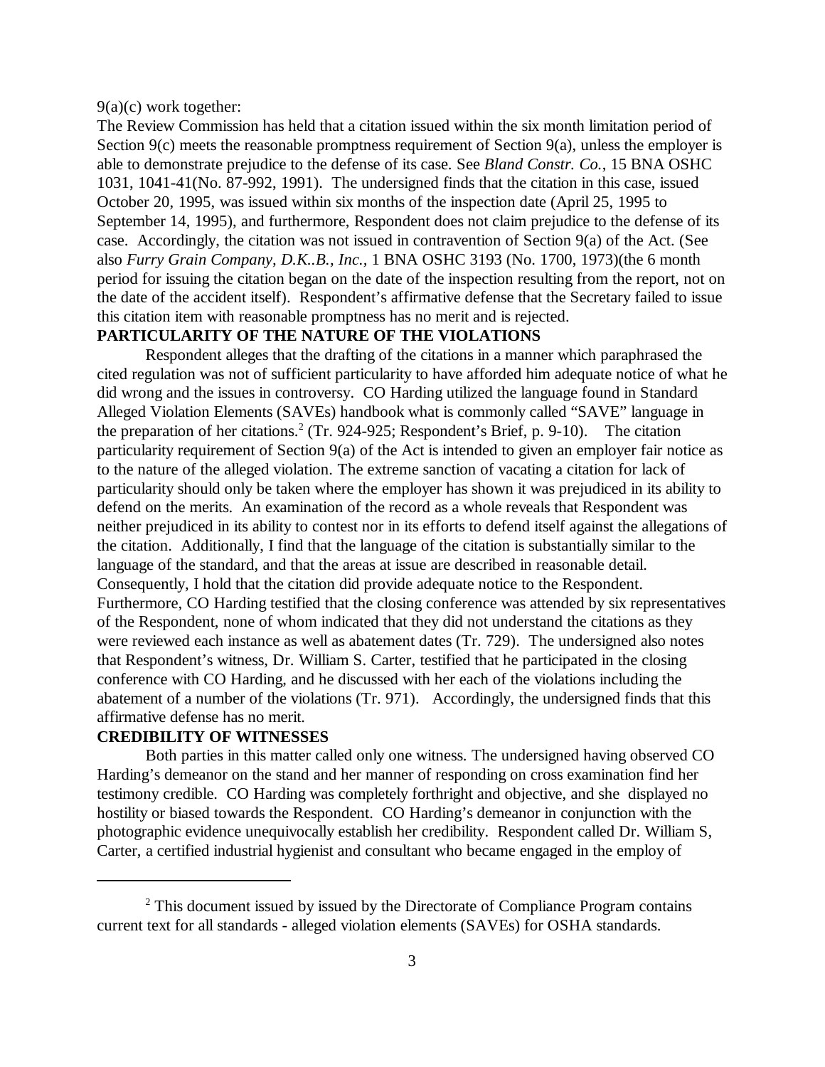9(a)(c) work together:

The Review Commission has held that a citation issued within the six month limitation period of Section 9(c) meets the reasonable promptness requirement of Section 9(a), unless the employer is able to demonstrate prejudice to the defense of its case. See *Bland Constr. Co.*, 15 BNA OSHC 1031, 1041-41(No. 87-992, 1991). The undersigned finds that the citation in this case, issued October 20, 1995, was issued within six months of the inspection date (April 25, 1995 to September 14, 1995), and furthermore, Respondent does not claim prejudice to the defense of its case. Accordingly, the citation was not issued in contravention of Section 9(a) of the Act. (See also *Furry Grain Company, D.K..B., Inc.*, 1 BNA OSHC 3193 (No. 1700, 1973)(the 6 month period for issuing the citation began on the date of the inspection resulting from the report, not on the date of the accident itself). Respondent's affirmative defense that the Secretary failed to issue this citation item with reasonable promptness has no merit and is rejected.

**PARTICULARITY OF THE NATURE OF THE VIOLATIONS**

Respondent alleges that the drafting of the citations in a manner which paraphrased the cited regulation was not of sufficient particularity to have afforded him adequate notice of what he did wrong and the issues in controversy. CO Harding utilized the language found in Standard Alleged Violation Elements (SAVEs) handbook what is commonly called "SAVE" language in the preparation of her citations.[2] (Tr. 924-925; Respondent's Brief, p. 9-10). The citation particularity requirement of Section 9(a) of the Act is intended to given an employer fair notice as to the nature of the alleged violation. The extreme sanction of vacating a citation for lack of particularity should only be taken where the employer has shown it was prejudiced in its ability to defend on the merits. An examination of the record as a whole reveals that Respondent was neither prejudiced in its ability to contest nor in its efforts to defend itself against the allegations of the citation. Additionally, I find that the language of the citation is substantially similar to the language of the standard, and that the areas at issue are described in reasonable detail. Consequently, I hold that the citation did provide adequate notice to the Respondent. Furthermore, CO Harding testified that the closing conference was attended by six representatives of the Respondent, none of whom indicated that they did not understand the citations as they were reviewed each instance as well as abatement dates (Tr. 729). The undersigned also notes that Respondent's witness, Dr. William S. Carter, testified that he participated in the closing conference with CO Harding, and he discussed with her each of the violations including the abatement of a number of the violations (Tr. 971). Accordingly, the undersigned finds that this affirmative defense has no merit.

**CREDIBILITY OF WITNESSES**

Both parties in this matter called only one witness. The undersigned having observed CO Harding's demeanor on the stand and her manner of responding on cross examination find her testimony credible. CO Harding was completely forthright and objective, and she displayed no hostility or biased towards the Respondent. CO Harding's demeanor in conjunction with the photographic evidence unequivocally establish her credibility. Respondent called Dr. William S, Carter, a certified industrial hygienist and consultant who became engaged in the employ of

---

[2] This document issued by issued by the Directorate of Compliance Program contains current text for all standards - alleged violation elements (SAVEs) for OSHA standards.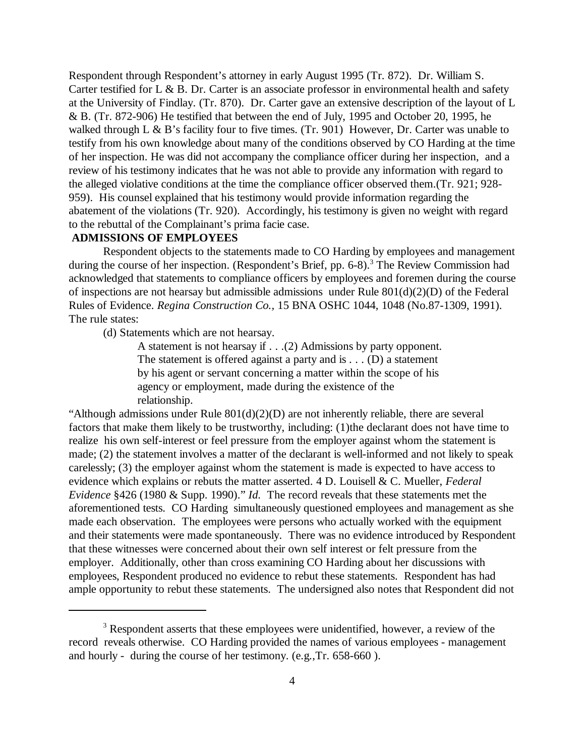Respondent through Respondent's attorney in early August 1995 (Tr. 872). Dr. William S. Carter testified for L & B. Dr. Carter is an associate professor in environmental health and safety at the University of Findlay. (Tr. 870). Dr. Carter gave an extensive description of the layout of L & B. (Tr. 872-906) He testified that between the end of July, 1995 and October 20, 1995, he walked through L & B's facility four to five times. (Tr. 901) However, Dr. Carter was unable to testify from his own knowledge about many of the conditions observed by CO Harding at the time of her inspection. He was did not accompany the compliance officer during her inspection, and a review of his testimony indicates that he was not able to provide any information with regard to the alleged violative conditions at the time the compliance officer observed them.(Tr. 921; 928-959). His counsel explained that his testimony would provide information regarding the abatement of the violations (Tr. 920). Accordingly, his testimony is given no weight with regard to the rebuttal of the Complainant's prima facie case.

**ADMISSIONS OF EMPLOYEES**

Respondent objects to the statements made to CO Harding by employees and management during the course of her inspection. (Respondent's Brief, pp. 6-8).[3] The Review Commission had acknowledged that statements to compliance officers by employees and foremen during the course of inspections are not hearsay but admissible admissions under Rule 801(d)(2)(D) of the Federal Rules of Evidence. *Regina Construction Co.*, 15 BNA OSHC 1044, 1048 (No.87-1309, 1991). The rule states:

> (d) Statements which are not hearsay.
>
> > A statement is not hearsay if . . .(2) Admissions by party opponent. The statement is offered against a party and is . . . (D) a statement by his agent or servant concerning a matter within the scope of his agency or employment, made during the existence of the relationship.

"Although admissions under Rule 801(d)(2)(D) are not inherently reliable, there are several factors that make them likely to be trustworthy, including: (1)the declarant does not have time to realize his own self-interest or feel pressure from the employer against whom the statement is made; (2) the statement involves a matter of the declarant is well-informed and not likely to speak carelessly; (3) the employer against whom the statement is made is expected to have access to evidence which explains or rebuts the matter asserted. 4 D. Louisell & C. Mueller, *Federal Evidence* §426 (1980 & Supp. 1990)." *Id.* The record reveals that these statements met the aforementioned tests. CO Harding simultaneously questioned employees and management as she made each observation. The employees were persons who actually worked with the equipment and their statements were made spontaneously. There was no evidence introduced by Respondent that these witnesses were concerned about their own self interest or felt pressure from the employer. Additionally, other than cross examining CO Harding about her discussions with employees, Respondent produced no evidence to rebut these statements. Respondent has had ample opportunity to rebut these statements. The undersigned also notes that Respondent did not

---

[3] Respondent asserts that these employees were unidentified, however, a review of the record reveals otherwise. CO Harding provided the names of various employees - management and hourly - during the course of her testimony. (e.g.,Tr. 658-660 ).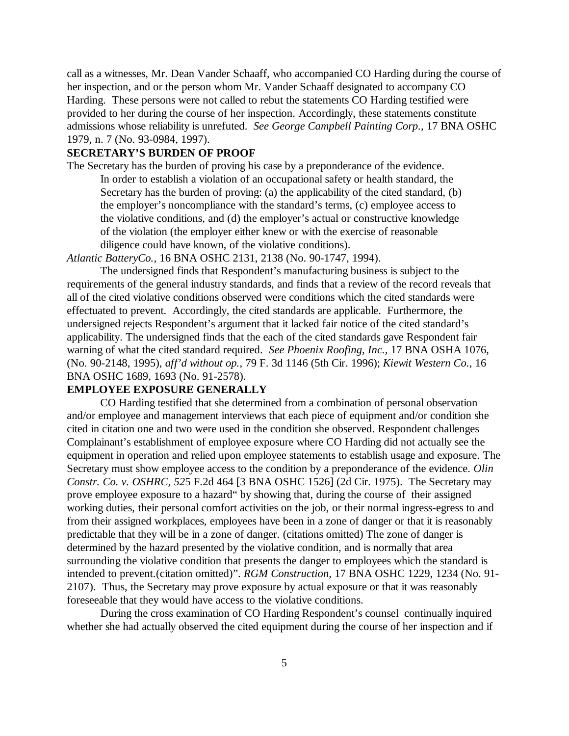call as a witnesses, Mr. Dean Vander Schaaff, who accompanied CO Harding during the course of her inspection, and or the person whom Mr. Vander Schaaff designated to accompany CO Harding. These persons were not called to rebut the statements CO Harding testified were provided to her during the course of her inspection. Accordingly, these statements constitute admissions whose reliability is unrefuted. *See George Campbell Painting Corp.,* 17 BNA OSHC 1979, n. 7 (No. 93-0984, 1997).

**SECRETARY'S BURDEN OF PROOF**

The Secretary has the burden of proving his case by a preponderance of the evidence.

> In order to establish a violation of an occupational safety or health standard, the Secretary has the burden of proving: (a) the applicability of the cited standard, (b) the employer's noncompliance with the standard's terms, (c) employee access to the violative conditions, and (d) the employer's actual or constructive knowledge of the violation (the employer either knew or with the exercise of reasonable diligence could have known, of the violative conditions).

*Atlantic BatteryCo.,* 16 BNA OSHC 2131, 2138 (No. 90-1747, 1994).

The undersigned finds that Respondent's manufacturing business is subject to the requirements of the general industry standards, and finds that a review of the record reveals that all of the cited violative conditions observed were conditions which the cited standards were effectuated to prevent. Accordingly, the cited standards are applicable. Furthermore, the undersigned rejects Respondent's argument that it lacked fair notice of the cited standard's applicability. The undersigned finds that the each of the cited standards gave Respondent fair warning of what the cited standard required. *See Phoenix Roofing, Inc.,* 17 BNA OSHA 1076, (No. 90-2148, 1995), *aff'd without op.,* 79 F. 3d 1146 (5th Cir. 1996); *Kiewit Western Co.*, 16 BNA OSHC 1689, 1693 (No. 91-2578).

**EMPLOYEE EXPOSURE GENERALLY**

CO Harding testified that she determined from a combination of personal observation and/or employee and management interviews that each piece of equipment and/or condition she cited in citation one and two were used in the condition she observed. Respondent challenges Complainant's establishment of employee exposure where CO Harding did not actually see the equipment in operation and relied upon employee statements to establish usage and exposure. The Secretary must show employee access to the condition by a preponderance of the evidence. *Olin Constr. Co. v. OSHRC, 52*5 F.2d 464 [3 BNA OSHC 1526] (2d Cir. 1975). The Secretary may prove employee exposure to a hazard" by showing that, during the course of their assigned working duties, their personal comfort activities on the job, or their normal ingress-egress to and from their assigned workplaces, employees have been in a zone of danger or that it is reasonably predictable that they will be in a zone of danger. (citations omitted) The zone of danger is determined by the hazard presented by the violative condition, and is normally that area surrounding the violative condition that presents the danger to employees which the standard is intended to prevent.(citation omitted)". *RGM Construction,* 17 BNA OSHC 1229, 1234 (No. 91-2107). Thus, the Secretary may prove exposure by actual exposure or that it was reasonably foreseeable that they would have access to the violative conditions.

During the cross examination of CO Harding Respondent's counsel continually inquired whether she had actually observed the cited equipment during the course of her inspection and if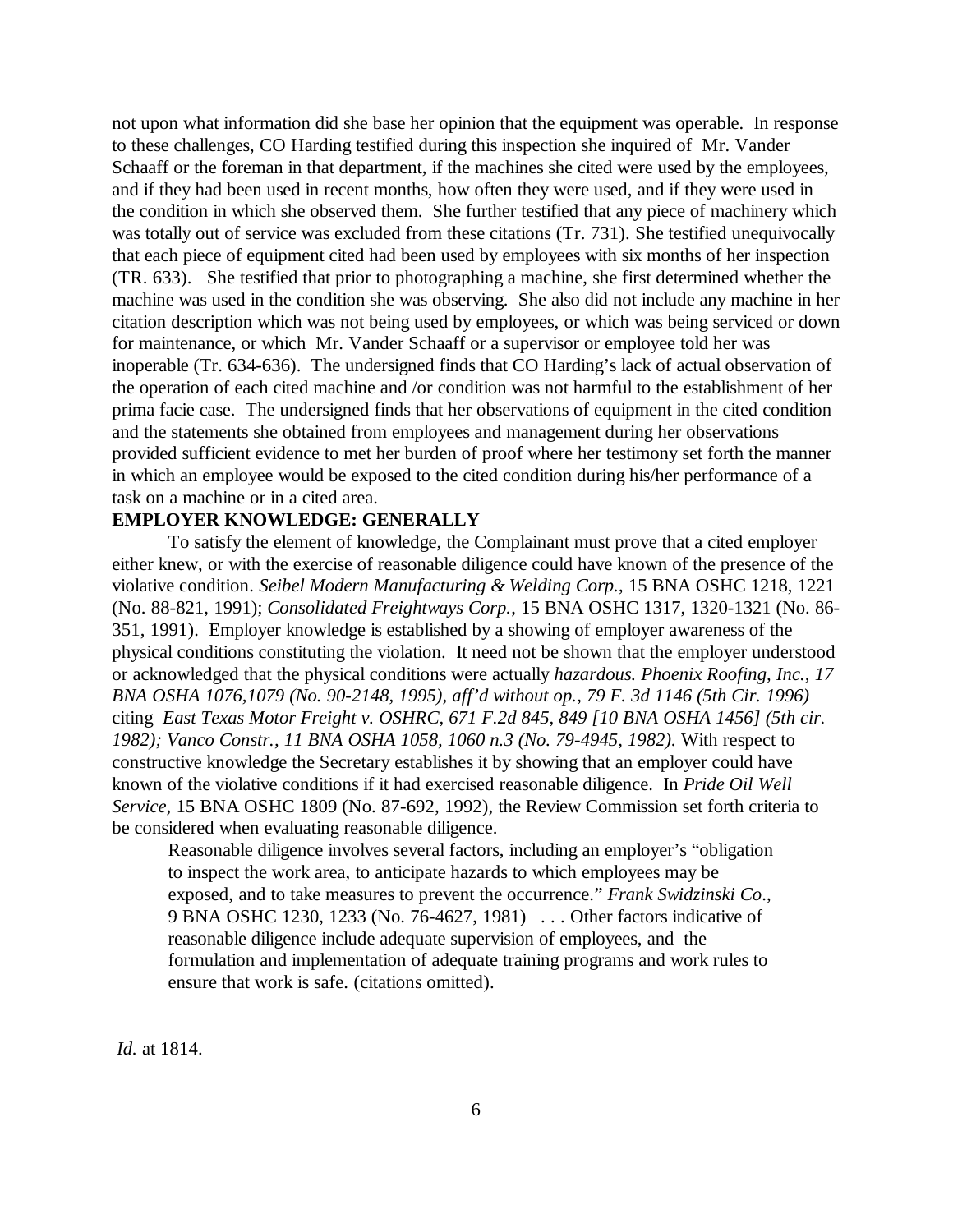not upon what information did she base her opinion that the equipment was operable. In response to these challenges, CO Harding testified during this inspection she inquired of Mr. Vander Schaaff or the foreman in that department, if the machines she cited were used by the employees, and if they had been used in recent months, how often they were used, and if they were used in the condition in which she observed them. She further testified that any piece of machinery which was totally out of service was excluded from these citations (Tr. 731). She testified unequivocally that each piece of equipment cited had been used by employees with six months of her inspection (TR. 633). She testified that prior to photographing a machine, she first determined whether the machine was used in the condition she was observing. She also did not include any machine in her citation description which was not being used by employees, or which was being serviced or down for maintenance, or which Mr. Vander Schaaff or a supervisor or employee told her was inoperable (Tr. 634-636). The undersigned finds that CO Harding's lack of actual observation of the operation of each cited machine and /or condition was not harmful to the establishment of her prima facie case. The undersigned finds that her observations of equipment in the cited condition and the statements she obtained from employees and management during her observations provided sufficient evidence to met her burden of proof where her testimony set forth the manner in which an employee would be exposed to the cited condition during his/her performance of a task on a machine or in a cited area.

**EMPLOYER KNOWLEDGE: GENERALLY**

To satisfy the element of knowledge, the Complainant must prove that a cited employer either knew, or with the exercise of reasonable diligence could have known of the presence of the violative condition. *Seibel Modern Manufacturing & Welding Corp.*, 15 BNA OSHC 1218, 1221 (No. 88-821, 1991); *Consolidated Freightways Corp.*, 15 BNA OSHC 1317, 1320-1321 (No. 86-351, 1991). Employer knowledge is established by a showing of employer awareness of the physical conditions constituting the violation. It need not be shown that the employer understood or acknowledged that the physical conditions were actually *hazardous. Phoenix Roofing, Inc., 17 BNA OSHA 1076,1079 (No. 90-2148, 1995), aff'd without op., 79 F. 3d 1146 (5th Cir. 1996)* citing *East Texas Motor Freight v. OSHRC, 671 F.2d 845, 849 [10 BNA OSHA 1456] (5th cir. 1982); Vanco Constr., 11 BNA OSHA 1058, 1060 n.3 (No. 79-4945, 1982).* With respect to constructive knowledge the Secretary establishes it by showing that an employer could have known of the violative conditions if it had exercised reasonable diligence. In *Pride Oil Well Service*, 15 BNA OSHC 1809 (No. 87-692, 1992), the Review Commission set forth criteria to be considered when evaluating reasonable diligence.

> Reasonable diligence involves several factors, including an employer's "obligation to inspect the work area, to anticipate hazards to which employees may be exposed, and to take measures to prevent the occurrence." *Frank Swidzinski Co.*, 9 BNA OSHC 1230, 1233 (No. 76-4627, 1981) . . . Other factors indicative of reasonable diligence include adequate supervision of employees, and the formulation and implementation of adequate training programs and work rules to ensure that work is safe. (citations omitted).

*Id.* at 1814.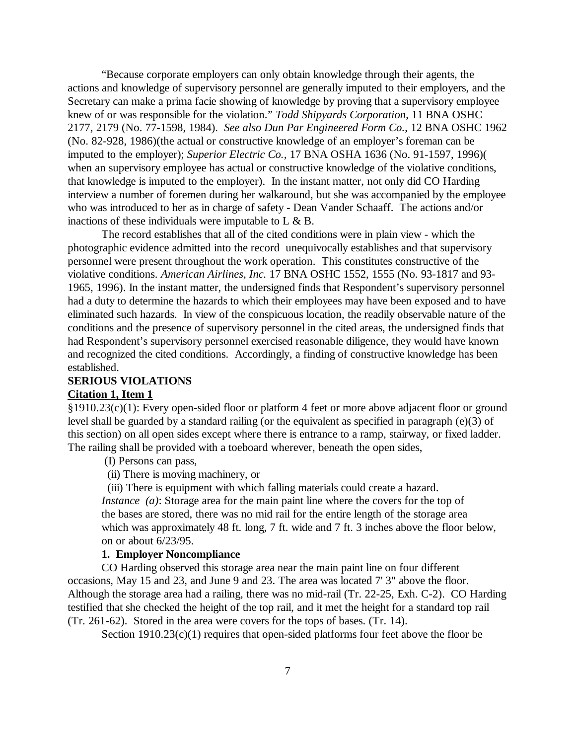"Because corporate employers can only obtain knowledge through their agents, the actions and knowledge of supervisory personnel are generally imputed to their employers, and the Secretary can make a prima facie showing of knowledge by proving that a supervisory employee knew of or was responsible for the violation." *Todd Shipyards Corporation*, 11 BNA OSHC 2177, 2179 (No. 77-1598, 1984). *See also Dun Par Engineered Form Co.*, 12 BNA OSHC 1962 (No. 82-928, 1986)(the actual or constructive knowledge of an employer's foreman can be imputed to the employer); *Superior Electric Co.*, 17 BNA OSHA 1636 (No. 91-1597, 1996)( when an supervisory employee has actual or constructive knowledge of the violative conditions, that knowledge is imputed to the employer). In the instant matter, not only did CO Harding interview a number of foremen during her walkaround, but she was accompanied by the employee who was introduced to her as in charge of safety - Dean Vander Schaaff. The actions and/or inactions of these individuals were imputable to L & B.

The record establishes that all of the cited conditions were in plain view - which the photographic evidence admitted into the record unequivocally establishes and that supervisory personnel were present throughout the work operation. This constitutes constructive of the violative conditions. *American Airlines, Inc.* 17 BNA OSHC 1552, 1555 (No. 93-1817 and 93-1965, 1996). In the instant matter, the undersigned finds that Respondent's supervisory personnel had a duty to determine the hazards to which their employees may have been exposed and to have eliminated such hazards. In view of the conspicuous location, the readily observable nature of the conditions and the presence of supervisory personnel in the cited areas, the undersigned finds that had Respondent's supervisory personnel exercised reasonable diligence, they would have known and recognized the cited conditions. Accordingly, a finding of constructive knowledge has been established.

**SERIOUS VIOLATIONS**

**Citation 1, Item 1**

§1910.23(c)(1): Every open-sided floor or platform 4 feet or more above adjacent floor or ground level shall be guarded by a standard railing (or the equivalent as specified in paragraph (e)(3) of this section) on all open sides except where there is entrance to a ramp, stairway, or fixed ladder. The railing shall be provided with a toeboard wherever, beneath the open sides,

(I) Persons can pass,

(ii) There is moving machinery, or

(iii) There is equipment with which falling materials could create a hazard.

*Instance (a)*: Storage area for the main paint line where the covers for the top of the bases are stored, there was no mid rail for the entire length of the storage area which was approximately 48 ft. long, 7 ft. wide and 7 ft. 3 inches above the floor below, on or about 6/23/95.

**1. Employer Noncompliance**

CO Harding observed this storage area near the main paint line on four different occasions, May 15 and 23, and June 9 and 23. The area was located 7' 3" above the floor. Although the storage area had a railing, there was no mid-rail (Tr. 22-25, Exh. C-2). CO Harding testified that she checked the height of the top rail, and it met the height for a standard top rail (Tr. 261-62). Stored in the area were covers for the tops of bases. (Tr. 14).

Section 1910.23(c)(1) requires that open-sided platforms four feet above the floor be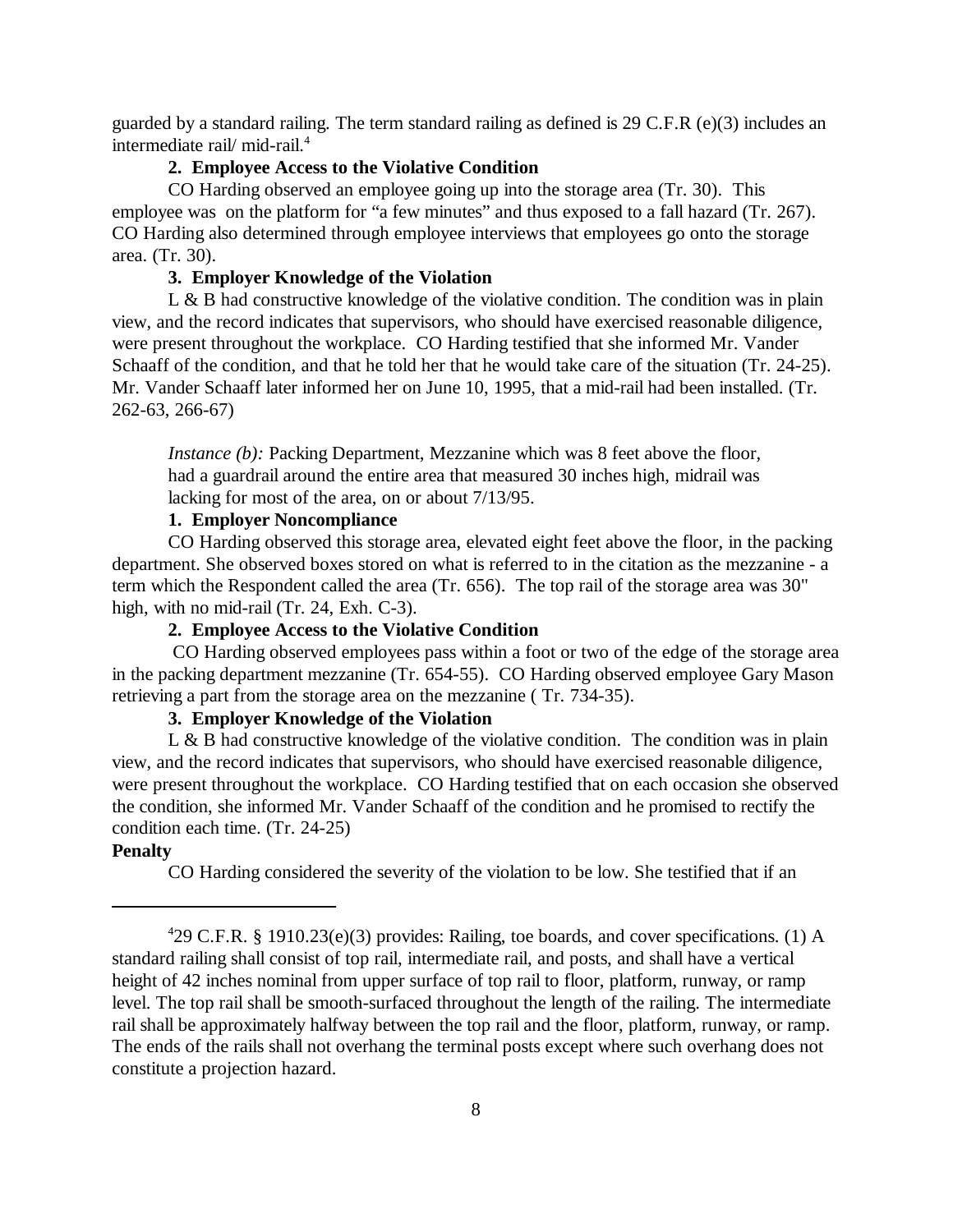guarded by a standard railing. The term standard railing as defined is 29 C.F.R (e)(3) includes an intermediate rail/ mid-rail.[4]

**2. Employee Access to the Violative Condition**

CO Harding observed an employee going up into the storage area (Tr. 30). This employee was on the platform for "a few minutes" and thus exposed to a fall hazard (Tr. 267). CO Harding also determined through employee interviews that employees go onto the storage area. (Tr. 30).

**3. Employer Knowledge of the Violation**

L & B had constructive knowledge of the violative condition. The condition was in plain view, and the record indicates that supervisors, who should have exercised reasonable diligence, were present throughout the workplace. CO Harding testified that she informed Mr. Vander Schaaff of the condition, and that he told her that he would take care of the situation (Tr. 24-25). Mr. Vander Schaaff later informed her on June 10, 1995, that a mid-rail had been installed. (Tr. 262-63, 266-67)

> *Instance (b):* Packing Department, Mezzanine which was 8 feet above the floor, had a guardrail around the entire area that measured 30 inches high, midrail was lacking for most of the area, on or about 7/13/95.

**1. Employer Noncompliance**

CO Harding observed this storage area, elevated eight feet above the floor, in the packing department. She observed boxes stored on what is referred to in the citation as the mezzanine - a term which the Respondent called the area (Tr. 656). The top rail of the storage area was 30" high, with no mid-rail (Tr. 24, Exh. C-3).

**2. Employee Access to the Violative Condition**

CO Harding observed employees pass within a foot or two of the edge of the storage area in the packing department mezzanine (Tr. 654-55). CO Harding observed employee Gary Mason retrieving a part from the storage area on the mezzanine ( Tr. 734-35).

**3. Employer Knowledge of the Violation**

L & B had constructive knowledge of the violative condition. The condition was in plain view, and the record indicates that supervisors, who should have exercised reasonable diligence, were present throughout the workplace. CO Harding testified that on each occasion she observed the condition, she informed Mr. Vander Schaaff of the condition and he promised to rectify the condition each time. (Tr. 24-25)

**Penalty**

CO Harding considered the severity of the violation to be low. She testified that if an

---

[4] 29 C.F.R. § 1910.23(e)(3) provides: Railing, toe boards, and cover specifications. (1) A standard railing shall consist of top rail, intermediate rail, and posts, and shall have a vertical height of 42 inches nominal from upper surface of top rail to floor, platform, runway, or ramp level. The top rail shall be smooth-surfaced throughout the length of the railing. The intermediate rail shall be approximately halfway between the top rail and the floor, platform, runway, or ramp. The ends of the rails shall not overhang the terminal posts except where such overhang does not constitute a projection hazard.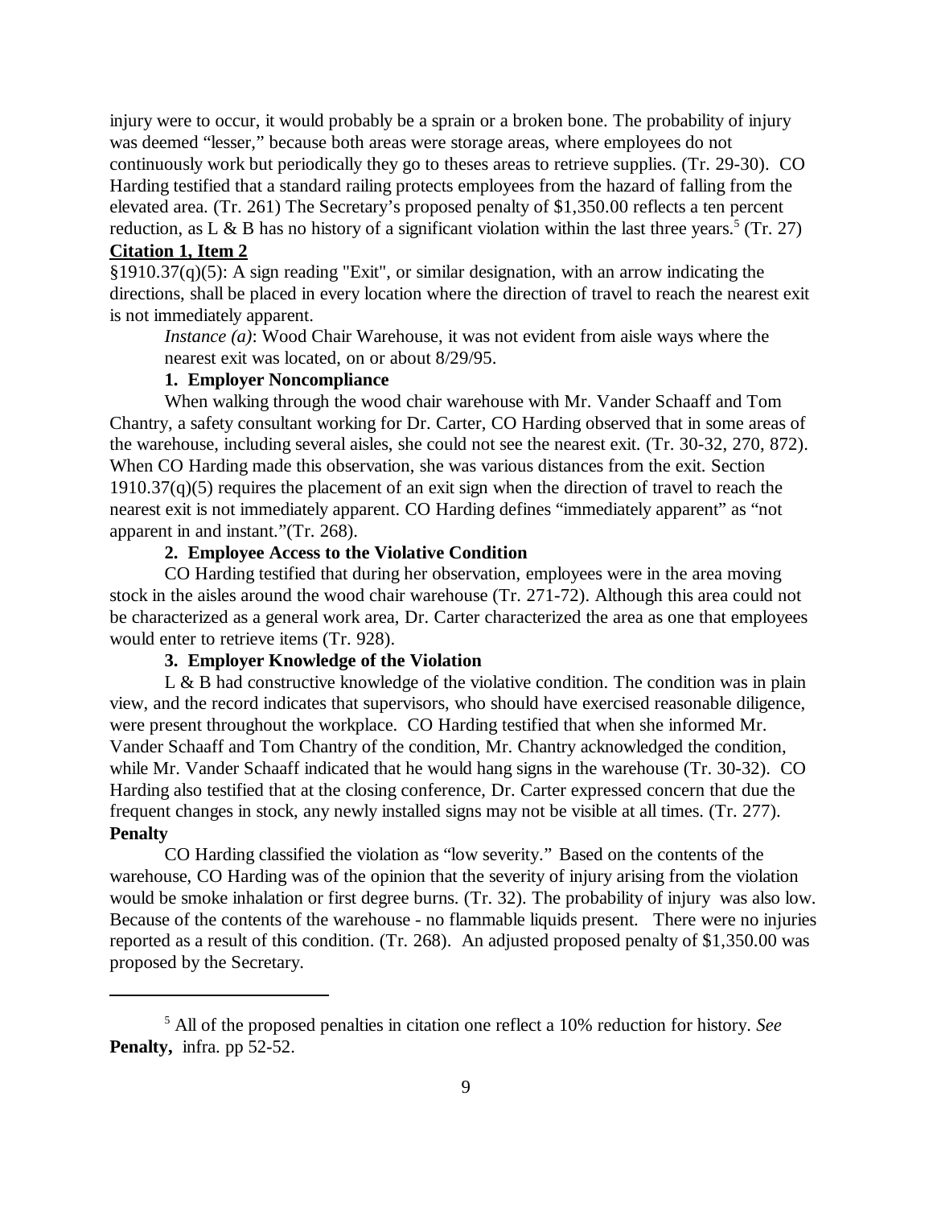injury were to occur, it would probably be a sprain or a broken bone. The probability of injury was deemed "lesser," because both areas were storage areas, where employees do not continuously work but periodically they go to theses areas to retrieve supplies. (Tr. 29-30). CO Harding testified that a standard railing protects employees from the hazard of falling from the elevated area. (Tr. 261) The Secretary's proposed penalty of $1,350.00 reflects a ten percent reduction, as L & B has no history of a significant violation within the last three years.[5] (Tr. 27)

**Citation 1, Item 2**

§1910.37(q)(5): A sign reading "Exit", or similar designation, with an arrow indicating the directions, shall be placed in every location where the direction of travel to reach the nearest exit is not immediately apparent.

> *Instance (a)*: Wood Chair Warehouse, it was not evident from aisle ways where the nearest exit was located, on or about 8/29/95.

**1. Employer Noncompliance**

When walking through the wood chair warehouse with Mr. Vander Schaaff and Tom Chantry, a safety consultant working for Dr. Carter, CO Harding observed that in some areas of the warehouse, including several aisles, she could not see the nearest exit. (Tr. 30-32, 270, 872). When CO Harding made this observation, she was various distances from the exit. Section 1910.37(q)(5) requires the placement of an exit sign when the direction of travel to reach the nearest exit is not immediately apparent. CO Harding defines "immediately apparent" as "not apparent in and instant."(Tr. 268).

**2. Employee Access to the Violative Condition**

CO Harding testified that during her observation, employees were in the area moving stock in the aisles around the wood chair warehouse (Tr. 271-72). Although this area could not be characterized as a general work area, Dr. Carter characterized the area as one that employees would enter to retrieve items (Tr. 928).

**3. Employer Knowledge of the Violation**

L & B had constructive knowledge of the violative condition. The condition was in plain view, and the record indicates that supervisors, who should have exercised reasonable diligence, were present throughout the workplace. CO Harding testified that when she informed Mr. Vander Schaaff and Tom Chantry of the condition, Mr. Chantry acknowledged the condition, while Mr. Vander Schaaff indicated that he would hang signs in the warehouse (Tr. 30-32). CO Harding also testified that at the closing conference, Dr. Carter expressed concern that due the frequent changes in stock, any newly installed signs may not be visible at all times. (Tr. 277).

**Penalty**

CO Harding classified the violation as "low severity." Based on the contents of the warehouse, CO Harding was of the opinion that the severity of injury arising from the violation would be smoke inhalation or first degree burns. (Tr. 32). The probability of injury was also low. Because of the contents of the warehouse - no flammable liquids present. There were no injuries reported as a result of this condition. (Tr. 268). An adjusted proposed penalty of $1,350.00 was proposed by the Secretary.

---

[5] All of the proposed penalties in citation one reflect a 10% reduction for history. *See* **Penalty,** infra. pp 52-52.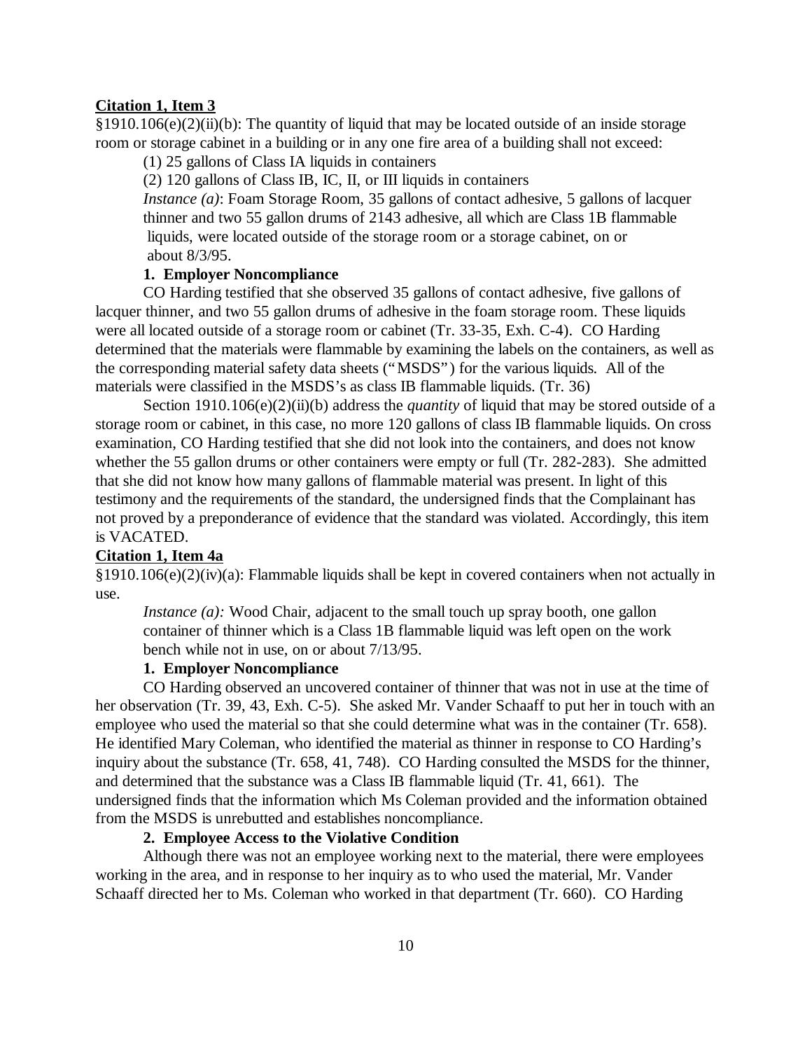**Citation 1, Item 3**

§1910.106(e)(2)(ii)(b): The quantity of liquid that may be located outside of an inside storage room or storage cabinet in a building or in any one fire area of a building shall not exceed:

(1) 25 gallons of Class IA liquids in containers

(2) 120 gallons of Class IB, IC, II, or III liquids in containers

*Instance (a)*: Foam Storage Room, 35 gallons of contact adhesive, 5 gallons of lacquer thinner and two 55 gallon drums of 2143 adhesive, all which are Class 1B flammable liquids, were located outside of the storage room or a storage cabinet, on or about 8/3/95.

**1. Employer Noncompliance**

CO Harding testified that she observed 35 gallons of contact adhesive, five gallons of lacquer thinner, and two 55 gallon drums of adhesive in the foam storage room. These liquids were all located outside of a storage room or cabinet (Tr. 33-35, Exh. C-4). CO Harding determined that the materials were flammable by examining the labels on the containers, as well as the corresponding material safety data sheets ("MSDS") for the various liquids. All of the materials were classified in the MSDS's as class IB flammable liquids. (Tr. 36)

Section 1910.106(e)(2)(ii)(b) address the *quantity* of liquid that may be stored outside of a storage room or cabinet, in this case, no more 120 gallons of class IB flammable liquids. On cross examination, CO Harding testified that she did not look into the containers, and does not know whether the 55 gallon drums or other containers were empty or full (Tr. 282-283). She admitted that she did not know how many gallons of flammable material was present. In light of this testimony and the requirements of the standard, the undersigned finds that the Complainant has not proved by a preponderance of evidence that the standard was violated. Accordingly, this item is VACATED.

**Citation 1, Item 4a**

§1910.106(e)(2)(iv)(a): Flammable liquids shall be kept in covered containers when not actually in use.

*Instance (a):* Wood Chair, adjacent to the small touch up spray booth, one gallon container of thinner which is a Class 1B flammable liquid was left open on the work bench while not in use, on or about 7/13/95.

**1. Employer Noncompliance**

CO Harding observed an uncovered container of thinner that was not in use at the time of her observation (Tr. 39, 43, Exh. C-5). She asked Mr. Vander Schaaff to put her in touch with an employee who used the material so that she could determine what was in the container (Tr. 658). He identified Mary Coleman, who identified the material as thinner in response to CO Harding's inquiry about the substance (Tr. 658, 41, 748). CO Harding consulted the MSDS for the thinner, and determined that the substance was a Class IB flammable liquid (Tr. 41, 661). The undersigned finds that the information which Ms Coleman provided and the information obtained from the MSDS is unrebutted and establishes noncompliance.

**2. Employee Access to the Violative Condition**

Although there was not an employee working next to the material, there were employees working in the area, and in response to her inquiry as to who used the material, Mr. Vander Schaaff directed her to Ms. Coleman who worked in that department (Tr. 660). CO Harding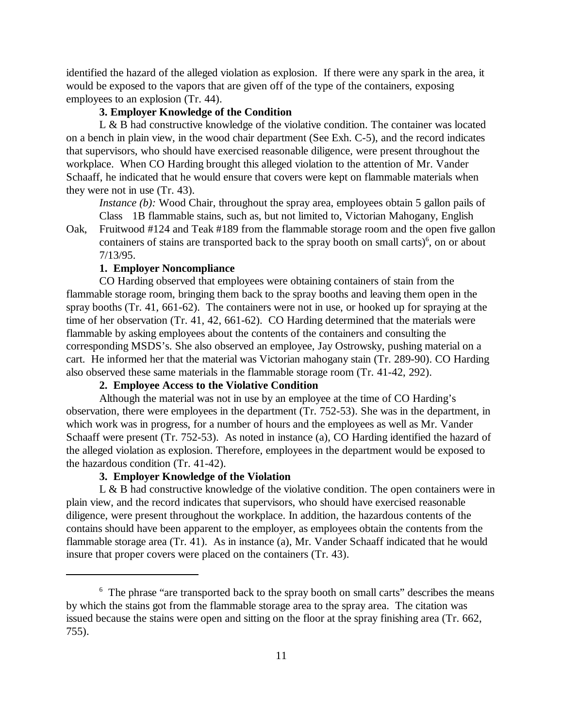identified the hazard of the alleged violation as explosion. If there were any spark in the area, it would be exposed to the vapors that are given off of the type of the containers, exposing employees to an explosion (Tr. 44).

**3. Employer Knowledge of the Condition**

L & B had constructive knowledge of the violative condition. The container was located on a bench in plain view, in the wood chair department (See Exh. C-5), and the record indicates that supervisors, who should have exercised reasonable diligence, were present throughout the workplace. When CO Harding brought this alleged violation to the attention of Mr. Vander Schaaff, he indicated that he would ensure that covers were kept on flammable materials when they were not in use (Tr. 43).

*Instance (b):* Wood Chair, throughout the spray area, employees obtain 5 gallon pails of Class 1B flammable stains, such as, but not limited to, Victorian Mahogany, English Oak, Fruitwood #124 and Teak #189 from the flammable storage room and the open five gallon containers of stains are transported back to the spray booth on small carts)[6], on or about 7/13/95.

**1. Employer Noncompliance**

CO Harding observed that employees were obtaining containers of stain from the flammable storage room, bringing them back to the spray booths and leaving them open in the spray booths (Tr. 41, 661-62). The containers were not in use, or hooked up for spraying at the time of her observation (Tr. 41, 42, 661-62). CO Harding determined that the materials were flammable by asking employees about the contents of the containers and consulting the corresponding MSDS's. She also observed an employee, Jay Ostrowsky, pushing material on a cart. He informed her that the material was Victorian mahogany stain (Tr. 289-90). CO Harding also observed these same materials in the flammable storage room (Tr. 41-42, 292).

**2. Employee Access to the Violative Condition**

Although the material was not in use by an employee at the time of CO Harding's observation, there were employees in the department (Tr. 752-53). She was in the department, in which work was in progress, for a number of hours and the employees as well as Mr. Vander Schaaff were present (Tr. 752-53). As noted in instance (a), CO Harding identified the hazard of the alleged violation as explosion. Therefore, employees in the department would be exposed to the hazardous condition (Tr. 41-42).

**3. Employer Knowledge of the Violation**

L & B had constructive knowledge of the violative condition. The open containers were in plain view, and the record indicates that supervisors, who should have exercised reasonable diligence, were present throughout the workplace. In addition, the hazardous contents of the contains should have been apparent to the employer, as employees obtain the contents from the flammable storage area (Tr. 41). As in instance (a), Mr. Vander Schaaff indicated that he would insure that proper covers were placed on the containers (Tr. 43).

---

[6] The phrase "are transported back to the spray booth on small carts" describes the means by which the stains got from the flammable storage area to the spray area. The citation was issued because the stains were open and sitting on the floor at the spray finishing area (Tr. 662, 755).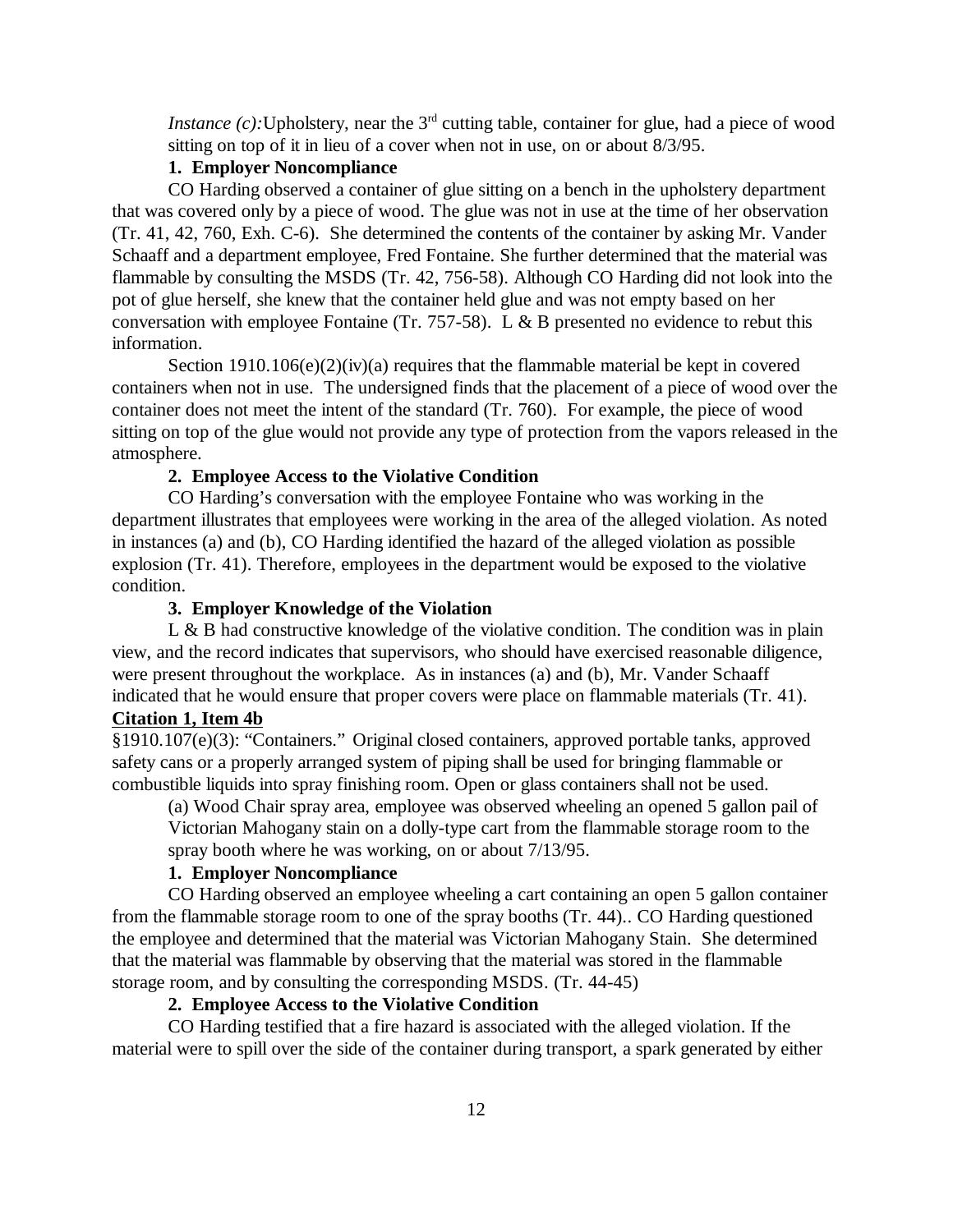*Instance (c):* Upholstery, near the 3rd cutting table, container for glue, had a piece of wood sitting on top of it in lieu of a cover when not in use, on or about 8/3/95.

**1. Employer Noncompliance**

CO Harding observed a container of glue sitting on a bench in the upholstery department that was covered only by a piece of wood. The glue was not in use at the time of her observation (Tr. 41, 42, 760, Exh. C-6). She determined the contents of the container by asking Mr. Vander Schaaff and a department employee, Fred Fontaine. She further determined that the material was flammable by consulting the MSDS (Tr. 42, 756-58). Although CO Harding did not look into the pot of glue herself, she knew that the container held glue and was not empty based on her conversation with employee Fontaine (Tr. 757-58). L & B presented no evidence to rebut this information.

Section 1910.106(e)(2)(iv)(a) requires that the flammable material be kept in covered containers when not in use. The undersigned finds that the placement of a piece of wood over the container does not meet the intent of the standard (Tr. 760). For example, the piece of wood sitting on top of the glue would not provide any type of protection from the vapors released in the atmosphere.

**2. Employee Access to the Violative Condition**

CO Harding's conversation with the employee Fontaine who was working in the department illustrates that employees were working in the area of the alleged violation. As noted in instances (a) and (b), CO Harding identified the hazard of the alleged violation as possible explosion (Tr. 41). Therefore, employees in the department would be exposed to the violative condition.

**3. Employer Knowledge of the Violation**

L & B had constructive knowledge of the violative condition. The condition was in plain view, and the record indicates that supervisors, who should have exercised reasonable diligence, were present throughout the workplace. As in instances (a) and (b), Mr. Vander Schaaff indicated that he would ensure that proper covers were place on flammable materials (Tr. 41).

**Citation 1, Item 4b**

§1910.107(e)(3): "Containers." Original closed containers, approved portable tanks, approved safety cans or a properly arranged system of piping shall be used for bringing flammable or combustible liquids into spray finishing room. Open or glass containers shall not be used.

(a) Wood Chair spray area, employee was observed wheeling an opened 5 gallon pail of Victorian Mahogany stain on a dolly-type cart from the flammable storage room to the spray booth where he was working, on or about 7/13/95.

**1. Employer Noncompliance**

CO Harding observed an employee wheeling a cart containing an open 5 gallon container from the flammable storage room to one of the spray booths (Tr. 44).. CO Harding questioned the employee and determined that the material was Victorian Mahogany Stain. She determined that the material was flammable by observing that the material was stored in the flammable storage room, and by consulting the corresponding MSDS. (Tr. 44-45)

**2. Employee Access to the Violative Condition**

CO Harding testified that a fire hazard is associated with the alleged violation. If the material were to spill over the side of the container during transport, a spark generated by either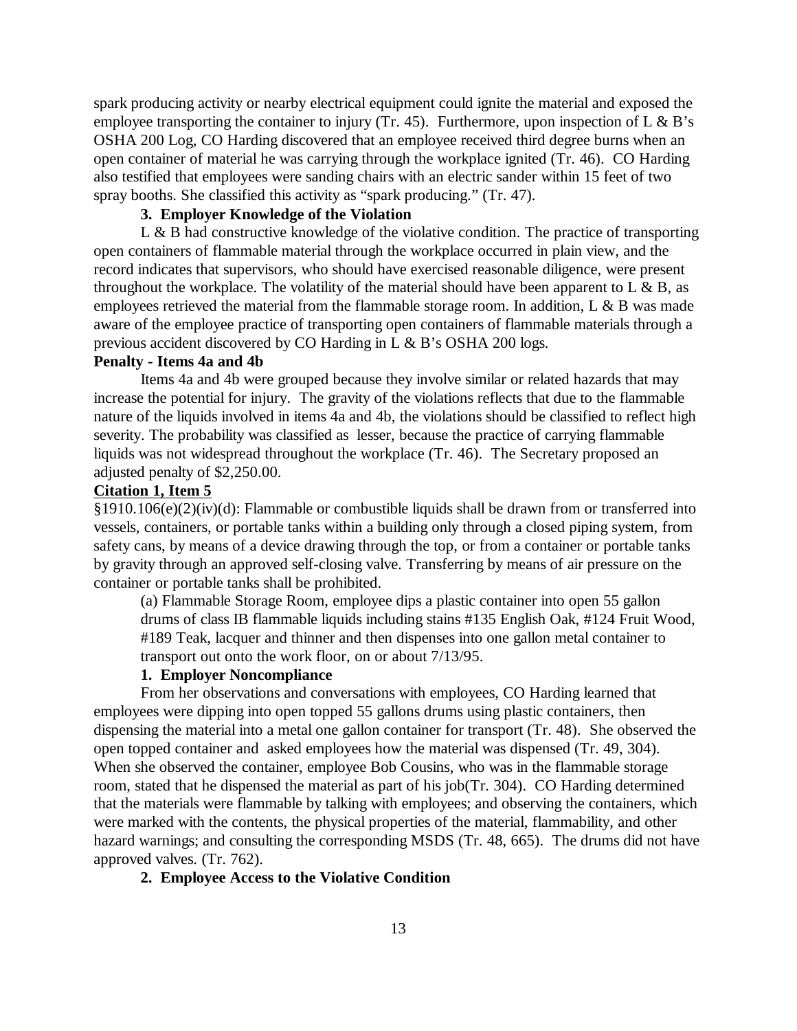spark producing activity or nearby electrical equipment could ignite the material and exposed the employee transporting the container to injury (Tr. 45). Furthermore, upon inspection of L & B's OSHA 200 Log, CO Harding discovered that an employee received third degree burns when an open container of material he was carrying through the workplace ignited (Tr. 46). CO Harding also testified that employees were sanding chairs with an electric sander within 15 feet of two spray booths. She classified this activity as "spark producing." (Tr. 47).

**3. Employer Knowledge of the Violation**

L & B had constructive knowledge of the violative condition. The practice of transporting open containers of flammable material through the workplace occurred in plain view, and the record indicates that supervisors, who should have exercised reasonable diligence, were present throughout the workplace. The volatility of the material should have been apparent to L & B, as employees retrieved the material from the flammable storage room. In addition, L & B was made aware of the employee practice of transporting open containers of flammable materials through a previous accident discovered by CO Harding in L & B's OSHA 200 logs.

**Penalty - Items 4a and 4b**

Items 4a and 4b were grouped because they involve similar or related hazards that may increase the potential for injury. The gravity of the violations reflects that due to the flammable nature of the liquids involved in items 4a and 4b, the violations should be classified to reflect high severity. The probability was classified as lesser, because the practice of carrying flammable liquids was not widespread throughout the workplace (Tr. 46). The Secretary proposed an adjusted penalty of $2,250.00.

**Citation 1, Item 5**

§1910.106(e)(2)(iv)(d): Flammable or combustible liquids shall be drawn from or transferred into vessels, containers, or portable tanks within a building only through a closed piping system, from safety cans, by means of a device drawing through the top, or from a container or portable tanks by gravity through an approved self-closing valve. Transferring by means of air pressure on the container or portable tanks shall be prohibited.

> (a) Flammable Storage Room, employee dips a plastic container into open 55 gallon drums of class IB flammable liquids including stains #135 English Oak, #124 Fruit Wood, #189 Teak, lacquer and thinner and then dispenses into one gallon metal container to transport out onto the work floor, on or about 7/13/95.

**1. Employer Noncompliance**

From her observations and conversations with employees, CO Harding learned that employees were dipping into open topped 55 gallons drums using plastic containers, then dispensing the material into a metal one gallon container for transport (Tr. 48). She observed the open topped container and asked employees how the material was dispensed (Tr. 49, 304). When she observed the container, employee Bob Cousins, who was in the flammable storage room, stated that he dispensed the material as part of his job(Tr. 304). CO Harding determined that the materials were flammable by talking with employees; and observing the containers, which were marked with the contents, the physical properties of the material, flammability, and other hazard warnings; and consulting the corresponding MSDS (Tr. 48, 665). The drums did not have approved valves. (Tr. 762).

**2. Employee Access to the Violative Condition**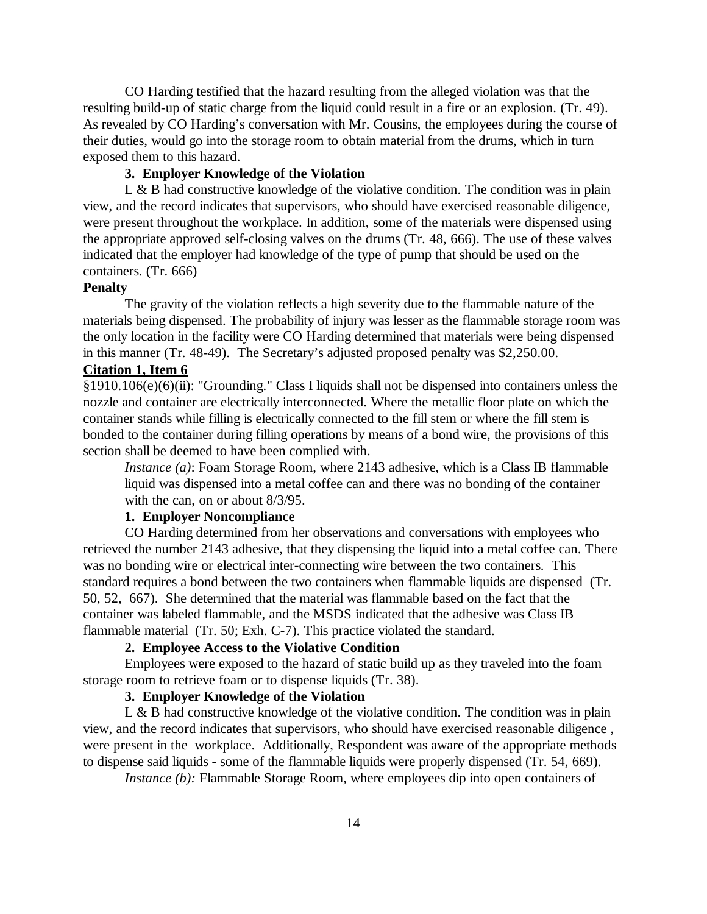CO Harding testified that the hazard resulting from the alleged violation was that the resulting build-up of static charge from the liquid could result in a fire or an explosion. (Tr. 49). As revealed by CO Harding's conversation with Mr. Cousins, the employees during the course of their duties, would go into the storage room to obtain material from the drums, which in turn exposed them to this hazard.

**3. Employer Knowledge of the Violation**

L & B had constructive knowledge of the violative condition. The condition was in plain view, and the record indicates that supervisors, who should have exercised reasonable diligence, were present throughout the workplace. In addition, some of the materials were dispensed using the appropriate approved self-closing valves on the drums (Tr. 48, 666). The use of these valves indicated that the employer had knowledge of the type of pump that should be used on the containers. (Tr. 666)

**Penalty**

The gravity of the violation reflects a high severity due to the flammable nature of the materials being dispensed. The probability of injury was lesser as the flammable storage room was the only location in the facility were CO Harding determined that materials were being dispensed in this manner (Tr. 48-49). The Secretary's adjusted proposed penalty was $2,250.00.

**Citation 1, Item 6**

§1910.106(e)(6)(ii): "Grounding." Class I liquids shall not be dispensed into containers unless the nozzle and container are electrically interconnected. Where the metallic floor plate on which the container stands while filling is electrically connected to the fill stem or where the fill stem is bonded to the container during filling operations by means of a bond wire, the provisions of this section shall be deemed to have been complied with.

*Instance (a)*: Foam Storage Room, where 2143 adhesive, which is a Class IB flammable liquid was dispensed into a metal coffee can and there was no bonding of the container with the can, on or about 8/3/95.

**1. Employer Noncompliance**

CO Harding determined from her observations and conversations with employees who retrieved the number 2143 adhesive, that they dispensing the liquid into a metal coffee can. There was no bonding wire or electrical inter-connecting wire between the two containers. This standard requires a bond between the two containers when flammable liquids are dispensed (Tr. 50, 52, 667). She determined that the material was flammable based on the fact that the container was labeled flammable, and the MSDS indicated that the adhesive was Class IB flammable material (Tr. 50; Exh. C-7). This practice violated the standard.

**2. Employee Access to the Violative Condition**

Employees were exposed to the hazard of static build up as they traveled into the foam storage room to retrieve foam or to dispense liquids (Tr. 38).

**3. Employer Knowledge of the Violation**

L & B had constructive knowledge of the violative condition. The condition was in plain view, and the record indicates that supervisors, who should have exercised reasonable diligence , were present in the workplace. Additionally, Respondent was aware of the appropriate methods to dispense said liquids - some of the flammable liquids were properly dispensed (Tr. 54, 669).

*Instance (b):* Flammable Storage Room, where employees dip into open containers of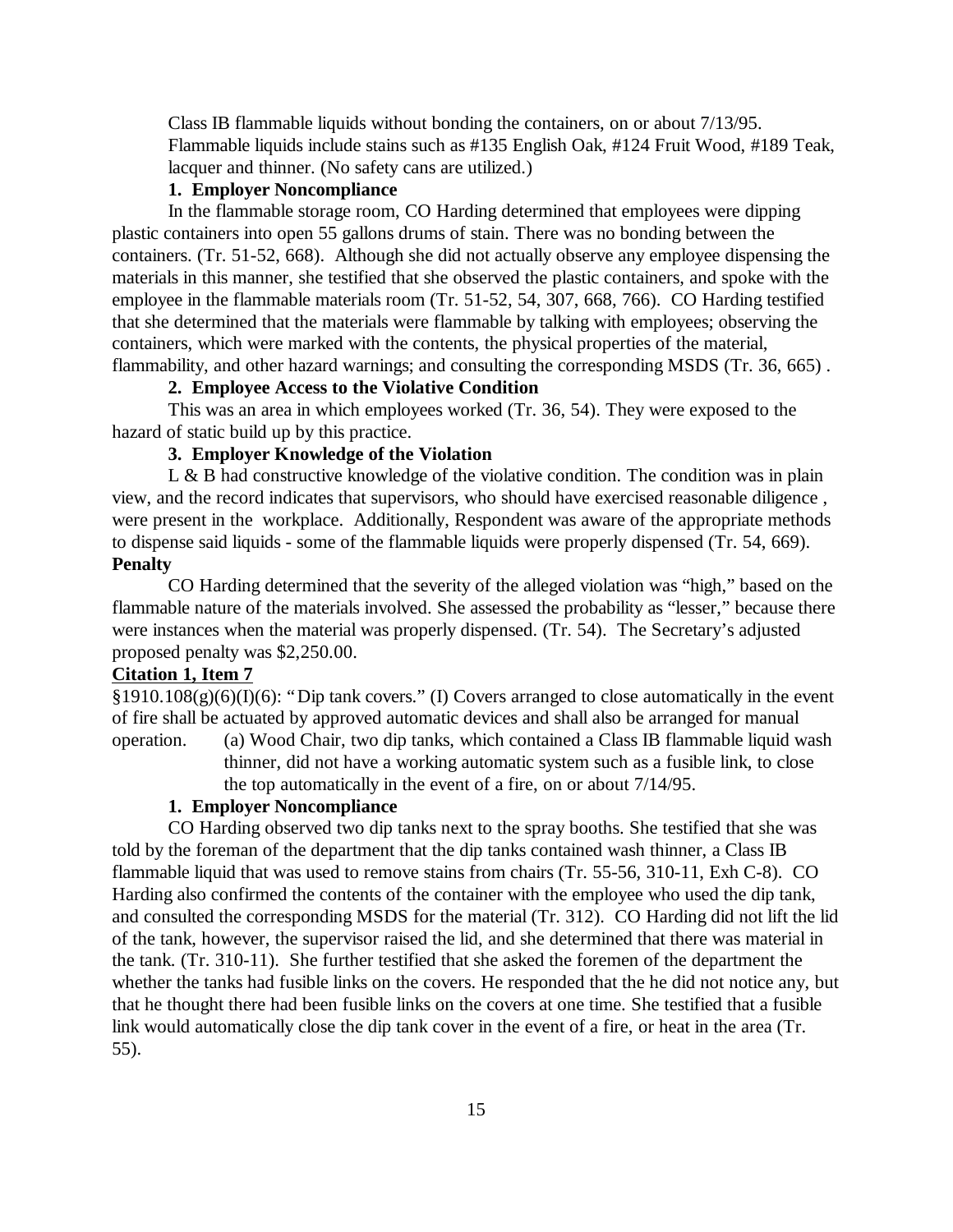Class IB flammable liquids without bonding the containers, on or about 7/13/95. Flammable liquids include stains such as #135 English Oak, #124 Fruit Wood, #189 Teak, lacquer and thinner. (No safety cans are utilized.)

**1. Employer Noncompliance**

In the flammable storage room, CO Harding determined that employees were dipping plastic containers into open 55 gallons drums of stain. There was no bonding between the containers. (Tr. 51-52, 668). Although she did not actually observe any employee dispensing the materials in this manner, she testified that she observed the plastic containers, and spoke with the employee in the flammable materials room (Tr. 51-52, 54, 307, 668, 766). CO Harding testified that she determined that the materials were flammable by talking with employees; observing the containers, which were marked with the contents, the physical properties of the material, flammability, and other hazard warnings; and consulting the corresponding MSDS (Tr. 36, 665) .

**2. Employee Access to the Violative Condition**

This was an area in which employees worked (Tr. 36, 54). They were exposed to the hazard of static build up by this practice.

**3. Employer Knowledge of the Violation**

L & B had constructive knowledge of the violative condition. The condition was in plain view, and the record indicates that supervisors, who should have exercised reasonable diligence , were present in the workplace. Additionally, Respondent was aware of the appropriate methods to dispense said liquids - some of the flammable liquids were properly dispensed (Tr. 54, 669).

**Penalty**

CO Harding determined that the severity of the alleged violation was "high," based on the flammable nature of the materials involved. She assessed the probability as "lesser," because there were instances when the material was properly dispensed. (Tr. 54). The Secretary's adjusted proposed penalty was $2,250.00.

**Citation 1, Item 7**

§1910.108(g)(6)(I)(6): "Dip tank covers." (I) Covers arranged to close automatically in the event of fire shall be actuated by approved automatic devices and shall also be arranged for manual operation.

(a) Wood Chair, two dip tanks, which contained a Class IB flammable liquid wash thinner, did not have a working automatic system such as a fusible link, to close the top automatically in the event of a fire, on or about 7/14/95.

**1. Employer Noncompliance**

CO Harding observed two dip tanks next to the spray booths. She testified that she was told by the foreman of the department that the dip tanks contained wash thinner, a Class IB flammable liquid that was used to remove stains from chairs (Tr. 55-56, 310-11, Exh C-8). CO Harding also confirmed the contents of the container with the employee who used the dip tank, and consulted the corresponding MSDS for the material (Tr. 312). CO Harding did not lift the lid of the tank, however, the supervisor raised the lid, and she determined that there was material in the tank. (Tr. 310-11). She further testified that she asked the foremen of the department the whether the tanks had fusible links on the covers. He responded that the he did not notice any, but that he thought there had been fusible links on the covers at one time. She testified that a fusible link would automatically close the dip tank cover in the event of a fire, or heat in the area (Tr. 55).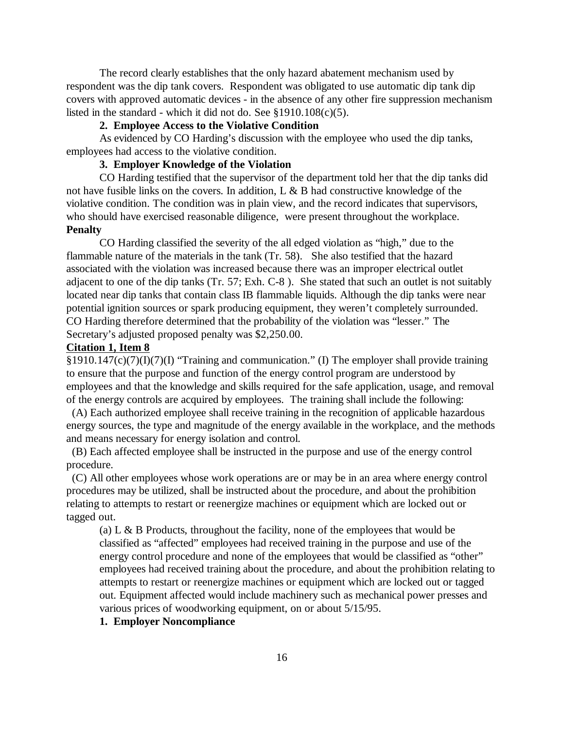The record clearly establishes that the only hazard abatement mechanism used by respondent was the dip tank covers. Respondent was obligated to use automatic dip tank dip covers with approved automatic devices - in the absence of any other fire suppression mechanism listed in the standard - which it did not do. See §1910.108(c)(5).

**2. Employee Access to the Violative Condition**

As evidenced by CO Harding's discussion with the employee who used the dip tanks, employees had access to the violative condition.

**3. Employer Knowledge of the Violation**

CO Harding testified that the supervisor of the department told her that the dip tanks did not have fusible links on the covers. In addition, L & B had constructive knowledge of the violative condition. The condition was in plain view, and the record indicates that supervisors, who should have exercised reasonable diligence, were present throughout the workplace.

**Penalty**

CO Harding classified the severity of the all edged violation as "high," due to the flammable nature of the materials in the tank (Tr. 58). She also testified that the hazard associated with the violation was increased because there was an improper electrical outlet adjacent to one of the dip tanks (Tr. 57; Exh. C-8 ). She stated that such an outlet is not suitably located near dip tanks that contain class IB flammable liquids. Although the dip tanks were near potential ignition sources or spark producing equipment, they weren't completely surrounded. CO Harding therefore determined that the probability of the violation was "lesser." The Secretary's adjusted proposed penalty was $2,250.00.

**Citation 1, Item 8**

§1910.147(c)(7)(I)(7)(I) "Training and communication." (I) The employer shall provide training to ensure that the purpose and function of the energy control program are understood by employees and that the knowledge and skills required for the safe application, usage, and removal of the energy controls are acquired by employees. The training shall include the following:

(A) Each authorized employee shall receive training in the recognition of applicable hazardous energy sources, the type and magnitude of the energy available in the workplace, and the methods and means necessary for energy isolation and control.

(B) Each affected employee shall be instructed in the purpose and use of the energy control procedure.

(C) All other employees whose work operations are or may be in an area where energy control procedures may be utilized, shall be instructed about the procedure, and about the prohibition relating to attempts to restart or reenergize machines or equipment which are locked out or tagged out.

> (a) L & B Products, throughout the facility, none of the employees that would be classified as "affected" employees had received training in the purpose and use of the energy control procedure and none of the employees that would be classified as "other" employees had received training about the procedure, and about the prohibition relating to attempts to restart or reenergize machines or equipment which are locked out or tagged out. Equipment affected would include machinery such as mechanical power presses and various prices of woodworking equipment, on or about 5/15/95.

**1. Employer Noncompliance**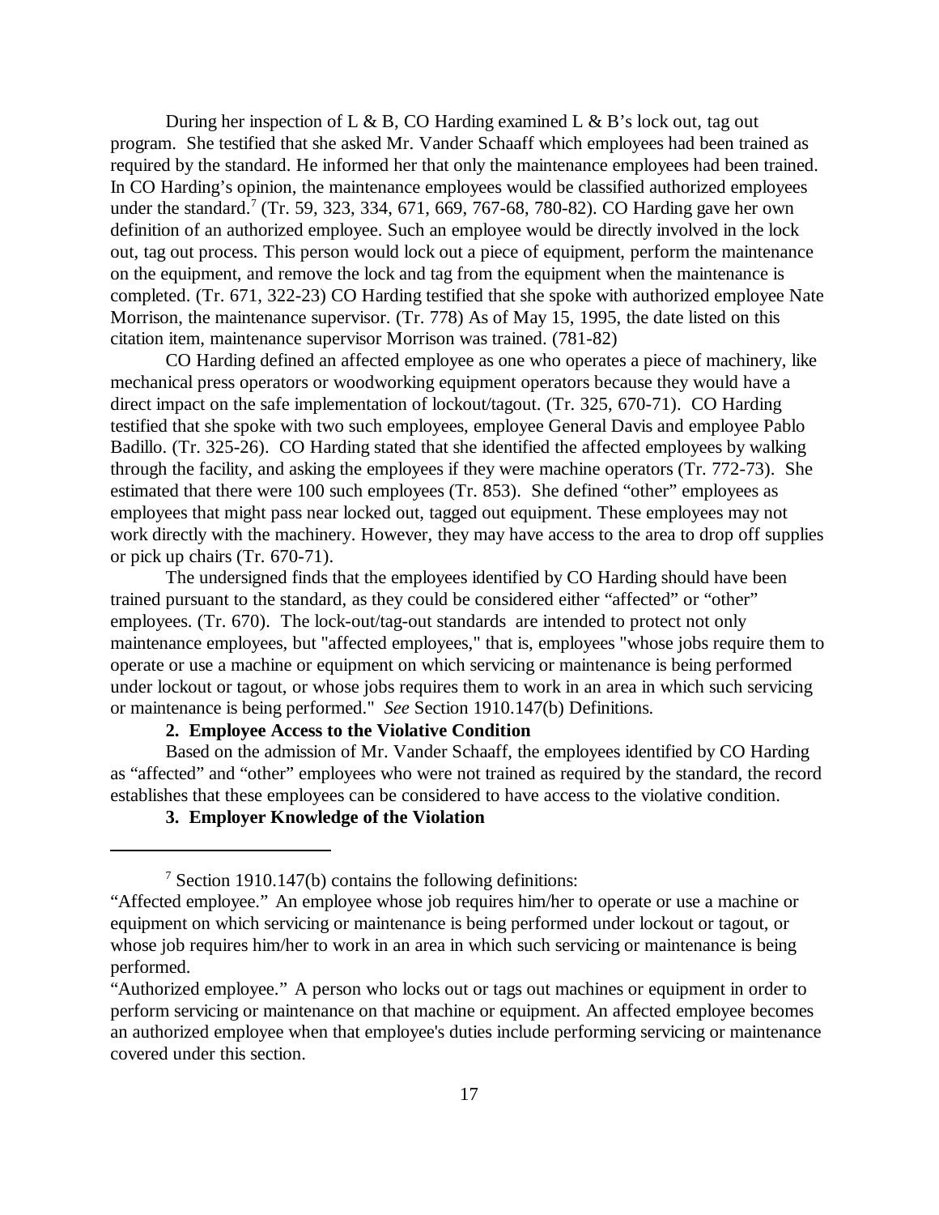During her inspection of L & B, CO Harding examined L & B's lock out, tag out program. She testified that she asked Mr. Vander Schaaff which employees had been trained as required by the standard. He informed her that only the maintenance employees had been trained. In CO Harding's opinion, the maintenance employees would be classified authorized employees under the standard.[7] (Tr. 59, 323, 334, 671, 669, 767-68, 780-82). CO Harding gave her own definition of an authorized employee. Such an employee would be directly involved in the lock out, tag out process. This person would lock out a piece of equipment, perform the maintenance on the equipment, and remove the lock and tag from the equipment when the maintenance is completed. (Tr. 671, 322-23) CO Harding testified that she spoke with authorized employee Nate Morrison, the maintenance supervisor. (Tr. 778) As of May 15, 1995, the date listed on this citation item, maintenance supervisor Morrison was trained. (781-82)

CO Harding defined an affected employee as one who operates a piece of machinery, like mechanical press operators or woodworking equipment operators because they would have a direct impact on the safe implementation of lockout/tagout. (Tr. 325, 670-71). CO Harding testified that she spoke with two such employees, employee General Davis and employee Pablo Badillo. (Tr. 325-26). CO Harding stated that she identified the affected employees by walking through the facility, and asking the employees if they were machine operators (Tr. 772-73). She estimated that there were 100 such employees (Tr. 853). She defined "other" employees as employees that might pass near locked out, tagged out equipment. These employees may not work directly with the machinery. However, they may have access to the area to drop off supplies or pick up chairs (Tr. 670-71).

The undersigned finds that the employees identified by CO Harding should have been trained pursuant to the standard, as they could be considered either "affected" or "other" employees. (Tr. 670). The lock-out/tag-out standards are intended to protect not only maintenance employees, but "affected employees," that is, employees "whose jobs require them to operate or use a machine or equipment on which servicing or maintenance is being performed under lockout or tagout, or whose jobs requires them to work in an area in which such servicing or maintenance is being performed." *See* Section 1910.147(b) Definitions.

**2. Employee Access to the Violative Condition**

Based on the admission of Mr. Vander Schaaff, the employees identified by CO Harding as "affected" and "other" employees who were not trained as required by the standard, the record establishes that these employees can be considered to have access to the violative condition.

**3. Employer Knowledge of the Violation**

---

[7] Section 1910.147(b) contains the following definitions:

"Affected employee." An employee whose job requires him/her to operate or use a machine or equipment on which servicing or maintenance is being performed under lockout or tagout, or whose job requires him/her to work in an area in which such servicing or maintenance is being performed.

"Authorized employee." A person who locks out or tags out machines or equipment in order to perform servicing or maintenance on that machine or equipment. An affected employee becomes an authorized employee when that employee's duties include performing servicing or maintenance covered under this section.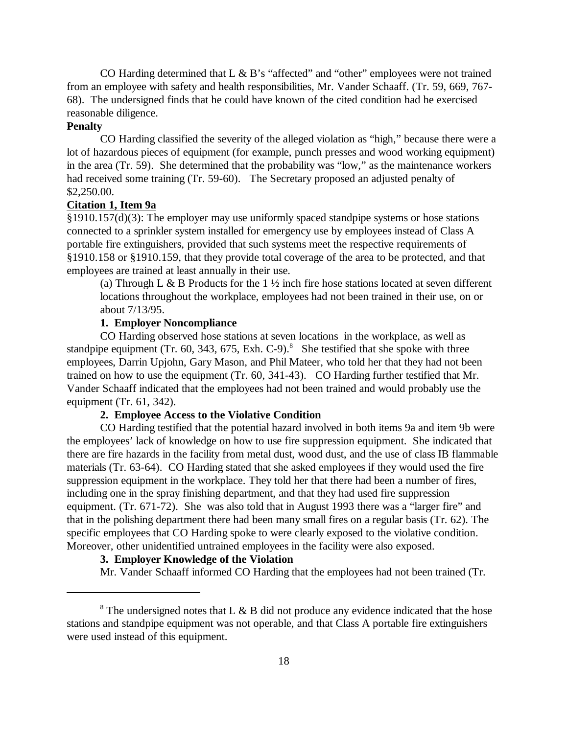CO Harding determined that L & B's "affected" and "other" employees were not trained from an employee with safety and health responsibilities, Mr. Vander Schaaff. (Tr. 59, 669, 767-68). The undersigned finds that he could have known of the cited condition had he exercised reasonable diligence.

**Penalty**

CO Harding classified the severity of the alleged violation as "high," because there were a lot of hazardous pieces of equipment (for example, punch presses and wood working equipment) in the area (Tr. 59). She determined that the probability was "low," as the maintenance workers had received some training (Tr. 59-60). The Secretary proposed an adjusted penalty of $2,250.00.

**Citation 1, Item 9a**

§1910.157(d)(3): The employer may use uniformly spaced standpipe systems or hose stations connected to a sprinkler system installed for emergency use by employees instead of Class A portable fire extinguishers, provided that such systems meet the respective requirements of §1910.158 or §1910.159, that they provide total coverage of the area to be protected, and that employees are trained at least annually in their use.

> (a) Through L & B Products for the 1 ½ inch fire hose stations located at seven different locations throughout the workplace, employees had not been trained in their use, on or about 7/13/95.

**1. Employer Noncompliance**

CO Harding observed hose stations at seven locations in the workplace, as well as standpipe equipment (Tr. 60, 343, 675, Exh. C-9).[8] She testified that she spoke with three employees, Darrin Upjohn, Gary Mason, and Phil Mateer, who told her that they had not been trained on how to use the equipment (Tr. 60, 341-43). CO Harding further testified that Mr. Vander Schaaff indicated that the employees had not been trained and would probably use the equipment (Tr. 61, 342).

**2. Employee Access to the Violative Condition**

CO Harding testified that the potential hazard involved in both items 9a and item 9b were the employees' lack of knowledge on how to use fire suppression equipment. She indicated that there are fire hazards in the facility from metal dust, wood dust, and the use of class IB flammable materials (Tr. 63-64). CO Harding stated that she asked employees if they would used the fire suppression equipment in the workplace. They told her that there had been a number of fires, including one in the spray finishing department, and that they had used fire suppression equipment. (Tr. 671-72). She was also told that in August 1993 there was a "larger fire" and that in the polishing department there had been many small fires on a regular basis (Tr. 62). The specific employees that CO Harding spoke to were clearly exposed to the violative condition. Moreover, other unidentified untrained employees in the facility were also exposed.

**3. Employer Knowledge of the Violation**

Mr. Vander Schaaff informed CO Harding that the employees had not been trained (Tr.

---

[8] The undersigned notes that L & B did not produce any evidence indicated that the hose stations and standpipe equipment was not operable, and that Class A portable fire extinguishers were used instead of this equipment.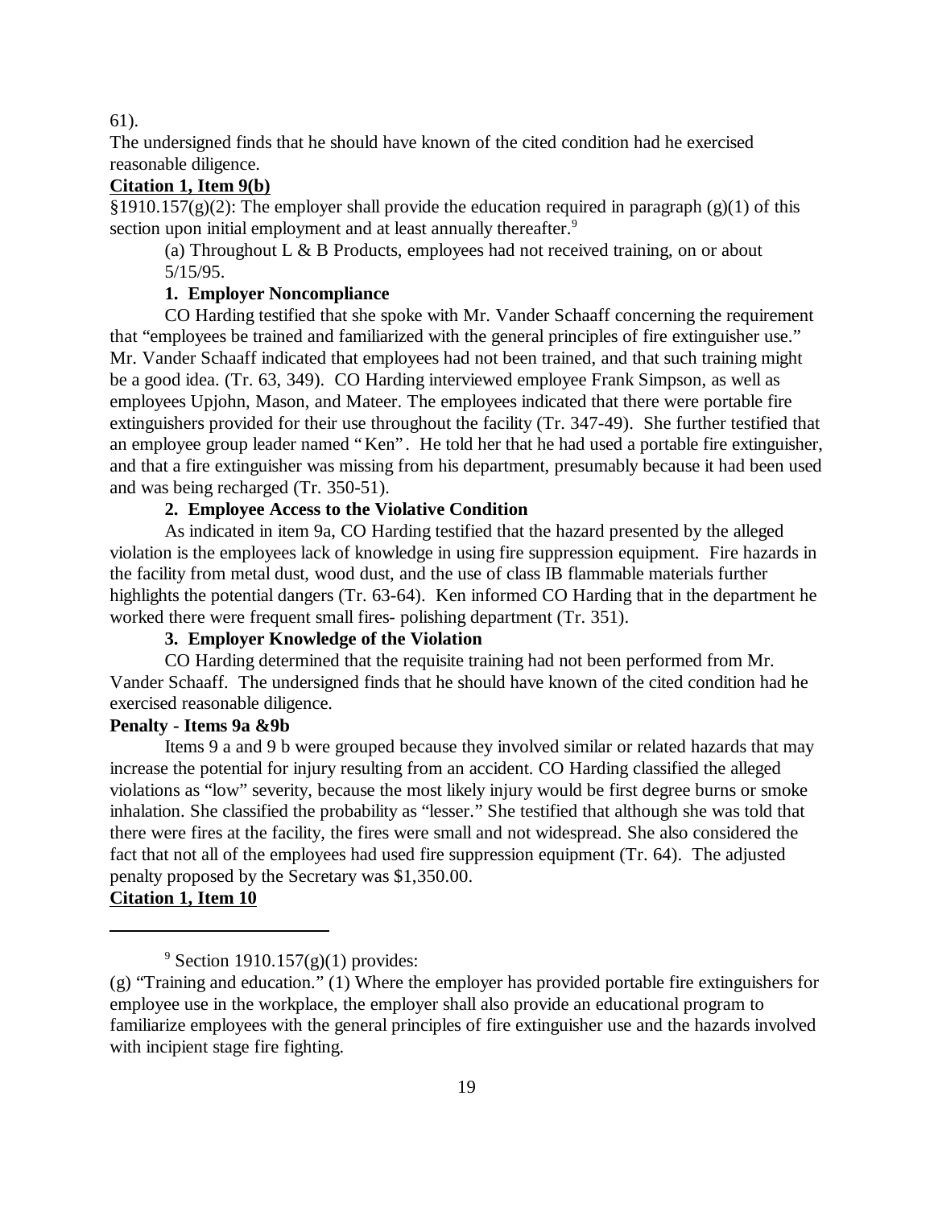61).

The undersigned finds that he should have known of the cited condition had he exercised reasonable diligence.

**Citation 1, Item 9(b)**

§1910.157(g)(2): The employer shall provide the education required in paragraph (g)(1) of this section upon initial employment and at least annually thereafter.[9]

(a) Throughout L & B Products, employees had not received training, on or about 5/15/95.

**1. Employer Noncompliance**

CO Harding testified that she spoke with Mr. Vander Schaaff concerning the requirement that "employees be trained and familiarized with the general principles of fire extinguisher use." Mr. Vander Schaaff indicated that employees had not been trained, and that such training might be a good idea. (Tr. 63, 349). CO Harding interviewed employee Frank Simpson, as well as employees Upjohn, Mason, and Mateer. The employees indicated that there were portable fire extinguishers provided for their use throughout the facility (Tr. 347-49). She further testified that an employee group leader named "Ken". He told her that he had used a portable fire extinguisher, and that a fire extinguisher was missing from his department, presumably because it had been used and was being recharged (Tr. 350-51).

**2. Employee Access to the Violative Condition**

As indicated in item 9a, CO Harding testified that the hazard presented by the alleged violation is the employees lack of knowledge in using fire suppression equipment. Fire hazards in the facility from metal dust, wood dust, and the use of class IB flammable materials further highlights the potential dangers (Tr. 63-64). Ken informed CO Harding that in the department he worked there were frequent small fires- polishing department (Tr. 351).

**3. Employer Knowledge of the Violation**

CO Harding determined that the requisite training had not been performed from Mr. Vander Schaaff. The undersigned finds that he should have known of the cited condition had he exercised reasonable diligence.

**Penalty - Items 9a &9b**

Items 9 a and 9 b were grouped because they involved similar or related hazards that may increase the potential for injury resulting from an accident. CO Harding classified the alleged violations as "low" severity, because the most likely injury would be first degree burns or smoke inhalation. She classified the probability as "lesser." She testified that although she was told that there were fires at the facility, the fires were small and not widespread. She also considered the fact that not all of the employees had used fire suppression equipment (Tr. 64). The adjusted penalty proposed by the Secretary was $1,350.00.

**Citation 1, Item 10**

---

[9] Section 1910.157(g)(1) provides:

(g) "Training and education." (1) Where the employer has provided portable fire extinguishers for employee use in the workplace, the employer shall also provide an educational program to familiarize employees with the general principles of fire extinguisher use and the hazards involved with incipient stage fire fighting.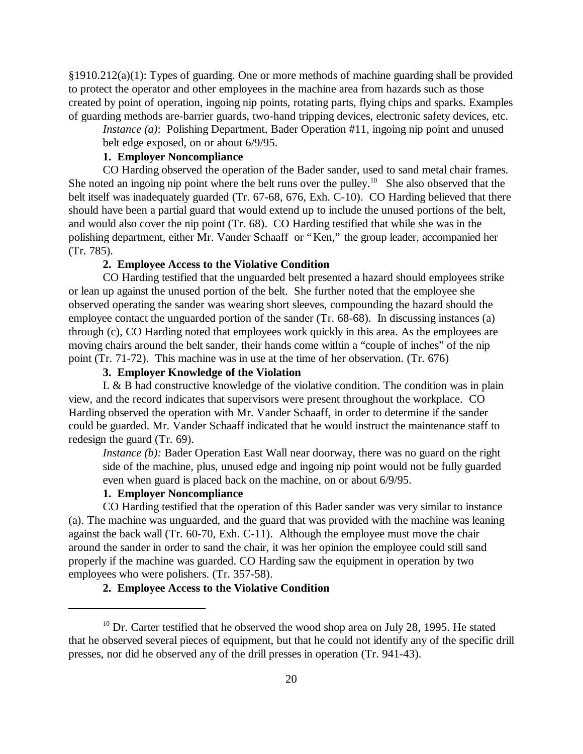§1910.212(a)(1): Types of guarding. One or more methods of machine guarding shall be provided to protect the operator and other employees in the machine area from hazards such as those created by point of operation, ingoing nip points, rotating parts, flying chips and sparks. Examples of guarding methods are-barrier guards, two-hand tripping devices, electronic safety devices, etc.

*Instance (a)*: Polishing Department, Bader Operation #11, ingoing nip point and unused belt edge exposed, on or about 6/9/95.

**1. Employer Noncompliance**

CO Harding observed the operation of the Bader sander, used to sand metal chair frames. She noted an ingoing nip point where the belt runs over the pulley.[10] She also observed that the belt itself was inadequately guarded (Tr. 67-68, 676, Exh. C-10). CO Harding believed that there should have been a partial guard that would extend up to include the unused portions of the belt, and would also cover the nip point (Tr. 68). CO Harding testified that while she was in the polishing department, either Mr. Vander Schaaff or "Ken," the group leader, accompanied her (Tr. 785).

**2. Employee Access to the Violative Condition**

CO Harding testified that the unguarded belt presented a hazard should employees strike or lean up against the unused portion of the belt. She further noted that the employee she observed operating the sander was wearing short sleeves, compounding the hazard should the employee contact the unguarded portion of the sander (Tr. 68-68). In discussing instances (a) through (c), CO Harding noted that employees work quickly in this area. As the employees are moving chairs around the belt sander, their hands come within a "couple of inches" of the nip point (Tr. 71-72). This machine was in use at the time of her observation. (Tr. 676)

**3. Employer Knowledge of the Violation**

L & B had constructive knowledge of the violative condition. The condition was in plain view, and the record indicates that supervisors were present throughout the workplace. CO Harding observed the operation with Mr. Vander Schaaff, in order to determine if the sander could be guarded. Mr. Vander Schaaff indicated that he would instruct the maintenance staff to redesign the guard (Tr. 69).

*Instance (b):* Bader Operation East Wall near doorway, there was no guard on the right side of the machine, plus, unused edge and ingoing nip point would not be fully guarded even when guard is placed back on the machine, on or about 6/9/95.

**1. Employer Noncompliance**

CO Harding testified that the operation of this Bader sander was very similar to instance (a). The machine was unguarded, and the guard that was provided with the machine was leaning against the back wall (Tr. 60-70, Exh. C-11). Although the employee must move the chair around the sander in order to sand the chair, it was her opinion the employee could still sand properly if the machine was guarded. CO Harding saw the equipment in operation by two employees who were polishers. (Tr. 357-58).

**2. Employee Access to the Violative Condition**

[10] Dr. Carter testified that he observed the wood shop area on July 28, 1995. He stated that he observed several pieces of equipment, but that he could not identify any of the specific drill presses, nor did he observed any of the drill presses in operation (Tr. 941-43).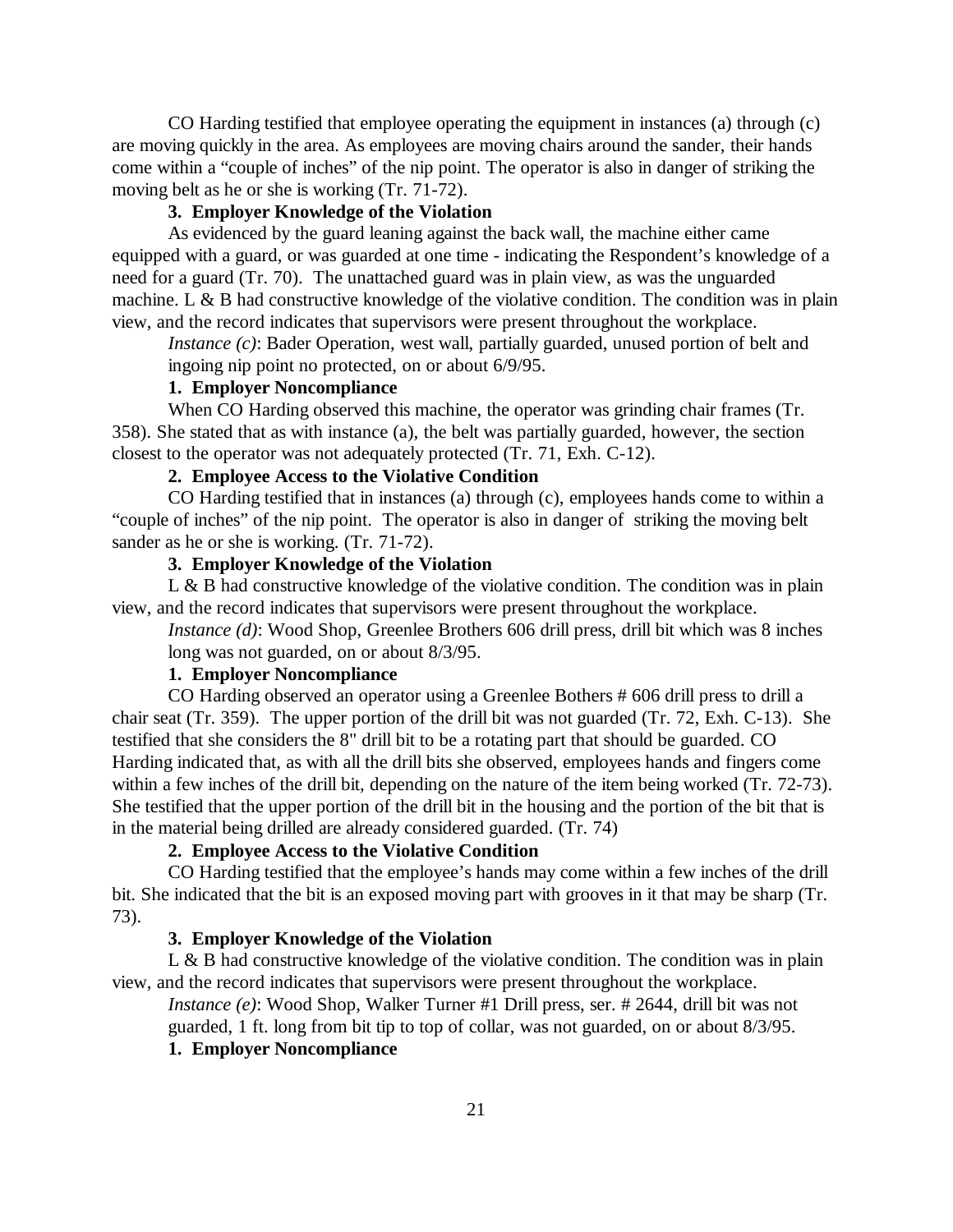CO Harding testified that employee operating the equipment in instances (a) through (c) are moving quickly in the area. As employees are moving chairs around the sander, their hands come within a "couple of inches" of the nip point. The operator is also in danger of striking the moving belt as he or she is working (Tr. 71-72).

**3. Employer Knowledge of the Violation**

As evidenced by the guard leaning against the back wall, the machine either came equipped with a guard, or was guarded at one time - indicating the Respondent's knowledge of a need for a guard (Tr. 70). The unattached guard was in plain view, as was the unguarded machine. L & B had constructive knowledge of the violative condition. The condition was in plain view, and the record indicates that supervisors were present throughout the workplace.

*Instance (c)*: Bader Operation, west wall, partially guarded, unused portion of belt and ingoing nip point no protected, on or about 6/9/95.

**1. Employer Noncompliance**

When CO Harding observed this machine, the operator was grinding chair frames (Tr. 358). She stated that as with instance (a), the belt was partially guarded, however, the section closest to the operator was not adequately protected (Tr. 71, Exh. C-12).

**2. Employee Access to the Violative Condition**

CO Harding testified that in instances (a) through (c), employees hands come to within a "couple of inches" of the nip point. The operator is also in danger of striking the moving belt sander as he or she is working. (Tr. 71-72).

**3. Employer Knowledge of the Violation**

L & B had constructive knowledge of the violative condition. The condition was in plain view, and the record indicates that supervisors were present throughout the workplace.

*Instance (d)*: Wood Shop, Greenlee Brothers 606 drill press, drill bit which was 8 inches long was not guarded, on or about 8/3/95.

**1. Employer Noncompliance**

CO Harding observed an operator using a Greenlee Bothers # 606 drill press to drill a chair seat (Tr. 359). The upper portion of the drill bit was not guarded (Tr. 72, Exh. C-13). She testified that she considers the 8" drill bit to be a rotating part that should be guarded. CO Harding indicated that, as with all the drill bits she observed, employees hands and fingers come within a few inches of the drill bit, depending on the nature of the item being worked (Tr. 72-73). She testified that the upper portion of the drill bit in the housing and the portion of the bit that is in the material being drilled are already considered guarded. (Tr. 74)

**2. Employee Access to the Violative Condition**

CO Harding testified that the employee's hands may come within a few inches of the drill bit. She indicated that the bit is an exposed moving part with grooves in it that may be sharp (Tr. 73).

**3. Employer Knowledge of the Violation**

L & B had constructive knowledge of the violative condition. The condition was in plain view, and the record indicates that supervisors were present throughout the workplace.

*Instance (e)*: Wood Shop, Walker Turner #1 Drill press, ser. # 2644, drill bit was not guarded, 1 ft. long from bit tip to top of collar, was not guarded, on or about 8/3/95.

**1. Employer Noncompliance**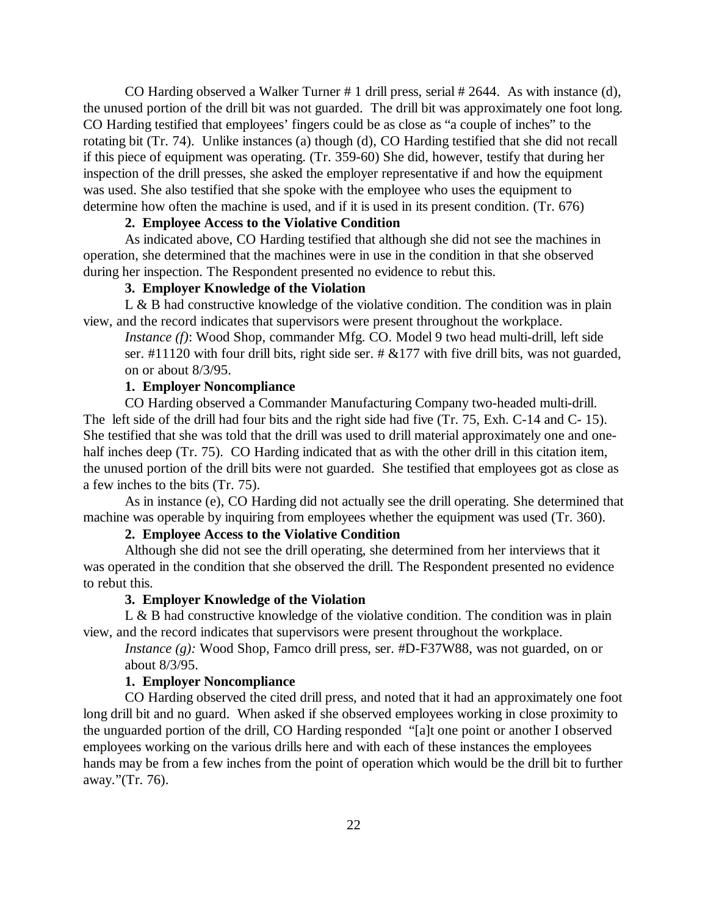CO Harding observed a Walker Turner # 1 drill press, serial # 2644. As with instance (d), the unused portion of the drill bit was not guarded. The drill bit was approximately one foot long. CO Harding testified that employees' fingers could be as close as "a couple of inches" to the rotating bit (Tr. 74). Unlike instances (a) though (d), CO Harding testified that she did not recall if this piece of equipment was operating. (Tr. 359-60) She did, however, testify that during her inspection of the drill presses, she asked the employer representative if and how the equipment was used. She also testified that she spoke with the employee who uses the equipment to determine how often the machine is used, and if it is used in its present condition. (Tr. 676)

**2. Employee Access to the Violative Condition**

As indicated above, CO Harding testified that although she did not see the machines in operation, she determined that the machines were in use in the condition in that she observed during her inspection. The Respondent presented no evidence to rebut this.

**3. Employer Knowledge of the Violation**

L & B had constructive knowledge of the violative condition. The condition was in plain view, and the record indicates that supervisors were present throughout the workplace.

> *Instance (f)*: Wood Shop, commander Mfg. CO. Model 9 two head multi-drill, left side ser. #11120 with four drill bits, right side ser. # &177 with five drill bits, was not guarded, on or about 8/3/95.

**1. Employer Noncompliance**

CO Harding observed a Commander Manufacturing Company two-headed multi-drill. The left side of the drill had four bits and the right side had five (Tr. 75, Exh. C-14 and C- 15). She testified that she was told that the drill was used to drill material approximately one and one-half inches deep (Tr. 75). CO Harding indicated that as with the other drill in this citation item, the unused portion of the drill bits were not guarded. She testified that employees got as close as a few inches to the bits (Tr. 75).

As in instance (e), CO Harding did not actually see the drill operating. She determined that machine was operable by inquiring from employees whether the equipment was used (Tr. 360).

**2. Employee Access to the Violative Condition**

Although she did not see the drill operating, she determined from her interviews that it was operated in the condition that she observed the drill. The Respondent presented no evidence to rebut this.

**3. Employer Knowledge of the Violation**

L & B had constructive knowledge of the violative condition. The condition was in plain view, and the record indicates that supervisors were present throughout the workplace.

> *Instance (g):* Wood Shop, Famco drill press, ser. #D-F37W88, was not guarded, on or about 8/3/95.

**1. Employer Noncompliance**

CO Harding observed the cited drill press, and noted that it had an approximately one foot long drill bit and no guard. When asked if she observed employees working in close proximity to the unguarded portion of the drill, CO Harding responded "[a]t one point or another I observed employees working on the various drills here and with each of these instances the employees hands may be from a few inches from the point of operation which would be the drill bit to further away."(Tr. 76).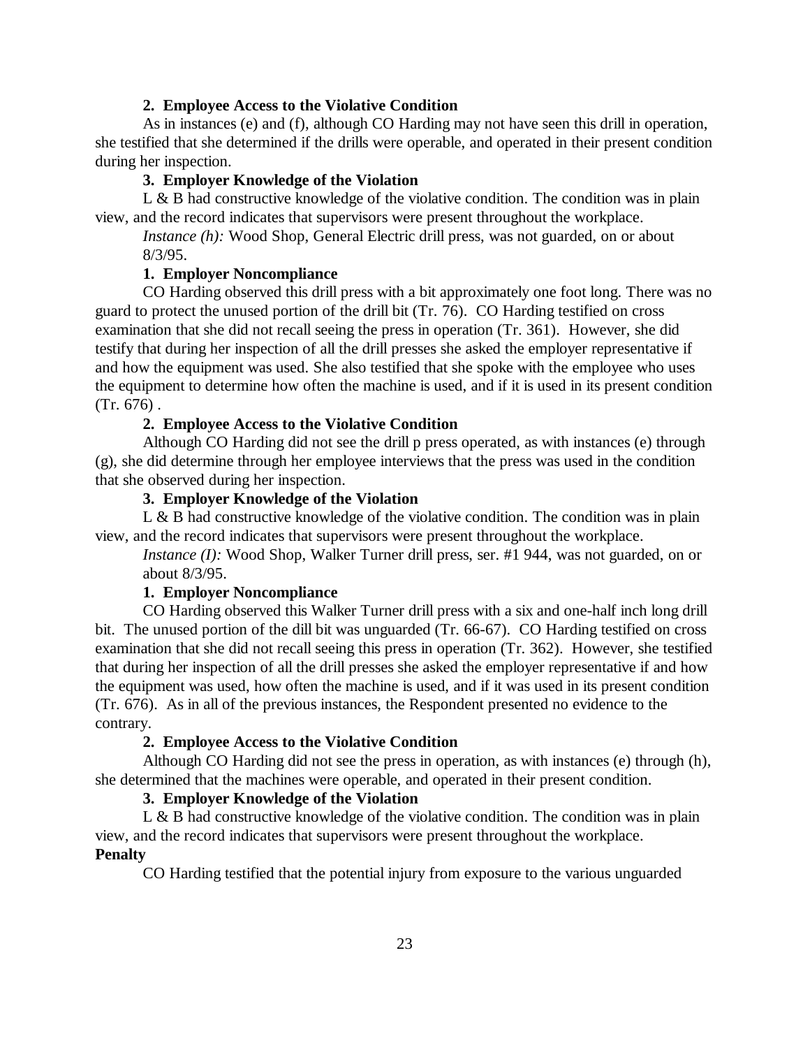**2. Employee Access to the Violative Condition**

As in instances (e) and (f), although CO Harding may not have seen this drill in operation, she testified that she determined if the drills were operable, and operated in their present condition during her inspection.

**3. Employer Knowledge of the Violation**

L & B had constructive knowledge of the violative condition. The condition was in plain view, and the record indicates that supervisors were present throughout the workplace.

*Instance (h):* Wood Shop, General Electric drill press, was not guarded, on or about 8/3/95.

**1. Employer Noncompliance**

CO Harding observed this drill press with a bit approximately one foot long. There was no guard to protect the unused portion of the drill bit (Tr. 76). CO Harding testified on cross examination that she did not recall seeing the press in operation (Tr. 361). However, she did testify that during her inspection of all the drill presses she asked the employer representative if and how the equipment was used. She also testified that she spoke with the employee who uses the equipment to determine how often the machine is used, and if it is used in its present condition (Tr. 676) .

**2. Employee Access to the Violative Condition**

Although CO Harding did not see the drill p press operated, as with instances (e) through (g), she did determine through her employee interviews that the press was used in the condition that she observed during her inspection.

**3. Employer Knowledge of the Violation**

L & B had constructive knowledge of the violative condition. The condition was in plain view, and the record indicates that supervisors were present throughout the workplace.

*Instance (I):* Wood Shop, Walker Turner drill press, ser. #1 944, was not guarded, on or about 8/3/95.

**1. Employer Noncompliance**

CO Harding observed this Walker Turner drill press with a six and one-half inch long drill bit. The unused portion of the dill bit was unguarded (Tr. 66-67). CO Harding testified on cross examination that she did not recall seeing this press in operation (Tr. 362). However, she testified that during her inspection of all the drill presses she asked the employer representative if and how the equipment was used, how often the machine is used, and if it was used in its present condition (Tr. 676). As in all of the previous instances, the Respondent presented no evidence to the contrary.

**2. Employee Access to the Violative Condition**

Although CO Harding did not see the press in operation, as with instances (e) through (h), she determined that the machines were operable, and operated in their present condition.

**3. Employer Knowledge of the Violation**

L & B had constructive knowledge of the violative condition. The condition was in plain view, and the record indicates that supervisors were present throughout the workplace.

**Penalty**

CO Harding testified that the potential injury from exposure to the various unguarded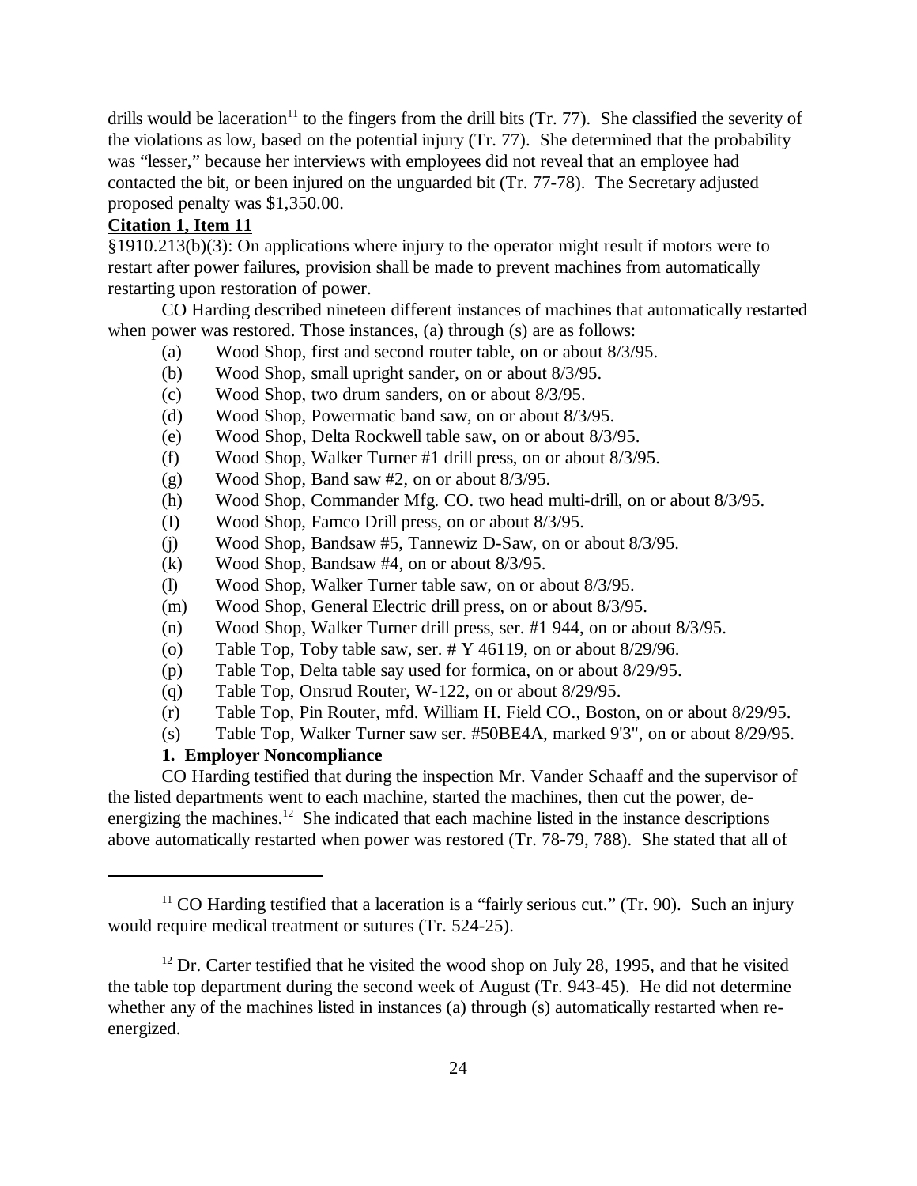drills would be laceration[11] to the fingers from the drill bits (Tr. 77). She classified the severity of the violations as low, based on the potential injury (Tr. 77). She determined that the probability was "lesser," because her interviews with employees did not reveal that an employee had contacted the bit, or been injured on the unguarded bit (Tr. 77-78). The Secretary adjusted proposed penalty was $1,350.00.

**Citation 1, Item 11**

§1910.213(b)(3): On applications where injury to the operator might result if motors were to restart after power failures, provision shall be made to prevent machines from automatically restarting upon restoration of power.

CO Harding described nineteen different instances of machines that automatically restarted when power was restored. Those instances, (a) through (s) are as follows:

- (a) Wood Shop, first and second router table, on or about 8/3/95.
- (b) Wood Shop, small upright sander, on or about 8/3/95.
- (c) Wood Shop, two drum sanders, on or about 8/3/95.
- (d) Wood Shop, Powermatic band saw, on or about 8/3/95.
- (e) Wood Shop, Delta Rockwell table saw, on or about 8/3/95.
- (f) Wood Shop, Walker Turner #1 drill press, on or about 8/3/95.
- (g) Wood Shop, Band saw #2, on or about 8/3/95.
- (h) Wood Shop, Commander Mfg. CO. two head multi-drill, on or about 8/3/95.
- (I) Wood Shop, Famco Drill press, on or about 8/3/95.
- (j) Wood Shop, Bandsaw #5, Tannewiz D-Saw, on or about 8/3/95.
- (k) Wood Shop, Bandsaw #4, on or about 8/3/95.
- (l) Wood Shop, Walker Turner table saw, on or about 8/3/95.
- (m) Wood Shop, General Electric drill press, on or about 8/3/95.
- (n) Wood Shop, Walker Turner drill press, ser. #1 944, on or about 8/3/95.
- (o) Table Top, Toby table saw, ser. # Y 46119, on or about 8/29/96.
- (p) Table Top, Delta table say used for formica, on or about 8/29/95.
- (q) Table Top, Onsrud Router, W-122, on or about 8/29/95.
- (r) Table Top, Pin Router, mfd. William H. Field CO., Boston, on or about 8/29/95.
- (s) Table Top, Walker Turner saw ser. #50BE4A, marked 9'3", on or about 8/29/95.

**1. Employer Noncompliance**

CO Harding testified that during the inspection Mr. Vander Schaaff and the supervisor of the listed departments went to each machine, started the machines, then cut the power, de-energizing the machines.[12] She indicated that each machine listed in the instance descriptions above automatically restarted when power was restored (Tr. 78-79, 788). She stated that all of

---

[11] CO Harding testified that a laceration is a "fairly serious cut." (Tr. 90). Such an injury would require medical treatment or sutures (Tr. 524-25).

[12] Dr. Carter testified that he visited the wood shop on July 28, 1995, and that he visited the table top department during the second week of August (Tr. 943-45). He did not determine whether any of the machines listed in instances (a) through (s) automatically restarted when re-energized.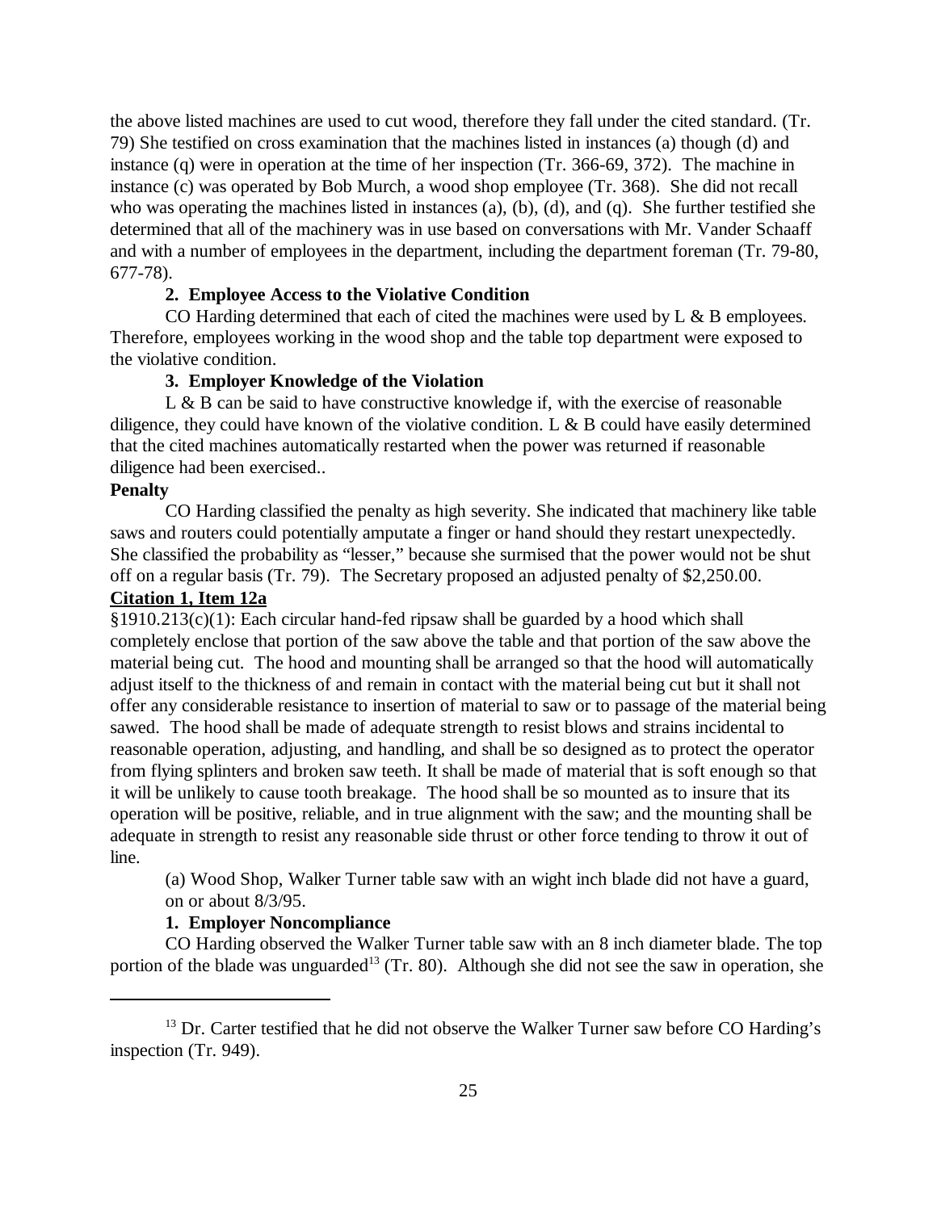the above listed machines are used to cut wood, therefore they fall under the cited standard. (Tr. 79) She testified on cross examination that the machines listed in instances (a) though (d) and instance (q) were in operation at the time of her inspection (Tr. 366-69, 372). The machine in instance (c) was operated by Bob Murch, a wood shop employee (Tr. 368). She did not recall who was operating the machines listed in instances (a), (b), (d), and (q). She further testified she determined that all of the machinery was in use based on conversations with Mr. Vander Schaaff and with a number of employees in the department, including the department foreman (Tr. 79-80, 677-78).

**2. Employee Access to the Violative Condition**

CO Harding determined that each of cited the machines were used by L & B employees. Therefore, employees working in the wood shop and the table top department were exposed to the violative condition.

**3. Employer Knowledge of the Violation**

L & B can be said to have constructive knowledge if, with the exercise of reasonable diligence, they could have known of the violative condition. L & B could have easily determined that the cited machines automatically restarted when the power was returned if reasonable diligence had been exercised..

**Penalty**

CO Harding classified the penalty as high severity. She indicated that machinery like table saws and routers could potentially amputate a finger or hand should they restart unexpectedly. She classified the probability as "lesser," because she surmised that the power would not be shut off on a regular basis (Tr. 79). The Secretary proposed an adjusted penalty of $2,250.00.

**Citation 1, Item 12a**

§1910.213(c)(1): Each circular hand-fed ripsaw shall be guarded by a hood which shall completely enclose that portion of the saw above the table and that portion of the saw above the material being cut. The hood and mounting shall be arranged so that the hood will automatically adjust itself to the thickness of and remain in contact with the material being cut but it shall not offer any considerable resistance to insertion of material to saw or to passage of the material being sawed. The hood shall be made of adequate strength to resist blows and strains incidental to reasonable operation, adjusting, and handling, and shall be so designed as to protect the operator from flying splinters and broken saw teeth. It shall be made of material that is soft enough so that it will be unlikely to cause tooth breakage. The hood shall be so mounted as to insure that its operation will be positive, reliable, and in true alignment with the saw; and the mounting shall be adequate in strength to resist any reasonable side thrust or other force tending to throw it out of line.

(a) Wood Shop, Walker Turner table saw with an wight inch blade did not have a guard, on or about 8/3/95.

**1. Employer Noncompliance**

CO Harding observed the Walker Turner table saw with an 8 inch diameter blade. The top portion of the blade was unguarded[13] (Tr. 80). Although she did not see the saw in operation, she

[13] Dr. Carter testified that he did not observe the Walker Turner saw before CO Harding's inspection (Tr. 949).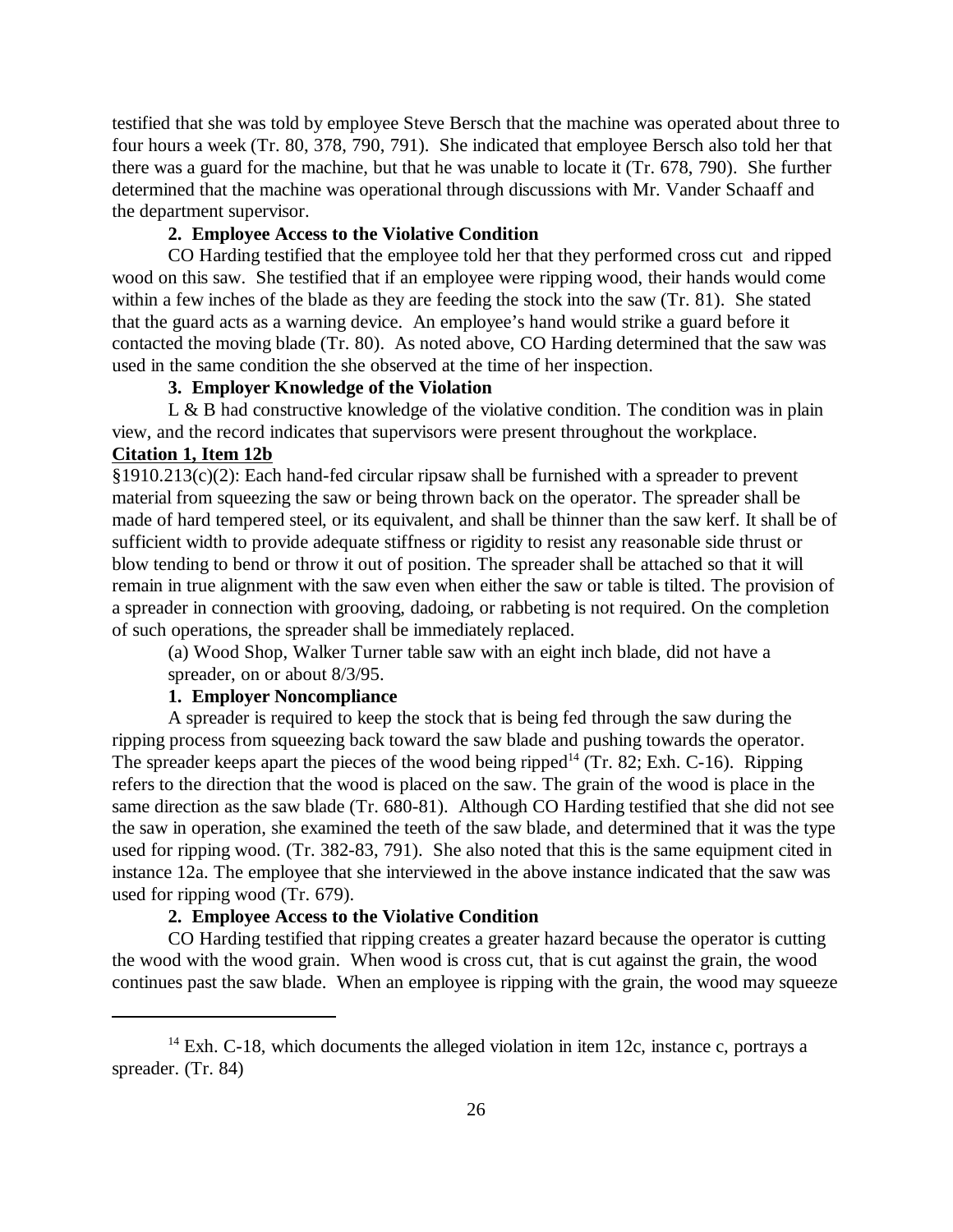testified that she was told by employee Steve Bersch that the machine was operated about three to four hours a week (Tr. 80, 378, 790, 791). She indicated that employee Bersch also told her that there was a guard for the machine, but that he was unable to locate it (Tr. 678, 790). She further determined that the machine was operational through discussions with Mr. Vander Schaaff and the department supervisor.

**2. Employee Access to the Violative Condition**

CO Harding testified that the employee told her that they performed cross cut and ripped wood on this saw. She testified that if an employee were ripping wood, their hands would come within a few inches of the blade as they are feeding the stock into the saw (Tr. 81). She stated that the guard acts as a warning device. An employee's hand would strike a guard before it contacted the moving blade (Tr. 80). As noted above, CO Harding determined that the saw was used in the same condition the she observed at the time of her inspection.

**3. Employer Knowledge of the Violation**

L & B had constructive knowledge of the violative condition. The condition was in plain view, and the record indicates that supervisors were present throughout the workplace.

**Citation 1, Item 12b**

§1910.213(c)(2): Each hand-fed circular ripsaw shall be furnished with a spreader to prevent material from squeezing the saw or being thrown back on the operator. The spreader shall be made of hard tempered steel, or its equivalent, and shall be thinner than the saw kerf. It shall be of sufficient width to provide adequate stiffness or rigidity to resist any reasonable side thrust or blow tending to bend or throw it out of position. The spreader shall be attached so that it will remain in true alignment with the saw even when either the saw or table is tilted. The provision of a spreader in connection with grooving, dadoing, or rabbeting is not required. On the completion of such operations, the spreader shall be immediately replaced.

(a) Wood Shop, Walker Turner table saw with an eight inch blade, did not have a spreader, on or about 8/3/95.

**1. Employer Noncompliance**

A spreader is required to keep the stock that is being fed through the saw during the ripping process from squeezing back toward the saw blade and pushing towards the operator. The spreader keeps apart the pieces of the wood being ripped[14] (Tr. 82; Exh. C-16). Ripping refers to the direction that the wood is placed on the saw. The grain of the wood is place in the same direction as the saw blade (Tr. 680-81). Although CO Harding testified that she did not see the saw in operation, she examined the teeth of the saw blade, and determined that it was the type used for ripping wood. (Tr. 382-83, 791). She also noted that this is the same equipment cited in instance 12a. The employee that she interviewed in the above instance indicated that the saw was used for ripping wood (Tr. 679).

**2. Employee Access to the Violative Condition**

CO Harding testified that ripping creates a greater hazard because the operator is cutting the wood with the wood grain. When wood is cross cut, that is cut against the grain, the wood continues past the saw blade. When an employee is ripping with the grain, the wood may squeeze

[14] Exh. C-18, which documents the alleged violation in item 12c, instance c, portrays a spreader. (Tr. 84)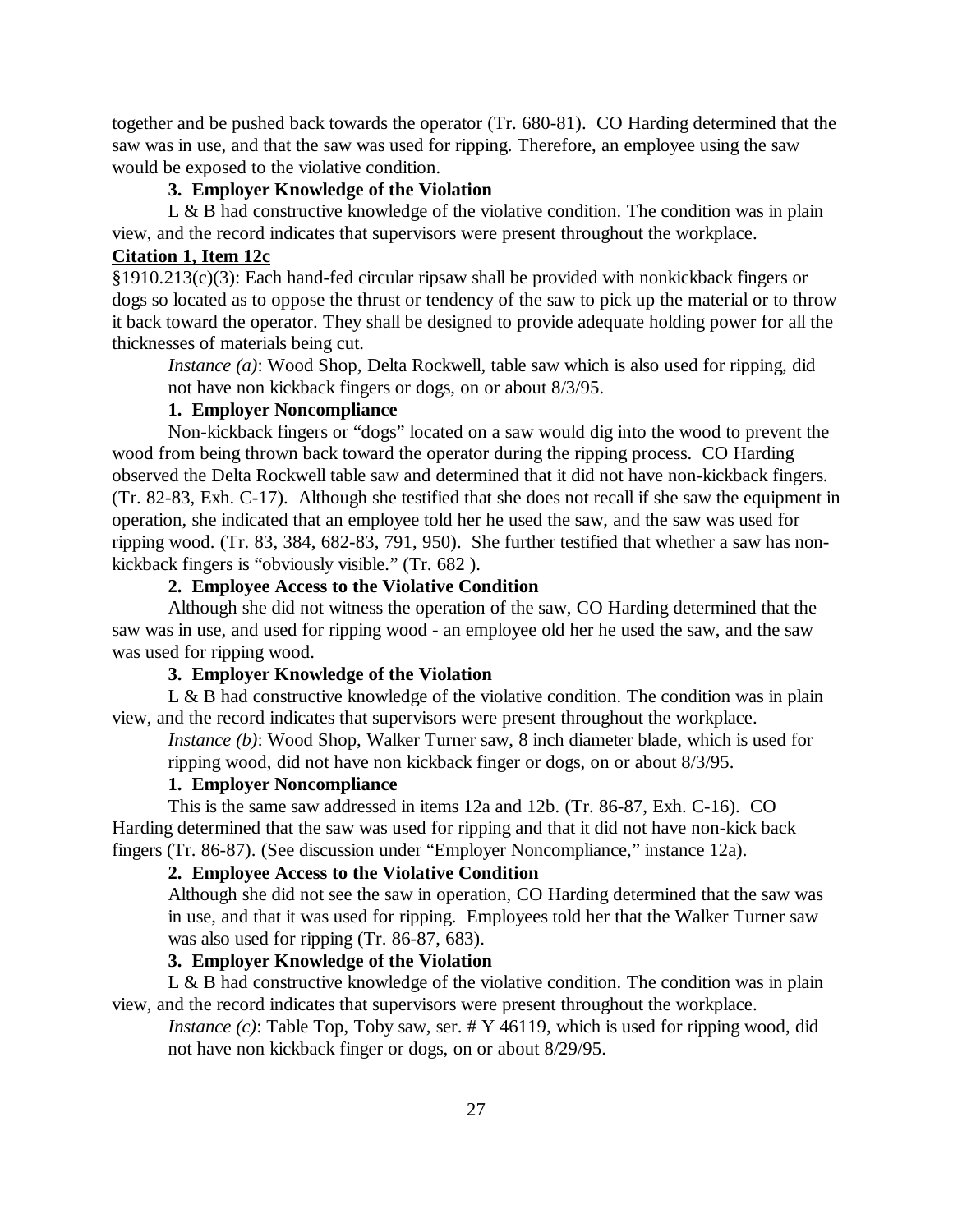together and be pushed back towards the operator (Tr. 680-81). CO Harding determined that the saw was in use, and that the saw was used for ripping. Therefore, an employee using the saw would be exposed to the violative condition.

**3. Employer Knowledge of the Violation**

L & B had constructive knowledge of the violative condition. The condition was in plain view, and the record indicates that supervisors were present throughout the workplace.

**Citation 1, Item 12c**

§1910.213(c)(3): Each hand-fed circular ripsaw shall be provided with nonkickback fingers or dogs so located as to oppose the thrust or tendency of the saw to pick up the material or to throw it back toward the operator. They shall be designed to provide adequate holding power for all the thicknesses of materials being cut.

*Instance (a)*: Wood Shop, Delta Rockwell, table saw which is also used for ripping, did not have non kickback fingers or dogs, on or about 8/3/95.

**1. Employer Noncompliance**

Non-kickback fingers or "dogs" located on a saw would dig into the wood to prevent the wood from being thrown back toward the operator during the ripping process. CO Harding observed the Delta Rockwell table saw and determined that it did not have non-kickback fingers. (Tr. 82-83, Exh. C-17). Although she testified that she does not recall if she saw the equipment in operation, she indicated that an employee told her he used the saw, and the saw was used for ripping wood. (Tr. 83, 384, 682-83, 791, 950). She further testified that whether a saw has non-kickback fingers is "obviously visible." (Tr. 682 ).

**2. Employee Access to the Violative Condition**

Although she did not witness the operation of the saw, CO Harding determined that the saw was in use, and used for ripping wood - an employee old her he used the saw, and the saw was used for ripping wood.

**3. Employer Knowledge of the Violation**

L & B had constructive knowledge of the violative condition. The condition was in plain view, and the record indicates that supervisors were present throughout the workplace.

*Instance (b)*: Wood Shop, Walker Turner saw, 8 inch diameter blade, which is used for ripping wood, did not have non kickback finger or dogs, on or about 8/3/95.

**1. Employer Noncompliance**

This is the same saw addressed in items 12a and 12b. (Tr. 86-87, Exh. C-16). CO Harding determined that the saw was used for ripping and that it did not have non-kick back fingers (Tr. 86-87). (See discussion under "Employer Noncompliance," instance 12a).

**2. Employee Access to the Violative Condition**

Although she did not see the saw in operation, CO Harding determined that the saw was in use, and that it was used for ripping. Employees told her that the Walker Turner saw was also used for ripping (Tr. 86-87, 683).

**3. Employer Knowledge of the Violation**

L & B had constructive knowledge of the violative condition. The condition was in plain view, and the record indicates that supervisors were present throughout the workplace.

*Instance (c)*: Table Top, Toby saw, ser. # Y 46119, which is used for ripping wood, did not have non kickback finger or dogs, on or about 8/29/95.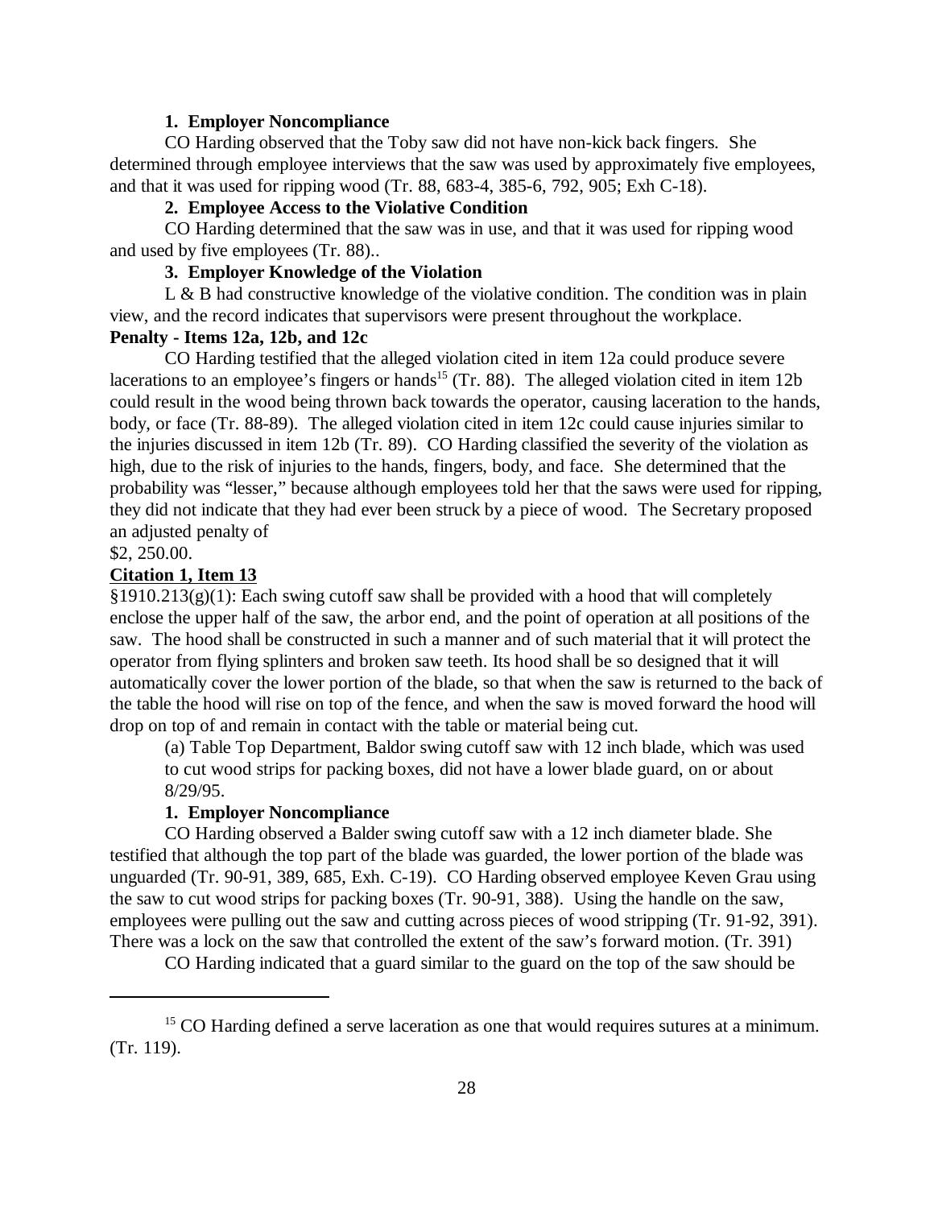**1. Employer Noncompliance**

CO Harding observed that the Toby saw did not have non-kick back fingers. She determined through employee interviews that the saw was used by approximately five employees, and that it was used for ripping wood (Tr. 88, 683-4, 385-6, 792, 905; Exh C-18).

**2. Employee Access to the Violative Condition**

CO Harding determined that the saw was in use, and that it was used for ripping wood and used by five employees (Tr. 88)..

**3. Employer Knowledge of the Violation**

L & B had constructive knowledge of the violative condition. The condition was in plain view, and the record indicates that supervisors were present throughout the workplace.

**Penalty - Items 12a, 12b, and 12c**

CO Harding testified that the alleged violation cited in item 12a could produce severe lacerations to an employee's fingers or hands[15] (Tr. 88). The alleged violation cited in item 12b could result in the wood being thrown back towards the operator, causing laceration to the hands, body, or face (Tr. 88-89). The alleged violation cited in item 12c could cause injuries similar to the injuries discussed in item 12b (Tr. 89). CO Harding classified the severity of the violation as high, due to the risk of injuries to the hands, fingers, body, and face. She determined that the probability was "lesser," because although employees told her that the saws were used for ripping, they did not indicate that they had ever been struck by a piece of wood. The Secretary proposed an adjusted penalty of

$2, 250.00.

**Citation 1, Item 13**

§1910.213(g)(1): Each swing cutoff saw shall be provided with a hood that will completely enclose the upper half of the saw, the arbor end, and the point of operation at all positions of the saw. The hood shall be constructed in such a manner and of such material that it will protect the operator from flying splinters and broken saw teeth. Its hood shall be so designed that it will automatically cover the lower portion of the blade, so that when the saw is returned to the back of the table the hood will rise on top of the fence, and when the saw is moved forward the hood will drop on top of and remain in contact with the table or material being cut.

(a) Table Top Department, Baldor swing cutoff saw with 12 inch blade, which was used to cut wood strips for packing boxes, did not have a lower blade guard, on or about 8/29/95.

**1. Employer Noncompliance**

CO Harding observed a Balder swing cutoff saw with a 12 inch diameter blade. She testified that although the top part of the blade was guarded, the lower portion of the blade was unguarded (Tr. 90-91, 389, 685, Exh. C-19). CO Harding observed employee Keven Grau using the saw to cut wood strips for packing boxes (Tr. 90-91, 388). Using the handle on the saw, employees were pulling out the saw and cutting across pieces of wood stripping (Tr. 91-92, 391). There was a lock on the saw that controlled the extent of the saw's forward motion. (Tr. 391)

CO Harding indicated that a guard similar to the guard on the top of the saw should be

[15] CO Harding defined a serve laceration as one that would requires sutures at a minimum. (Tr. 119).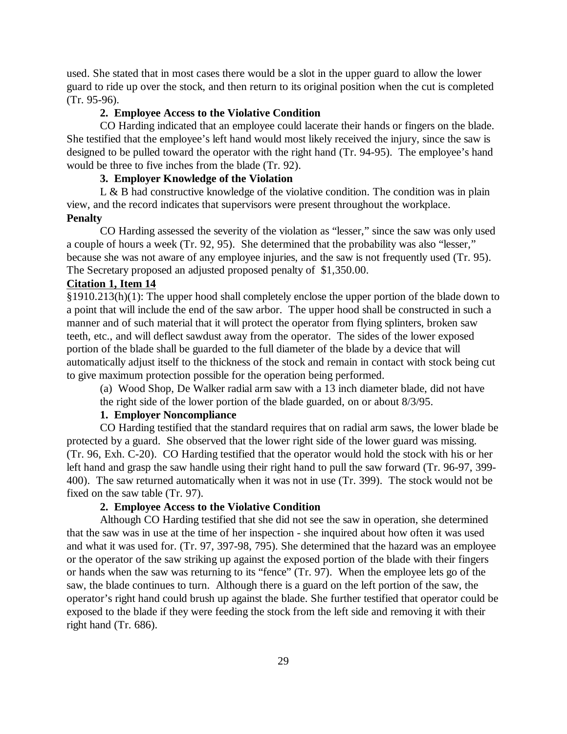used. She stated that in most cases there would be a slot in the upper guard to allow the lower guard to ride up over the stock, and then return to its original position when the cut is completed (Tr. 95-96).

**2. Employee Access to the Violative Condition**

CO Harding indicated that an employee could lacerate their hands or fingers on the blade. She testified that the employee's left hand would most likely received the injury, since the saw is designed to be pulled toward the operator with the right hand (Tr. 94-95). The employee's hand would be three to five inches from the blade (Tr. 92).

**3. Employer Knowledge of the Violation**

L & B had constructive knowledge of the violative condition. The condition was in plain view, and the record indicates that supervisors were present throughout the workplace.

**Penalty**

CO Harding assessed the severity of the violation as "lesser," since the saw was only used a couple of hours a week (Tr. 92, 95). She determined that the probability was also "lesser," because she was not aware of any employee injuries, and the saw is not frequently used (Tr. 95). The Secretary proposed an adjusted proposed penalty of $1,350.00.

**Citation 1, Item 14**

§1910.213(h)(1): The upper hood shall completely enclose the upper portion of the blade down to a point that will include the end of the saw arbor. The upper hood shall be constructed in such a manner and of such material that it will protect the operator from flying splinters, broken saw teeth, etc., and will deflect sawdust away from the operator. The sides of the lower exposed portion of the blade shall be guarded to the full diameter of the blade by a device that will automatically adjust itself to the thickness of the stock and remain in contact with stock being cut to give maximum protection possible for the operation being performed.

> (a) Wood Shop, De Walker radial arm saw with a 13 inch diameter blade, did not have the right side of the lower portion of the blade guarded, on or about 8/3/95.

**1. Employer Noncompliance**

CO Harding testified that the standard requires that on radial arm saws, the lower blade be protected by a guard. She observed that the lower right side of the lower guard was missing. (Tr. 96, Exh. C-20). CO Harding testified that the operator would hold the stock with his or her left hand and grasp the saw handle using their right hand to pull the saw forward (Tr. 96-97, 399-400). The saw returned automatically when it was not in use (Tr. 399). The stock would not be fixed on the saw table (Tr. 97).

**2. Employee Access to the Violative Condition**

Although CO Harding testified that she did not see the saw in operation, she determined that the saw was in use at the time of her inspection - she inquired about how often it was used and what it was used for. (Tr. 97, 397-98, 795). She determined that the hazard was an employee or the operator of the saw striking up against the exposed portion of the blade with their fingers or hands when the saw was returning to its "fence" (Tr. 97). When the employee lets go of the saw, the blade continues to turn. Although there is a guard on the left portion of the saw, the operator's right hand could brush up against the blade. She further testified that operator could be exposed to the blade if they were feeding the stock from the left side and removing it with their right hand (Tr. 686).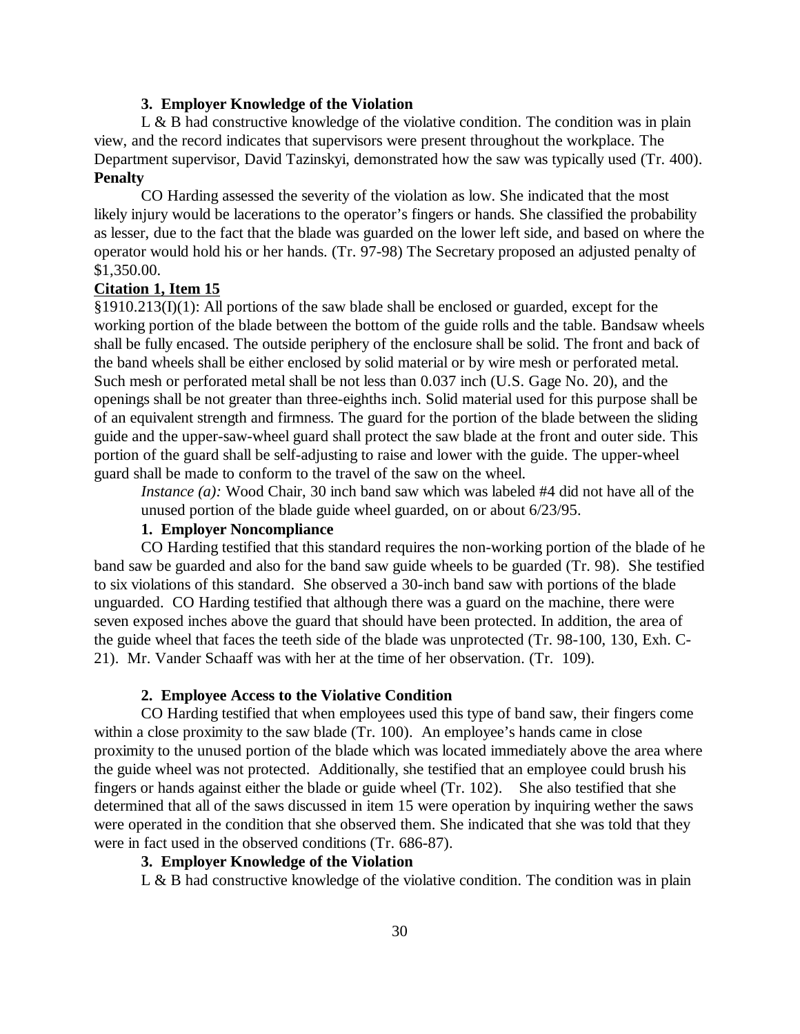### 3. Employer Knowledge of the Violation

L & B had constructive knowledge of the violative condition. The condition was in plain view, and the record indicates that supervisors were present throughout the workplace. The Department supervisor, David Tazinskyi, demonstrated how the saw was typically used (Tr. 400).

**Penalty**

CO Harding assessed the severity of the violation as low. She indicated that the most likely injury would be lacerations to the operator's fingers or hands. She classified the probability as lesser, due to the fact that the blade was guarded on the lower left side, and based on where the operator would hold his or her hands. (Tr. 97-98) The Secretary proposed an adjusted penalty of $1,350.00.

**Citation 1, Item 15**

§1910.213(I)(1): All portions of the saw blade shall be enclosed or guarded, except for the working portion of the blade between the bottom of the guide rolls and the table. Bandsaw wheels shall be fully encased. The outside periphery of the enclosure shall be solid. The front and back of the band wheels shall be either enclosed by solid material or by wire mesh or perforated metal. Such mesh or perforated metal shall be not less than 0.037 inch (U.S. Gage No. 20), and the openings shall be not greater than three-eighths inch. Solid material used for this purpose shall be of an equivalent strength and firmness. The guard for the portion of the blade between the sliding guide and the upper-saw-wheel guard shall protect the saw blade at the front and outer side. This portion of the guard shall be self-adjusting to raise and lower with the guide. The upper-wheel guard shall be made to conform to the travel of the saw on the wheel.

*Instance (a):* Wood Chair, 30 inch band saw which was labeled #4 did not have all of the unused portion of the blade guide wheel guarded, on or about 6/23/95.

### 1. Employer Noncompliance

CO Harding testified that this standard requires the non-working portion of the blade of he band saw be guarded and also for the band saw guide wheels to be guarded (Tr. 98). She testified to six violations of this standard. She observed a 30-inch band saw with portions of the blade unguarded. CO Harding testified that although there was a guard on the machine, there were seven exposed inches above the guard that should have been protected. In addition, the area of the guide wheel that faces the teeth side of the blade was unprotected (Tr. 98-100, 130, Exh. C-21). Mr. Vander Schaaff was with her at the time of her observation. (Tr. 109).

### 2. Employee Access to the Violative Condition

CO Harding testified that when employees used this type of band saw, their fingers come within a close proximity to the saw blade (Tr. 100). An employee's hands came in close proximity to the unused portion of the blade which was located immediately above the area where the guide wheel was not protected. Additionally, she testified that an employee could brush his fingers or hands against either the blade or guide wheel (Tr. 102). She also testified that she determined that all of the saws discussed in item 15 were operation by inquiring wether the saws were operated in the condition that she observed them. She indicated that she was told that they were in fact used in the observed conditions (Tr. 686-87).

### 3. Employer Knowledge of the Violation

L & B had constructive knowledge of the violative condition. The condition was in plain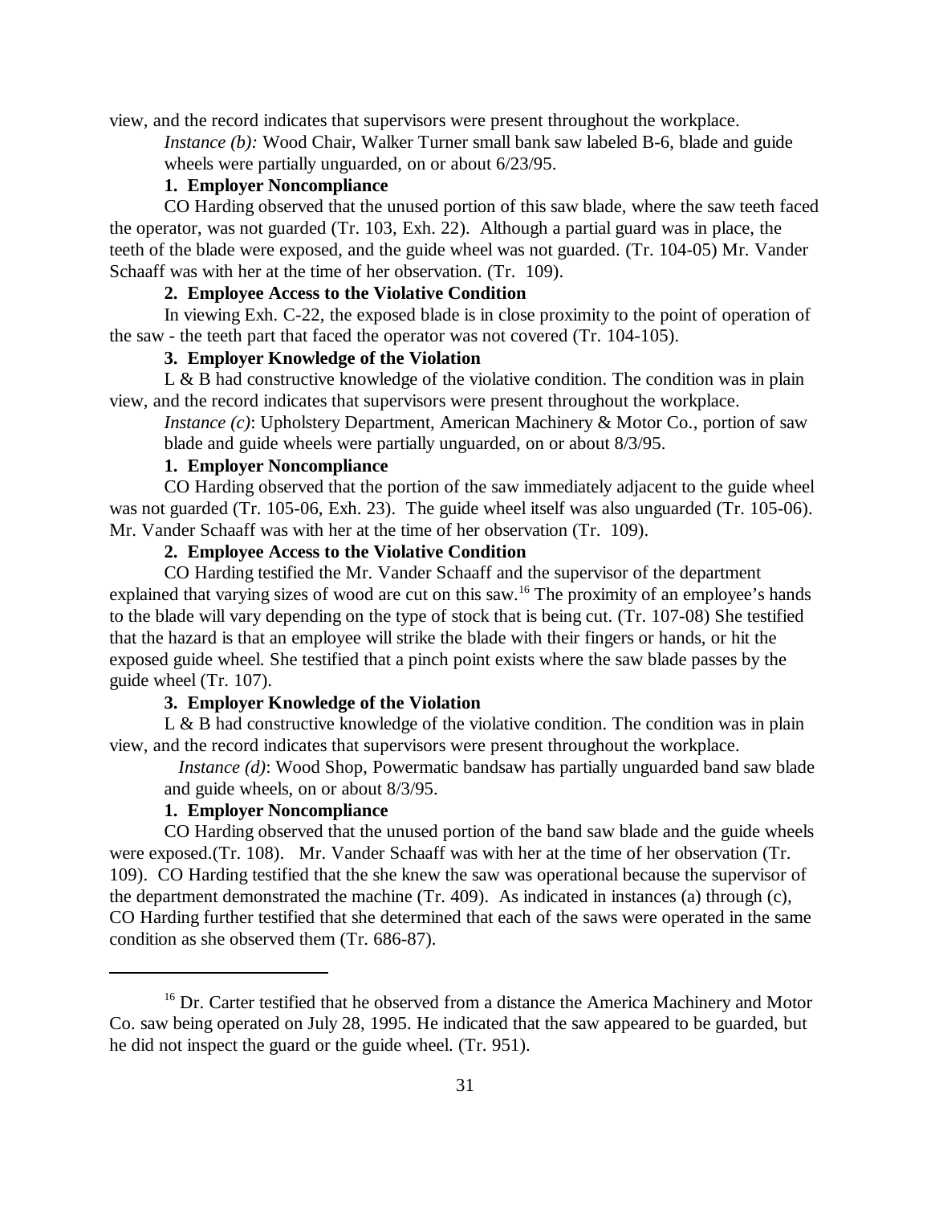view, and the record indicates that supervisors were present throughout the workplace.

*Instance (b):* Wood Chair, Walker Turner small bank saw labeled B-6, blade and guide wheels were partially unguarded, on or about 6/23/95.

**1. Employer Noncompliance**

CO Harding observed that the unused portion of this saw blade, where the saw teeth faced the operator, was not guarded (Tr. 103, Exh. 22). Although a partial guard was in place, the teeth of the blade were exposed, and the guide wheel was not guarded. (Tr. 104-05) Mr. Vander Schaaff was with her at the time of her observation. (Tr. 109).

**2. Employee Access to the Violative Condition**

In viewing Exh. C-22, the exposed blade is in close proximity to the point of operation of the saw - the teeth part that faced the operator was not covered (Tr. 104-105).

**3. Employer Knowledge of the Violation**

L & B had constructive knowledge of the violative condition. The condition was in plain view, and the record indicates that supervisors were present throughout the workplace.

*Instance (c)*: Upholstery Department, American Machinery & Motor Co., portion of saw blade and guide wheels were partially unguarded, on or about 8/3/95.

**1. Employer Noncompliance**

CO Harding observed that the portion of the saw immediately adjacent to the guide wheel was not guarded (Tr. 105-06, Exh. 23). The guide wheel itself was also unguarded (Tr. 105-06). Mr. Vander Schaaff was with her at the time of her observation (Tr. 109).

**2. Employee Access to the Violative Condition**

CO Harding testified the Mr. Vander Schaaff and the supervisor of the department explained that varying sizes of wood are cut on this saw.[16] The proximity of an employee's hands to the blade will vary depending on the type of stock that is being cut. (Tr. 107-08) She testified that the hazard is that an employee will strike the blade with their fingers or hands, or hit the exposed guide wheel. She testified that a pinch point exists where the saw blade passes by the guide wheel (Tr. 107).

**3. Employer Knowledge of the Violation**

L & B had constructive knowledge of the violative condition. The condition was in plain view, and the record indicates that supervisors were present throughout the workplace.

*Instance (d)*: Wood Shop, Powermatic bandsaw has partially unguarded band saw blade and guide wheels, on or about 8/3/95.

**1. Employer Noncompliance**

CO Harding observed that the unused portion of the band saw blade and the guide wheels were exposed.(Tr. 108). Mr. Vander Schaaff was with her at the time of her observation (Tr. 109). CO Harding testified that the she knew the saw was operational because the supervisor of the department demonstrated the machine (Tr. 409). As indicated in instances (a) through (c), CO Harding further testified that she determined that each of the saws were operated in the same condition as she observed them (Tr. 686-87).

---

[16] Dr. Carter testified that he observed from a distance the America Machinery and Motor Co. saw being operated on July 28, 1995. He indicated that the saw appeared to be guarded, but he did not inspect the guard or the guide wheel. (Tr. 951).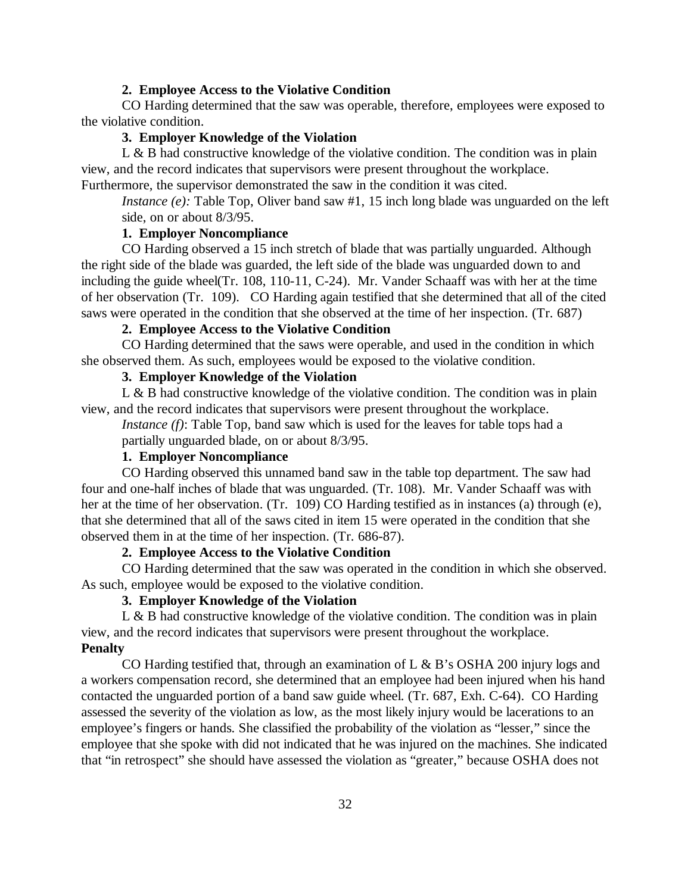**2. Employee Access to the Violative Condition**

CO Harding determined that the saw was operable, therefore, employees were exposed to the violative condition.

**3. Employer Knowledge of the Violation**

L & B had constructive knowledge of the violative condition. The condition was in plain view, and the record indicates that supervisors were present throughout the workplace. Furthermore, the supervisor demonstrated the saw in the condition it was cited.

*Instance (e):* Table Top, Oliver band saw #1, 15 inch long blade was unguarded on the left side, on or about 8/3/95.

**1. Employer Noncompliance**

CO Harding observed a 15 inch stretch of blade that was partially unguarded. Although the right side of the blade was guarded, the left side of the blade was unguarded down to and including the guide wheel(Tr. 108, 110-11, C-24). Mr. Vander Schaaff was with her at the time of her observation (Tr. 109). CO Harding again testified that she determined that all of the cited saws were operated in the condition that she observed at the time of her inspection. (Tr. 687)

**2. Employee Access to the Violative Condition**

CO Harding determined that the saws were operable, and used in the condition in which she observed them. As such, employees would be exposed to the violative condition.

**3. Employer Knowledge of the Violation**

L & B had constructive knowledge of the violative condition. The condition was in plain view, and the record indicates that supervisors were present throughout the workplace.

*Instance (f)*: Table Top, band saw which is used for the leaves for table tops had a partially unguarded blade, on or about 8/3/95.

**1. Employer Noncompliance**

CO Harding observed this unnamed band saw in the table top department. The saw had four and one-half inches of blade that was unguarded. (Tr. 108). Mr. Vander Schaaff was with her at the time of her observation. (Tr. 109) CO Harding testified as in instances (a) through (e), that she determined that all of the saws cited in item 15 were operated in the condition that she observed them in at the time of her inspection. (Tr. 686-87).

**2. Employee Access to the Violative Condition**

CO Harding determined that the saw was operated in the condition in which she observed. As such, employee would be exposed to the violative condition.

**3. Employer Knowledge of the Violation**

L & B had constructive knowledge of the violative condition. The condition was in plain view, and the record indicates that supervisors were present throughout the workplace.

**Penalty**

CO Harding testified that, through an examination of L & B's OSHA 200 injury logs and a workers compensation record, she determined that an employee had been injured when his hand contacted the unguarded portion of a band saw guide wheel. (Tr. 687, Exh. C-64). CO Harding assessed the severity of the violation as low, as the most likely injury would be lacerations to an employee's fingers or hands. She classified the probability of the violation as "lesser," since the employee that she spoke with did not indicated that he was injured on the machines. She indicated that "in retrospect" she should have assessed the violation as "greater," because OSHA does not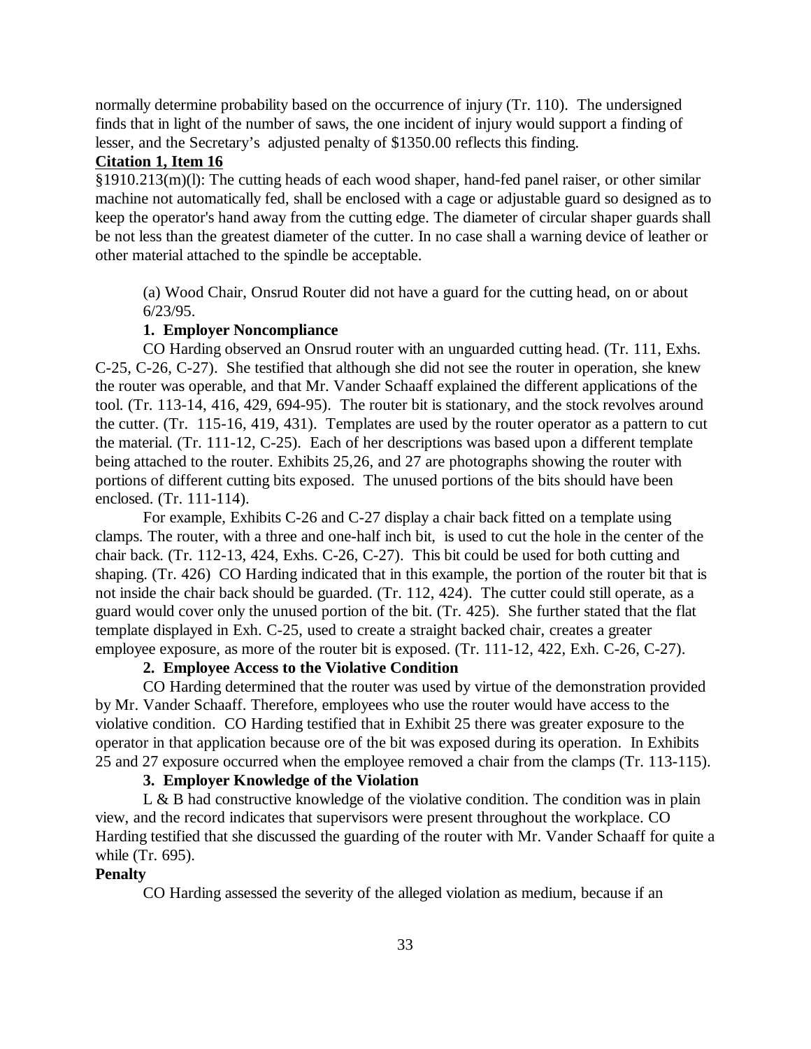normally determine probability based on the occurrence of injury (Tr. 110). The undersigned finds that in light of the number of saws, the one incident of injury would support a finding of lesser, and the Secretary's adjusted penalty of $1350.00 reflects this finding.

**Citation 1, Item 16**

§1910.213(m)(l): The cutting heads of each wood shaper, hand-fed panel raiser, or other similar machine not automatically fed, shall be enclosed with a cage or adjustable guard so designed as to keep the operator's hand away from the cutting edge. The diameter of circular shaper guards shall be not less than the greatest diameter of the cutter. In no case shall a warning device of leather or other material attached to the spindle be acceptable.

(a) Wood Chair, Onsrud Router did not have a guard for the cutting head, on or about 6/23/95.

**1. Employer Noncompliance**

CO Harding observed an Onsrud router with an unguarded cutting head. (Tr. 111, Exhs. C-25, C-26, C-27). She testified that although she did not see the router in operation, she knew the router was operable, and that Mr. Vander Schaaff explained the different applications of the tool. (Tr. 113-14, 416, 429, 694-95). The router bit is stationary, and the stock revolves around the cutter. (Tr. 115-16, 419, 431). Templates are used by the router operator as a pattern to cut the material. (Tr. 111-12, C-25). Each of her descriptions was based upon a different template being attached to the router. Exhibits 25,26, and 27 are photographs showing the router with portions of different cutting bits exposed. The unused portions of the bits should have been enclosed. (Tr. 111-114).

For example, Exhibits C-26 and C-27 display a chair back fitted on a template using clamps. The router, with a three and one-half inch bit, is used to cut the hole in the center of the chair back. (Tr. 112-13, 424, Exhs. C-26, C-27). This bit could be used for both cutting and shaping. (Tr. 426) CO Harding indicated that in this example, the portion of the router bit that is not inside the chair back should be guarded. (Tr. 112, 424). The cutter could still operate, as a guard would cover only the unused portion of the bit. (Tr. 425). She further stated that the flat template displayed in Exh. C-25, used to create a straight backed chair, creates a greater employee exposure, as more of the router bit is exposed. (Tr. 111-12, 422, Exh. C-26, C-27).

**2. Employee Access to the Violative Condition**

CO Harding determined that the router was used by virtue of the demonstration provided by Mr. Vander Schaaff. Therefore, employees who use the router would have access to the violative condition. CO Harding testified that in Exhibit 25 there was greater exposure to the operator in that application because ore of the bit was exposed during its operation. In Exhibits 25 and 27 exposure occurred when the employee removed a chair from the clamps (Tr. 113-115).

**3. Employer Knowledge of the Violation**

L & B had constructive knowledge of the violative condition. The condition was in plain view, and the record indicates that supervisors were present throughout the workplace. CO Harding testified that she discussed the guarding of the router with Mr. Vander Schaaff for quite a while (Tr. 695).

**Penalty**

CO Harding assessed the severity of the alleged violation as medium, because if an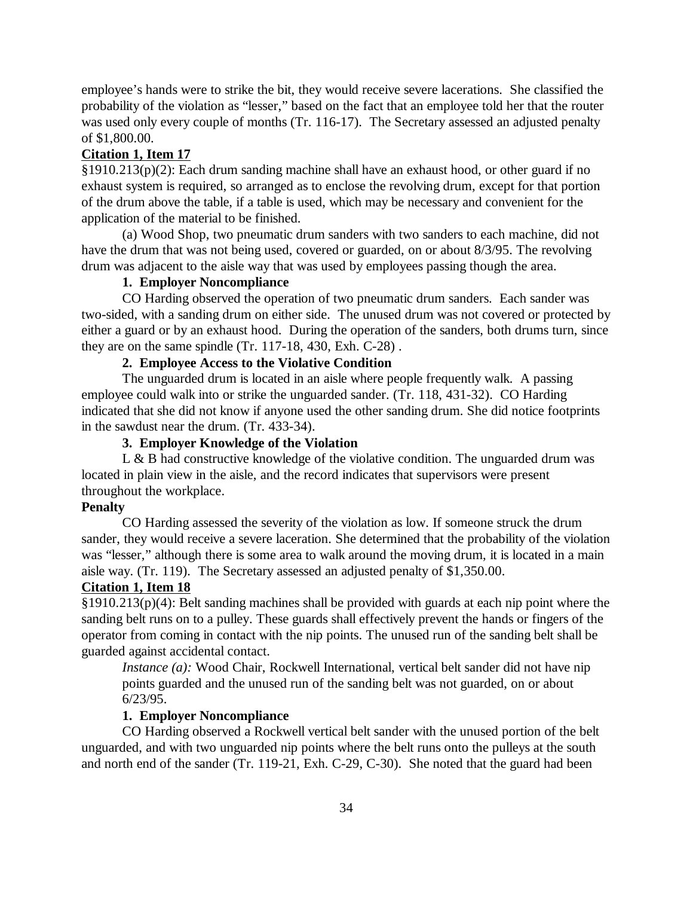employee's hands were to strike the bit, they would receive severe lacerations. She classified the probability of the violation as "lesser," based on the fact that an employee told her that the router was used only every couple of months (Tr. 116-17). The Secretary assessed an adjusted penalty of $1,800.00.

**Citation 1, Item 17**

§1910.213(p)(2): Each drum sanding machine shall have an exhaust hood, or other guard if no exhaust system is required, so arranged as to enclose the revolving drum, except for that portion of the drum above the table, if a table is used, which may be necessary and convenient for the application of the material to be finished.

(a) Wood Shop, two pneumatic drum sanders with two sanders to each machine, did not have the drum that was not being used, covered or guarded, on or about 8/3/95. The revolving drum was adjacent to the aisle way that was used by employees passing though the area.

**1. Employer Noncompliance**

CO Harding observed the operation of two pneumatic drum sanders. Each sander was two-sided, with a sanding drum on either side. The unused drum was not covered or protected by either a guard or by an exhaust hood. During the operation of the sanders, both drums turn, since they are on the same spindle (Tr. 117-18, 430, Exh. C-28) .

**2. Employee Access to the Violative Condition**

The unguarded drum is located in an aisle where people frequently walk. A passing employee could walk into or strike the unguarded sander. (Tr. 118, 431-32). CO Harding indicated that she did not know if anyone used the other sanding drum. She did notice footprints in the sawdust near the drum. (Tr. 433-34).

**3. Employer Knowledge of the Violation**

L & B had constructive knowledge of the violative condition. The unguarded drum was located in plain view in the aisle, and the record indicates that supervisors were present throughout the workplace.

**Penalty**

CO Harding assessed the severity of the violation as low. If someone struck the drum sander, they would receive a severe laceration. She determined that the probability of the violation was "lesser," although there is some area to walk around the moving drum, it is located in a main aisle way. (Tr. 119). The Secretary assessed an adjusted penalty of $1,350.00.

**Citation 1, Item 18**

§1910.213(p)(4): Belt sanding machines shall be provided with guards at each nip point where the sanding belt runs on to a pulley. These guards shall effectively prevent the hands or fingers of the operator from coming in contact with the nip points. The unused run of the sanding belt shall be guarded against accidental contact.

> *Instance (a):* Wood Chair, Rockwell International, vertical belt sander did not have nip points guarded and the unused run of the sanding belt was not guarded, on or about 6/23/95.

**1. Employer Noncompliance**

CO Harding observed a Rockwell vertical belt sander with the unused portion of the belt unguarded, and with two unguarded nip points where the belt runs onto the pulleys at the south and north end of the sander (Tr. 119-21, Exh. C-29, C-30). She noted that the guard had been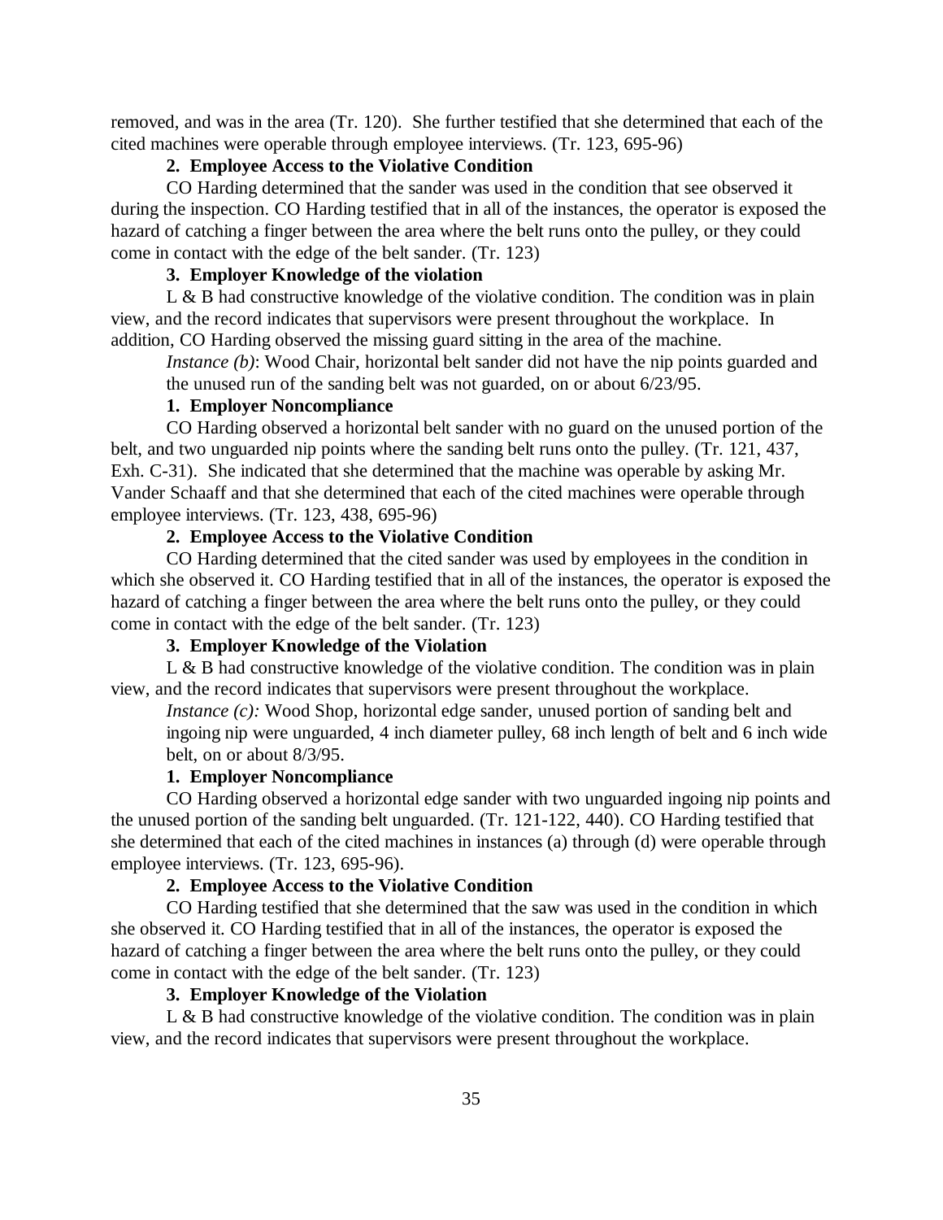removed, and was in the area (Tr. 120). She further testified that she determined that each of the cited machines were operable through employee interviews. (Tr. 123, 695-96)

**2. Employee Access to the Violative Condition**

CO Harding determined that the sander was used in the condition that see observed it during the inspection. CO Harding testified that in all of the instances, the operator is exposed the hazard of catching a finger between the area where the belt runs onto the pulley, or they could come in contact with the edge of the belt sander. (Tr. 123)

**3. Employer Knowledge of the violation**

L & B had constructive knowledge of the violative condition. The condition was in plain view, and the record indicates that supervisors were present throughout the workplace. In addition, CO Harding observed the missing guard sitting in the area of the machine.

> *Instance (b)*: Wood Chair, horizontal belt sander did not have the nip points guarded and the unused run of the sanding belt was not guarded, on or about 6/23/95.

**1. Employer Noncompliance**

CO Harding observed a horizontal belt sander with no guard on the unused portion of the belt, and two unguarded nip points where the sanding belt runs onto the pulley. (Tr. 121, 437, Exh. C-31). She indicated that she determined that the machine was operable by asking Mr. Vander Schaaff and that she determined that each of the cited machines were operable through employee interviews. (Tr. 123, 438, 695-96)

**2. Employee Access to the Violative Condition**

CO Harding determined that the cited sander was used by employees in the condition in which she observed it. CO Harding testified that in all of the instances, the operator is exposed the hazard of catching a finger between the area where the belt runs onto the pulley, or they could come in contact with the edge of the belt sander. (Tr. 123)

**3. Employer Knowledge of the Violation**

L & B had constructive knowledge of the violative condition. The condition was in plain view, and the record indicates that supervisors were present throughout the workplace.

> *Instance (c):* Wood Shop, horizontal edge sander, unused portion of sanding belt and ingoing nip were unguarded, 4 inch diameter pulley, 68 inch length of belt and 6 inch wide belt, on or about 8/3/95.

**1. Employer Noncompliance**

CO Harding observed a horizontal edge sander with two unguarded ingoing nip points and the unused portion of the sanding belt unguarded. (Tr. 121-122, 440). CO Harding testified that she determined that each of the cited machines in instances (a) through (d) were operable through employee interviews. (Tr. 123, 695-96).

**2. Employee Access to the Violative Condition**

CO Harding testified that she determined that the saw was used in the condition in which she observed it. CO Harding testified that in all of the instances, the operator is exposed the hazard of catching a finger between the area where the belt runs onto the pulley, or they could come in contact with the edge of the belt sander. (Tr. 123)

**3. Employer Knowledge of the Violation**

L & B had constructive knowledge of the violative condition. The condition was in plain view, and the record indicates that supervisors were present throughout the workplace.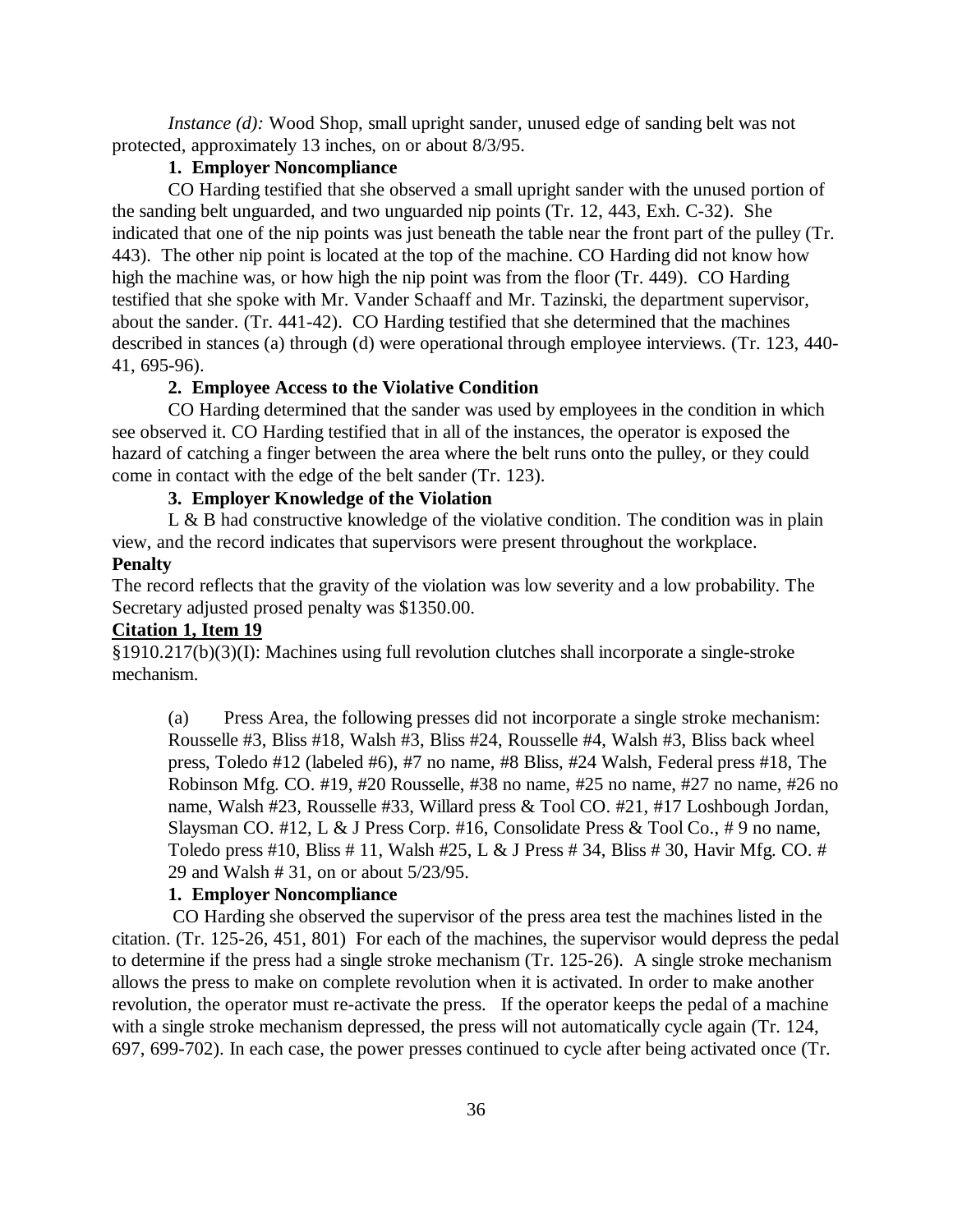*Instance (d):* Wood Shop, small upright sander, unused edge of sanding belt was not protected, approximately 13 inches, on or about 8/3/95.

**1. Employer Noncompliance**

CO Harding testified that she observed a small upright sander with the unused portion of the sanding belt unguarded, and two unguarded nip points (Tr. 12, 443, Exh. C-32). She indicated that one of the nip points was just beneath the table near the front part of the pulley (Tr. 443). The other nip point is located at the top of the machine. CO Harding did not know how high the machine was, or how high the nip point was from the floor (Tr. 449). CO Harding testified that she spoke with Mr. Vander Schaaff and Mr. Tazinski, the department supervisor, about the sander. (Tr. 441-42). CO Harding testified that she determined that the machines described in stances (a) through (d) were operational through employee interviews. (Tr. 123, 440-41, 695-96).

**2. Employee Access to the Violative Condition**

CO Harding determined that the sander was used by employees in the condition in which see observed it. CO Harding testified that in all of the instances, the operator is exposed the hazard of catching a finger between the area where the belt runs onto the pulley, or they could come in contact with the edge of the belt sander (Tr. 123).

**3. Employer Knowledge of the Violation**

L & B had constructive knowledge of the violative condition. The condition was in plain view, and the record indicates that supervisors were present throughout the workplace.

**Penalty**

The record reflects that the gravity of the violation was low severity and a low probability. The Secretary adjusted prosed penalty was $1350.00.

**Citation 1, Item 19**

§1910.217(b)(3)(I): Machines using full revolution clutches shall incorporate a single-stroke mechanism.

(a) Press Area, the following presses did not incorporate a single stroke mechanism: Rousselle #3, Bliss #18, Walsh #3, Bliss #24, Rousselle #4, Walsh #3, Bliss back wheel press, Toledo #12 (labeled #6), #7 no name, #8 Bliss, #24 Walsh, Federal press #18, The Robinson Mfg. CO. #19, #20 Rousselle, #38 no name, #25 no name, #27 no name, #26 no name, Walsh #23, Rousselle #33, Willard press & Tool CO. #21, #17 Loshbough Jordan, Slaysman CO. #12, L & J Press Corp. #16, Consolidate Press & Tool Co., # 9 no name, Toledo press #10, Bliss # 11, Walsh #25, L & J Press # 34, Bliss # 30, Havir Mfg. CO. # 29 and Walsh # 31, on or about 5/23/95.

**1. Employer Noncompliance**

CO Harding she observed the supervisor of the press area test the machines listed in the citation. (Tr. 125-26, 451, 801) For each of the machines, the supervisor would depress the pedal to determine if the press had a single stroke mechanism (Tr. 125-26). A single stroke mechanism allows the press to make on complete revolution when it is activated. In order to make another revolution, the operator must re-activate the press. If the operator keeps the pedal of a machine with a single stroke mechanism depressed, the press will not automatically cycle again (Tr. 124, 697, 699-702). In each case, the power presses continued to cycle after being activated once (Tr.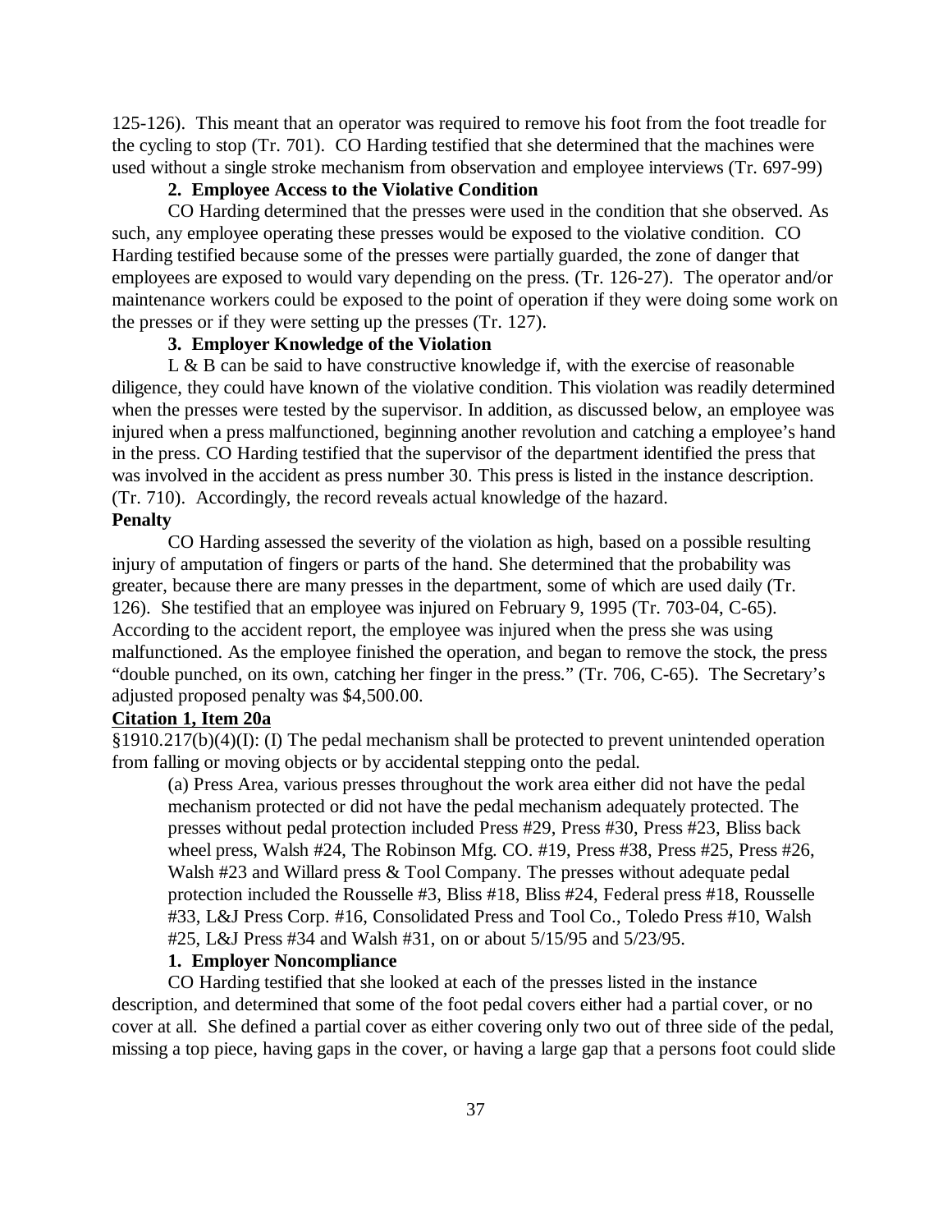125-126). This meant that an operator was required to remove his foot from the foot treadle for the cycling to stop (Tr. 701). CO Harding testified that she determined that the machines were used without a single stroke mechanism from observation and employee interviews (Tr. 697-99)

**2. Employee Access to the Violative Condition**

CO Harding determined that the presses were used in the condition that she observed. As such, any employee operating these presses would be exposed to the violative condition. CO Harding testified because some of the presses were partially guarded, the zone of danger that employees are exposed to would vary depending on the press. (Tr. 126-27). The operator and/or maintenance workers could be exposed to the point of operation if they were doing some work on the presses or if they were setting up the presses (Tr. 127).

**3. Employer Knowledge of the Violation**

L & B can be said to have constructive knowledge if, with the exercise of reasonable diligence, they could have known of the violative condition. This violation was readily determined when the presses were tested by the supervisor. In addition, as discussed below, an employee was injured when a press malfunctioned, beginning another revolution and catching a employee's hand in the press. CO Harding testified that the supervisor of the department identified the press that was involved in the accident as press number 30. This press is listed in the instance description. (Tr. 710). Accordingly, the record reveals actual knowledge of the hazard.

**Penalty**

CO Harding assessed the severity of the violation as high, based on a possible resulting injury of amputation of fingers or parts of the hand. She determined that the probability was greater, because there are many presses in the department, some of which are used daily (Tr. 126). She testified that an employee was injured on February 9, 1995 (Tr. 703-04, C-65). According to the accident report, the employee was injured when the press she was using malfunctioned. As the employee finished the operation, and began to remove the stock, the press "double punched, on its own, catching her finger in the press." (Tr. 706, C-65). The Secretary's adjusted proposed penalty was $4,500.00.

**Citation 1, Item 20a**

§1910.217(b)(4)(I): (I) The pedal mechanism shall be protected to prevent unintended operation from falling or moving objects or by accidental stepping onto the pedal.

> (a) Press Area, various presses throughout the work area either did not have the pedal mechanism protected or did not have the pedal mechanism adequately protected. The presses without pedal protection included Press #29, Press #30, Press #23, Bliss back wheel press, Walsh #24, The Robinson Mfg. CO. #19, Press #38, Press #25, Press #26, Walsh #23 and Willard press & Tool Company. The presses without adequate pedal protection included the Rousselle #3, Bliss #18, Bliss #24, Federal press #18, Rousselle #33, L&J Press Corp. #16, Consolidated Press and Tool Co., Toledo Press #10, Walsh #25, L&J Press #34 and Walsh #31, on or about 5/15/95 and 5/23/95.

**1. Employer Noncompliance**

CO Harding testified that she looked at each of the presses listed in the instance description, and determined that some of the foot pedal covers either had a partial cover, or no cover at all. She defined a partial cover as either covering only two out of three side of the pedal, missing a top piece, having gaps in the cover, or having a large gap that a persons foot could slide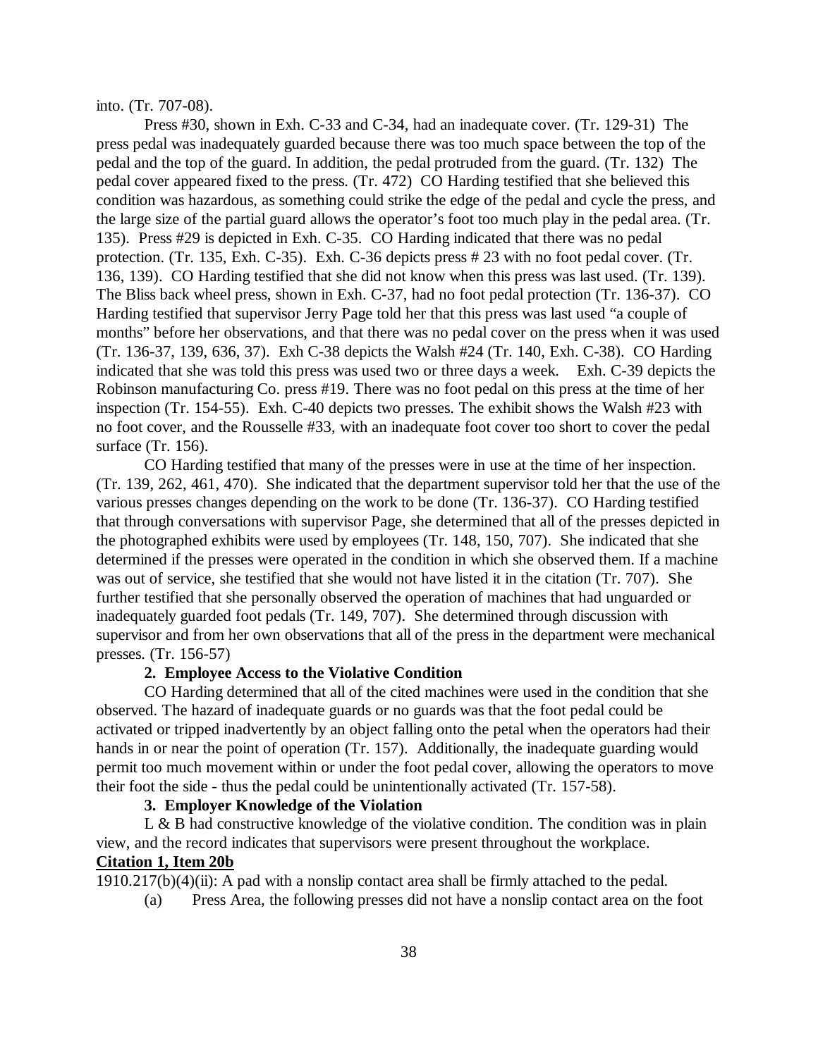into. (Tr. 707-08).

Press #30, shown in Exh. C-33 and C-34, had an inadequate cover. (Tr. 129-31) The press pedal was inadequately guarded because there was too much space between the top of the pedal and the top of the guard. In addition, the pedal protruded from the guard. (Tr. 132) The pedal cover appeared fixed to the press. (Tr. 472) CO Harding testified that she believed this condition was hazardous, as something could strike the edge of the pedal and cycle the press, and the large size of the partial guard allows the operator's foot too much play in the pedal area. (Tr. 135). Press #29 is depicted in Exh. C-35. CO Harding indicated that there was no pedal protection. (Tr. 135, Exh. C-35). Exh. C-36 depicts press # 23 with no foot pedal cover. (Tr. 136, 139). CO Harding testified that she did not know when this press was last used. (Tr. 139). The Bliss back wheel press, shown in Exh. C-37, had no foot pedal protection (Tr. 136-37). CO Harding testified that supervisor Jerry Page told her that this press was last used "a couple of months" before her observations, and that there was no pedal cover on the press when it was used (Tr. 136-37, 139, 636, 37). Exh C-38 depicts the Walsh #24 (Tr. 140, Exh. C-38). CO Harding indicated that she was told this press was used two or three days a week. Exh. C-39 depicts the Robinson manufacturing Co. press #19. There was no foot pedal on this press at the time of her inspection (Tr. 154-55). Exh. C-40 depicts two presses. The exhibit shows the Walsh #23 with no foot cover, and the Rousselle #33, with an inadequate foot cover too short to cover the pedal surface (Tr. 156).

CO Harding testified that many of the presses were in use at the time of her inspection. (Tr. 139, 262, 461, 470). She indicated that the department supervisor told her that the use of the various presses changes depending on the work to be done (Tr. 136-37). CO Harding testified that through conversations with supervisor Page, she determined that all of the presses depicted in the photographed exhibits were used by employees (Tr. 148, 150, 707). She indicated that she determined if the presses were operated in the condition in which she observed them. If a machine was out of service, she testified that she would not have listed it in the citation (Tr. 707). She further testified that she personally observed the operation of machines that had unguarded or inadequately guarded foot pedals (Tr. 149, 707). She determined through discussion with supervisor and from her own observations that all of the press in the department were mechanical presses. (Tr. 156-57)

**2. Employee Access to the Violative Condition**

CO Harding determined that all of the cited machines were used in the condition that she observed. The hazard of inadequate guards or no guards was that the foot pedal could be activated or tripped inadvertently by an object falling onto the petal when the operators had their hands in or near the point of operation (Tr. 157). Additionally, the inadequate guarding would permit too much movement within or under the foot pedal cover, allowing the operators to move their foot the side - thus the pedal could be unintentionally activated (Tr. 157-58).

**3. Employer Knowledge of the Violation**

L & B had constructive knowledge of the violative condition. The condition was in plain view, and the record indicates that supervisors were present throughout the workplace.

**Citation 1, Item 20b**

1910.217(b)(4)(ii): A pad with a nonslip contact area shall be firmly attached to the pedal.

(a) Press Area, the following presses did not have a nonslip contact area on the foot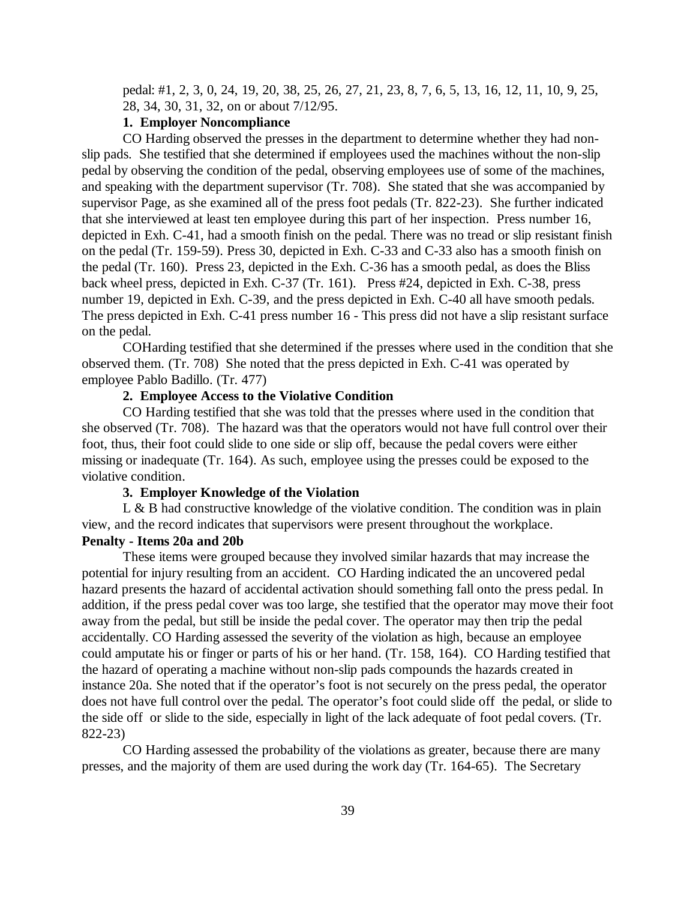pedal: #1, 2, 3, 0, 24, 19, 20, 38, 25, 26, 27, 21, 23, 8, 7, 6, 5, 13, 16, 12, 11, 10, 9, 25, 28, 34, 30, 31, 32, on or about 7/12/95.

**1. Employer Noncompliance**

CO Harding observed the presses in the department to determine whether they had non-slip pads. She testified that she determined if employees used the machines without the non-slip pedal by observing the condition of the pedal, observing employees use of some of the machines, and speaking with the department supervisor (Tr. 708). She stated that she was accompanied by supervisor Page, as she examined all of the press foot pedals (Tr. 822-23). She further indicated that she interviewed at least ten employee during this part of her inspection. Press number 16, depicted in Exh. C-41, had a smooth finish on the pedal. There was no tread or slip resistant finish on the pedal (Tr. 159-59). Press 30, depicted in Exh. C-33 and C-33 also has a smooth finish on the pedal (Tr. 160). Press 23, depicted in the Exh. C-36 has a smooth pedal, as does the Bliss back wheel press, depicted in Exh. C-37 (Tr. 161). Press #24, depicted in Exh. C-38, press number 19, depicted in Exh. C-39, and the press depicted in Exh. C-40 all have smooth pedals. The press depicted in Exh. C-41 press number 16 - This press did not have a slip resistant surface on the pedal.

COHarding testified that she determined if the presses where used in the condition that she observed them. (Tr. 708) She noted that the press depicted in Exh. C-41 was operated by employee Pablo Badillo. (Tr. 477)

**2. Employee Access to the Violative Condition**

CO Harding testified that she was told that the presses where used in the condition that she observed (Tr. 708). The hazard was that the operators would not have full control over their foot, thus, their foot could slide to one side or slip off, because the pedal covers were either missing or inadequate (Tr. 164). As such, employee using the presses could be exposed to the violative condition.

**3. Employer Knowledge of the Violation**

L & B had constructive knowledge of the violative condition. The condition was in plain view, and the record indicates that supervisors were present throughout the workplace.

**Penalty - Items 20a and 20b**

These items were grouped because they involved similar hazards that may increase the potential for injury resulting from an accident. CO Harding indicated the an uncovered pedal hazard presents the hazard of accidental activation should something fall onto the press pedal. In addition, if the press pedal cover was too large, she testified that the operator may move their foot away from the pedal, but still be inside the pedal cover. The operator may then trip the pedal accidentally. CO Harding assessed the severity of the violation as high, because an employee could amputate his or finger or parts of his or her hand. (Tr. 158, 164). CO Harding testified that the hazard of operating a machine without non-slip pads compounds the hazards created in instance 20a. She noted that if the operator's foot is not securely on the press pedal, the operator does not have full control over the pedal. The operator's foot could slide off the pedal, or slide to the side off or slide to the side, especially in light of the lack adequate of foot pedal covers. (Tr. 822-23)

CO Harding assessed the probability of the violations as greater, because there are many presses, and the majority of them are used during the work day (Tr. 164-65). The Secretary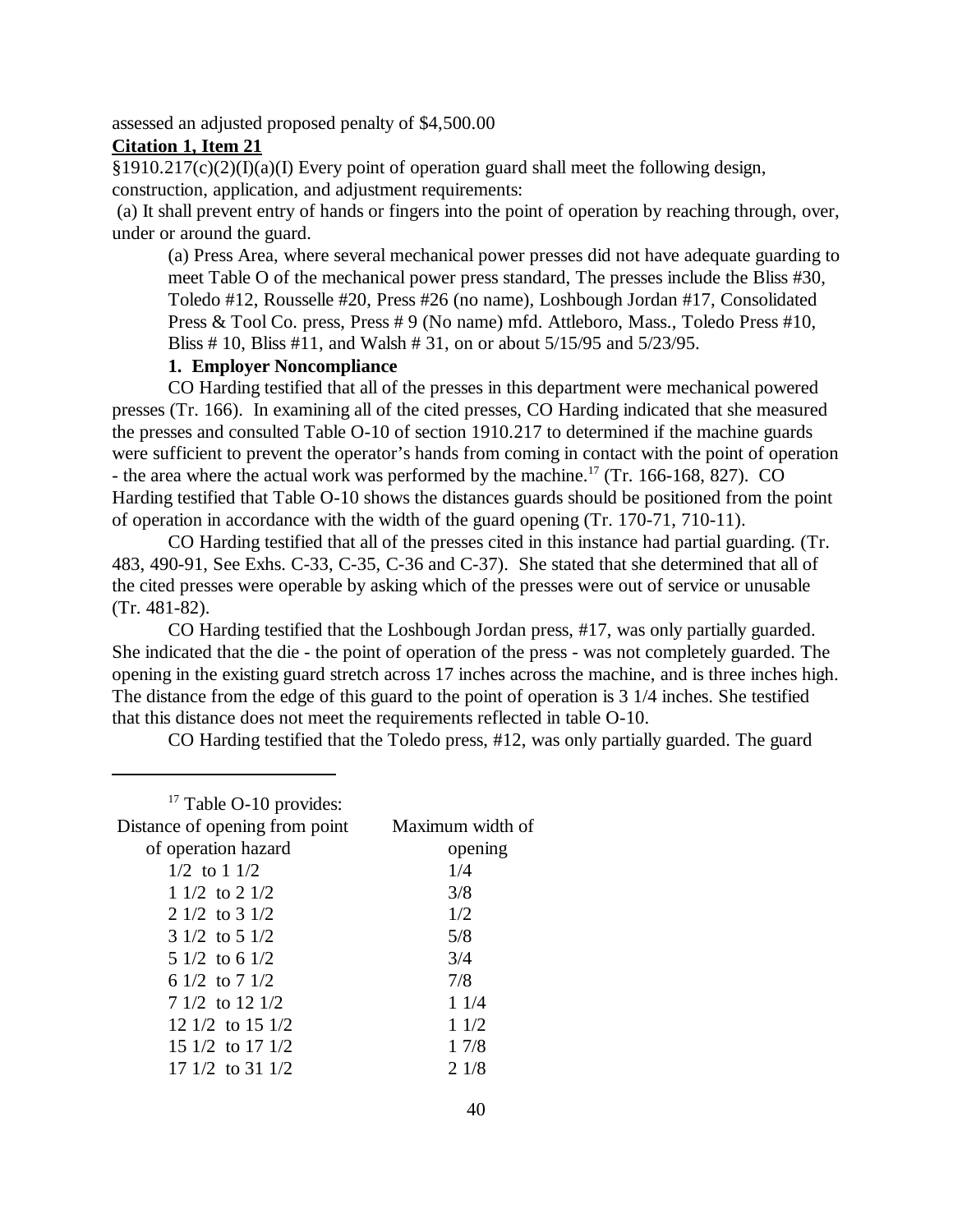assessed an adjusted proposed penalty of $4,500.00

**Citation 1, Item 21**

§1910.217(c)(2)(I)(a)(I) Every point of operation guard shall meet the following design, construction, application, and adjustment requirements:

(a) It shall prevent entry of hands or fingers into the point of operation by reaching through, over, under or around the guard.

> (a) Press Area, where several mechanical power presses did not have adequate guarding to meet Table O of the mechanical power press standard, The presses include the Bliss #30, Toledo #12, Rousselle #20, Press #26 (no name), Loshbough Jordan #17, Consolidated Press & Tool Co. press, Press # 9 (No name) mfd. Attleboro, Mass., Toledo Press #10, Bliss # 10, Bliss #11, and Walsh # 31, on or about 5/15/95 and 5/23/95.

**1. Employer Noncompliance**

CO Harding testified that all of the presses in this department were mechanical powered presses (Tr. 166). In examining all of the cited presses, CO Harding indicated that she measured the presses and consulted Table O-10 of section 1910.217 to determined if the machine guards were sufficient to prevent the operator's hands from coming in contact with the point of operation - the area where the actual work was performed by the machine.[17] (Tr. 166-168, 827). CO Harding testified that Table O-10 shows the distances guards should be positioned from the point of operation in accordance with the width of the guard opening (Tr. 170-71, 710-11).

CO Harding testified that all of the presses cited in this instance had partial guarding. (Tr. 483, 490-91, See Exhs. C-33, C-35, C-36 and C-37). She stated that she determined that all of the cited presses were operable by asking which of the presses were out of service or unusable (Tr. 481-82).

CO Harding testified that the Loshbough Jordan press, #17, was only partially guarded. She indicated that the die - the point of operation of the press - was not completely guarded. The opening in the existing guard stretch across 17 inches across the machine, and is three inches high. The distance from the edge of this guard to the point of operation is 3 1/4 inches. She testified that this distance does not meet the requirements reflected in table O-10.

CO Harding testified that the Toledo press, #12, was only partially guarded. The guard

---

[17] Table O-10 provides:

| Distance of opening from point of operation hazard | Maximum width of opening |
|---|---|
| 1/2 to 1 1/2 | 1/4 |
| 1 1/2 to 2 1/2 | 3/8 |
| 2 1/2 to 3 1/2 | 1/2 |
| 3 1/2 to 5 1/2 | 5/8 |
| 5 1/2 to 6 1/2 | 3/4 |
| 6 1/2 to 7 1/2 | 7/8 |
| 7 1/2 to 12 1/2 | 1 1/4 |
| 12 1/2 to 15 1/2 | 1 1/2 |
| 15 1/2 to 17 1/2 | 1 7/8 |
| 17 1/2 to 31 1/2 | 2 1/8 |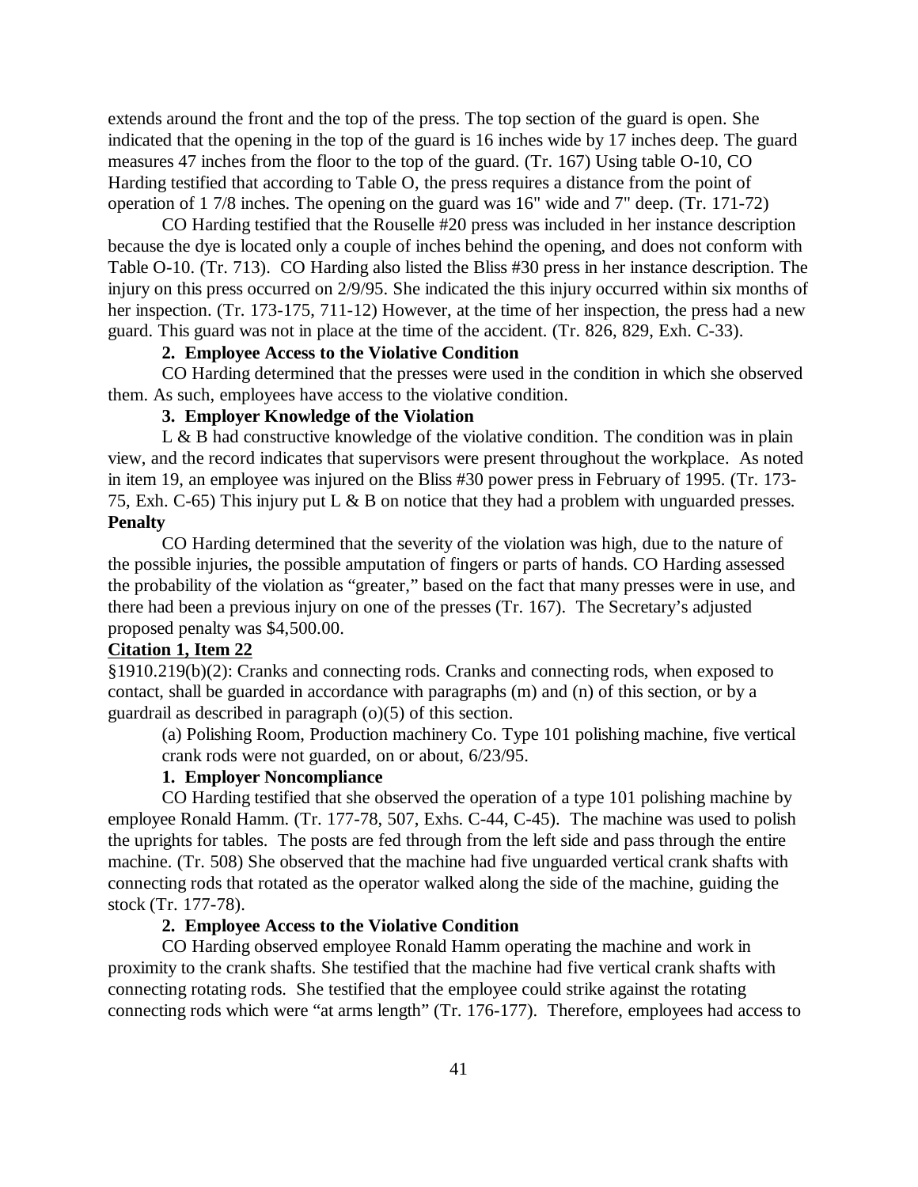extends around the front and the top of the press. The top section of the guard is open. She indicated that the opening in the top of the guard is 16 inches wide by 17 inches deep. The guard measures 47 inches from the floor to the top of the guard. (Tr. 167) Using table O-10, CO Harding testified that according to Table O, the press requires a distance from the point of operation of 1 7/8 inches. The opening on the guard was 16" wide and 7" deep. (Tr. 171-72)

CO Harding testified that the Rouselle #20 press was included in her instance description because the dye is located only a couple of inches behind the opening, and does not conform with Table O-10. (Tr. 713). CO Harding also listed the Bliss #30 press in her instance description. The injury on this press occurred on 2/9/95. She indicated the this injury occurred within six months of her inspection. (Tr. 173-175, 711-12) However, at the time of her inspection, the press had a new guard. This guard was not in place at the time of the accident. (Tr. 826, 829, Exh. C-33).

**2. Employee Access to the Violative Condition**

CO Harding determined that the presses were used in the condition in which she observed them. As such, employees have access to the violative condition.

**3. Employer Knowledge of the Violation**

L & B had constructive knowledge of the violative condition. The condition was in plain view, and the record indicates that supervisors were present throughout the workplace. As noted in item 19, an employee was injured on the Bliss #30 power press in February of 1995. (Tr. 173-75, Exh. C-65) This injury put L & B on notice that they had a problem with unguarded presses.

**Penalty**

CO Harding determined that the severity of the violation was high, due to the nature of the possible injuries, the possible amputation of fingers or parts of hands. CO Harding assessed the probability of the violation as "greater," based on the fact that many presses were in use, and there had been a previous injury on one of the presses (Tr. 167). The Secretary's adjusted proposed penalty was $4,500.00.

**Citation 1, Item 22**

§1910.219(b)(2): Cranks and connecting rods. Cranks and connecting rods, when exposed to contact, shall be guarded in accordance with paragraphs (m) and (n) of this section, or by a guardrail as described in paragraph (o)(5) of this section.

> (a) Polishing Room, Production machinery Co. Type 101 polishing machine, five vertical crank rods were not guarded, on or about, 6/23/95.

**1. Employer Noncompliance**

CO Harding testified that she observed the operation of a type 101 polishing machine by employee Ronald Hamm. (Tr. 177-78, 507, Exhs. C-44, C-45). The machine was used to polish the uprights for tables. The posts are fed through from the left side and pass through the entire machine. (Tr. 508) She observed that the machine had five unguarded vertical crank shafts with connecting rods that rotated as the operator walked along the side of the machine, guiding the stock (Tr. 177-78).

**2. Employee Access to the Violative Condition**

CO Harding observed employee Ronald Hamm operating the machine and work in proximity to the crank shafts. She testified that the machine had five vertical crank shafts with connecting rotating rods. She testified that the employee could strike against the rotating connecting rods which were "at arms length" (Tr. 176-177). Therefore, employees had access to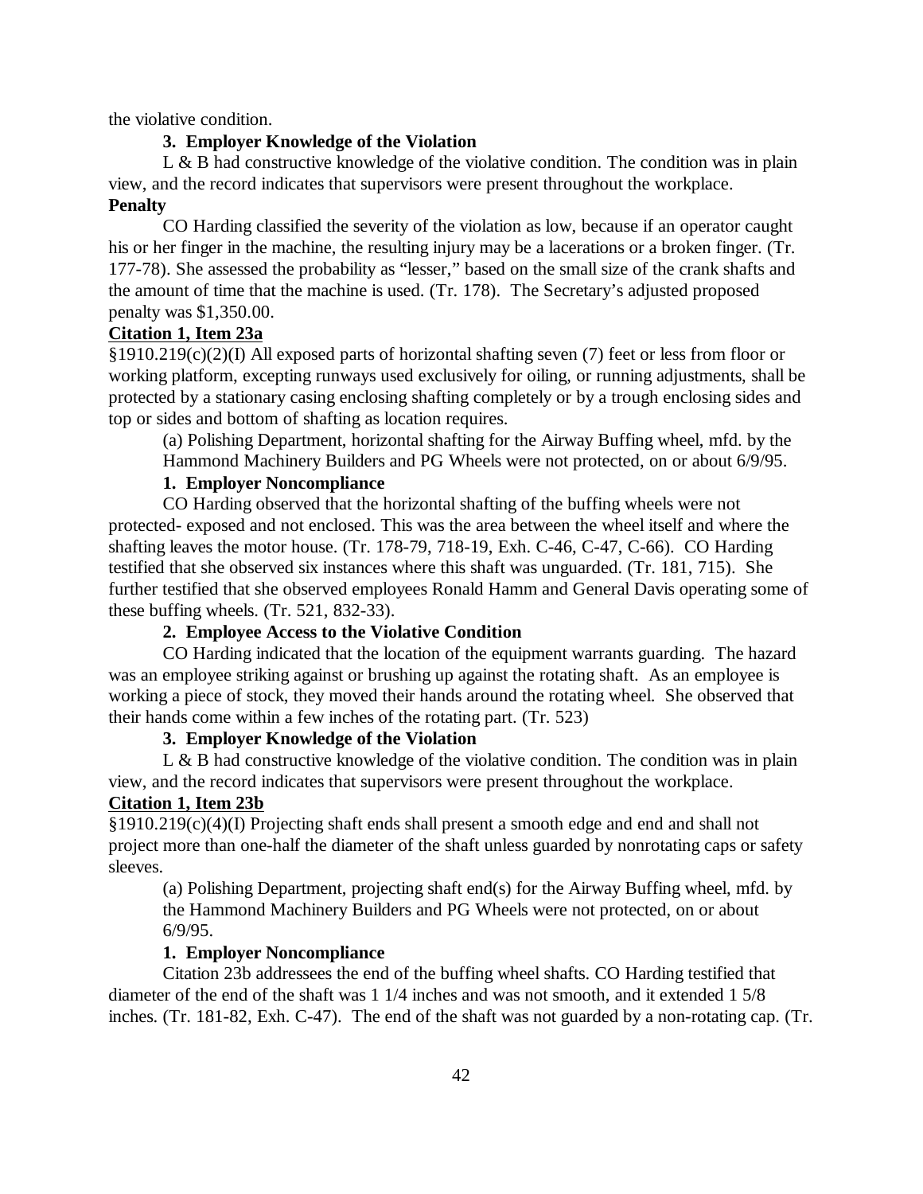the violative condition.

**3. Employer Knowledge of the Violation**

L & B had constructive knowledge of the violative condition. The condition was in plain view, and the record indicates that supervisors were present throughout the workplace.

**Penalty**

CO Harding classified the severity of the violation as low, because if an operator caught his or her finger in the machine, the resulting injury may be a lacerations or a broken finger. (Tr. 177-78). She assessed the probability as "lesser," based on the small size of the crank shafts and the amount of time that the machine is used. (Tr. 178). The Secretary's adjusted proposed penalty was $1,350.00.

**Citation 1, Item 23a**

§1910.219(c)(2)(I) All exposed parts of horizontal shafting seven (7) feet or less from floor or working platform, excepting runways used exclusively for oiling, or running adjustments, shall be protected by a stationary casing enclosing shafting completely or by a trough enclosing sides and top or sides and bottom of shafting as location requires.

(a) Polishing Department, horizontal shafting for the Airway Buffing wheel, mfd. by the Hammond Machinery Builders and PG Wheels were not protected, on or about 6/9/95.

**1. Employer Noncompliance**

CO Harding observed that the horizontal shafting of the buffing wheels were not protected- exposed and not enclosed. This was the area between the wheel itself and where the shafting leaves the motor house. (Tr. 178-79, 718-19, Exh. C-46, C-47, C-66). CO Harding testified that she observed six instances where this shaft was unguarded. (Tr. 181, 715). She further testified that she observed employees Ronald Hamm and General Davis operating some of these buffing wheels. (Tr. 521, 832-33).

**2. Employee Access to the Violative Condition**

CO Harding indicated that the location of the equipment warrants guarding. The hazard was an employee striking against or brushing up against the rotating shaft. As an employee is working a piece of stock, they moved their hands around the rotating wheel. She observed that their hands come within a few inches of the rotating part. (Tr. 523)

**3. Employer Knowledge of the Violation**

L & B had constructive knowledge of the violative condition. The condition was in plain view, and the record indicates that supervisors were present throughout the workplace.

**Citation 1, Item 23b**

§1910.219(c)(4)(I) Projecting shaft ends shall present a smooth edge and end and shall not project more than one-half the diameter of the shaft unless guarded by nonrotating caps or safety sleeves.

(a) Polishing Department, projecting shaft end(s) for the Airway Buffing wheel, mfd. by the Hammond Machinery Builders and PG Wheels were not protected, on or about 6/9/95.

**1. Employer Noncompliance**

Citation 23b addressees the end of the buffing wheel shafts. CO Harding testified that diameter of the end of the shaft was 1 1/4 inches and was not smooth, and it extended 1 5/8 inches. (Tr. 181-82, Exh. C-47). The end of the shaft was not guarded by a non-rotating cap. (Tr.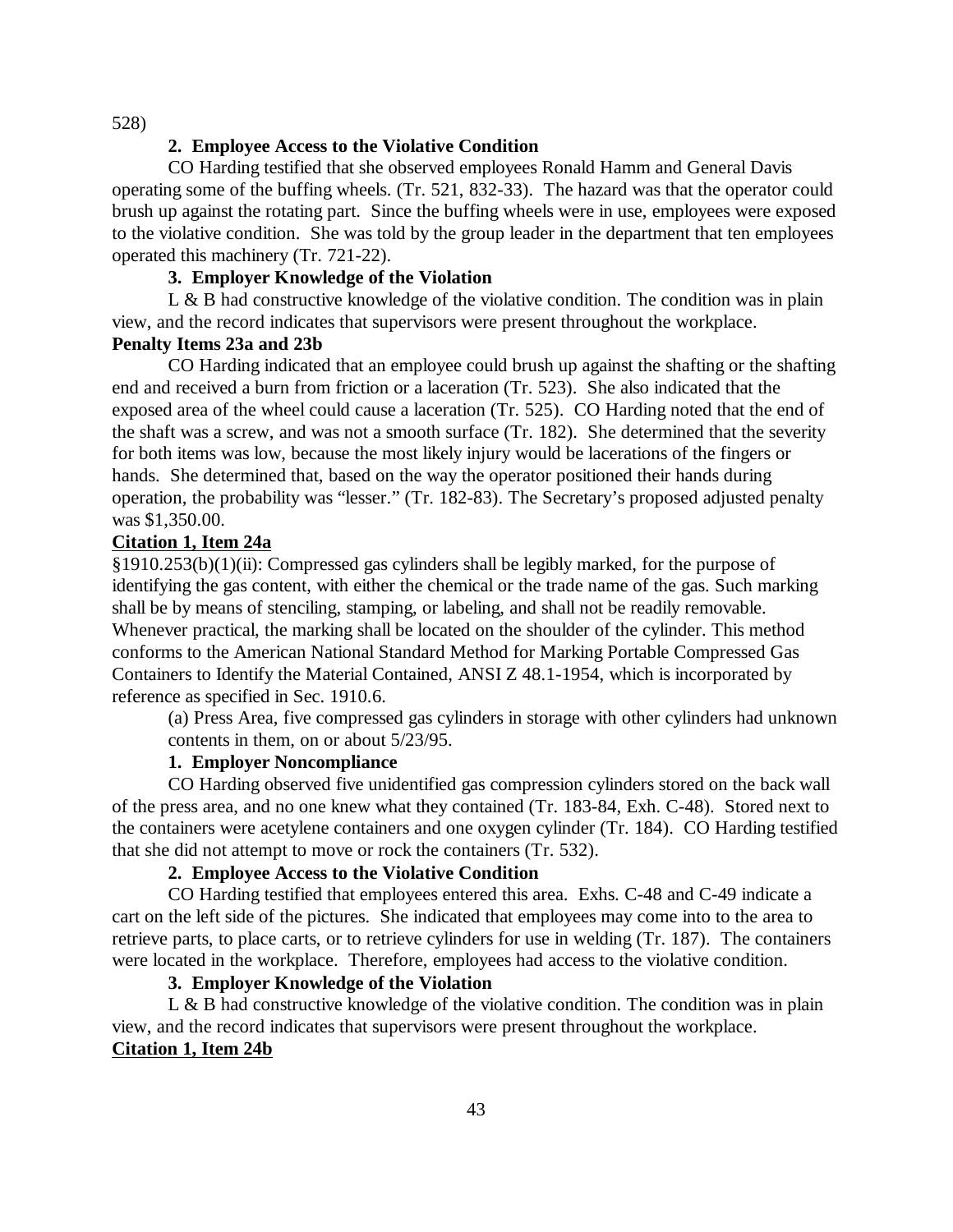528)

**2. Employee Access to the Violative Condition**

CO Harding testified that she observed employees Ronald Hamm and General Davis operating some of the buffing wheels. (Tr. 521, 832-33). The hazard was that the operator could brush up against the rotating part. Since the buffing wheels were in use, employees were exposed to the violative condition. She was told by the group leader in the department that ten employees operated this machinery (Tr. 721-22).

**3. Employer Knowledge of the Violation**

L & B had constructive knowledge of the violative condition. The condition was in plain view, and the record indicates that supervisors were present throughout the workplace.

**Penalty Items 23a and 23b**

CO Harding indicated that an employee could brush up against the shafting or the shafting end and received a burn from friction or a laceration (Tr. 523). She also indicated that the exposed area of the wheel could cause a laceration (Tr. 525). CO Harding noted that the end of the shaft was a screw, and was not a smooth surface (Tr. 182). She determined that the severity for both items was low, because the most likely injury would be lacerations of the fingers or hands. She determined that, based on the way the operator positioned their hands during operation, the probability was "lesser." (Tr. 182-83). The Secretary's proposed adjusted penalty was $1,350.00.

**Citation 1, Item 24a**

§1910.253(b)(1)(ii): Compressed gas cylinders shall be legibly marked, for the purpose of identifying the gas content, with either the chemical or the trade name of the gas. Such marking shall be by means of stenciling, stamping, or labeling, and shall not be readily removable. Whenever practical, the marking shall be located on the shoulder of the cylinder. This method conforms to the American National Standard Method for Marking Portable Compressed Gas Containers to Identify the Material Contained, ANSI Z 48.1-1954, which is incorporated by reference as specified in Sec. 1910.6.

(a) Press Area, five compressed gas cylinders in storage with other cylinders had unknown contents in them, on or about 5/23/95.

**1. Employer Noncompliance**

CO Harding observed five unidentified gas compression cylinders stored on the back wall of the press area, and no one knew what they contained (Tr. 183-84, Exh. C-48). Stored next to the containers were acetylene containers and one oxygen cylinder (Tr. 184). CO Harding testified that she did not attempt to move or rock the containers (Tr. 532).

**2. Employee Access to the Violative Condition**

CO Harding testified that employees entered this area. Exhs. C-48 and C-49 indicate a cart on the left side of the pictures. She indicated that employees may come into to the area to retrieve parts, to place carts, or to retrieve cylinders for use in welding (Tr. 187). The containers were located in the workplace. Therefore, employees had access to the violative condition.

**3. Employer Knowledge of the Violation**

L & B had constructive knowledge of the violative condition. The condition was in plain view, and the record indicates that supervisors were present throughout the workplace.

**Citation 1, Item 24b**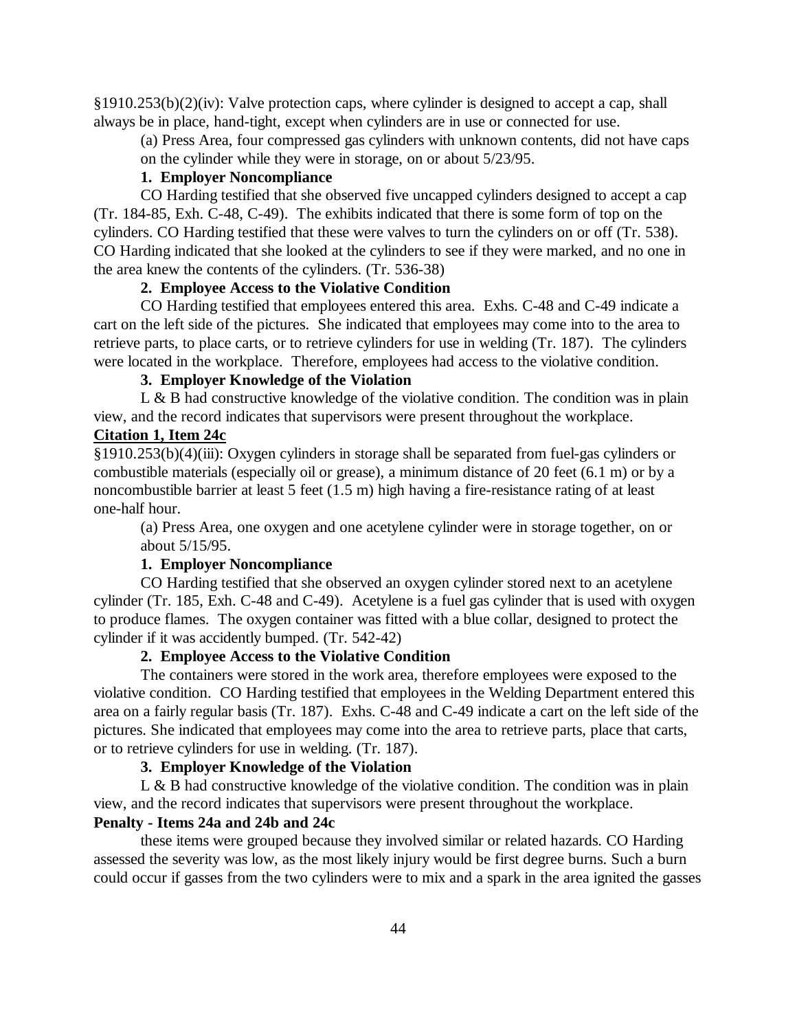§1910.253(b)(2)(iv): Valve protection caps, where cylinder is designed to accept a cap, shall always be in place, hand-tight, except when cylinders are in use or connected for use.

> (a) Press Area, four compressed gas cylinders with unknown contents, did not have caps on the cylinder while they were in storage, on or about 5/23/95.

**1. Employer Noncompliance**

CO Harding testified that she observed five uncapped cylinders designed to accept a cap (Tr. 184-85, Exh. C-48, C-49). The exhibits indicated that there is some form of top on the cylinders. CO Harding testified that these were valves to turn the cylinders on or off (Tr. 538). CO Harding indicated that she looked at the cylinders to see if they were marked, and no one in the area knew the contents of the cylinders. (Tr. 536-38)

**2. Employee Access to the Violative Condition**

CO Harding testified that employees entered this area. Exhs. C-48 and C-49 indicate a cart on the left side of the pictures. She indicated that employees may come into to the area to retrieve parts, to place carts, or to retrieve cylinders for use in welding (Tr. 187). The cylinders were located in the workplace. Therefore, employees had access to the violative condition.

**3. Employer Knowledge of the Violation**

L & B had constructive knowledge of the violative condition. The condition was in plain view, and the record indicates that supervisors were present throughout the workplace.

**Citation 1, Item 24c**

§1910.253(b)(4)(iii): Oxygen cylinders in storage shall be separated from fuel-gas cylinders or combustible materials (especially oil or grease), a minimum distance of 20 feet (6.1 m) or by a noncombustible barrier at least 5 feet (1.5 m) high having a fire-resistance rating of at least one-half hour.

> (a) Press Area, one oxygen and one acetylene cylinder were in storage together, on or about 5/15/95.

**1. Employer Noncompliance**

CO Harding testified that she observed an oxygen cylinder stored next to an acetylene cylinder (Tr. 185, Exh. C-48 and C-49). Acetylene is a fuel gas cylinder that is used with oxygen to produce flames. The oxygen container was fitted with a blue collar, designed to protect the cylinder if it was accidently bumped. (Tr. 542-42)

**2. Employee Access to the Violative Condition**

The containers were stored in the work area, therefore employees were exposed to the violative condition. CO Harding testified that employees in the Welding Department entered this area on a fairly regular basis (Tr. 187). Exhs. C-48 and C-49 indicate a cart on the left side of the pictures. She indicated that employees may come into the area to retrieve parts, place that carts, or to retrieve cylinders for use in welding. (Tr. 187).

**3. Employer Knowledge of the Violation**

L & B had constructive knowledge of the violative condition. The condition was in plain view, and the record indicates that supervisors were present throughout the workplace.

**Penalty - Items 24a and 24b and 24c**

these items were grouped because they involved similar or related hazards. CO Harding assessed the severity was low, as the most likely injury would be first degree burns. Such a burn could occur if gasses from the two cylinders were to mix and a spark in the area ignited the gasses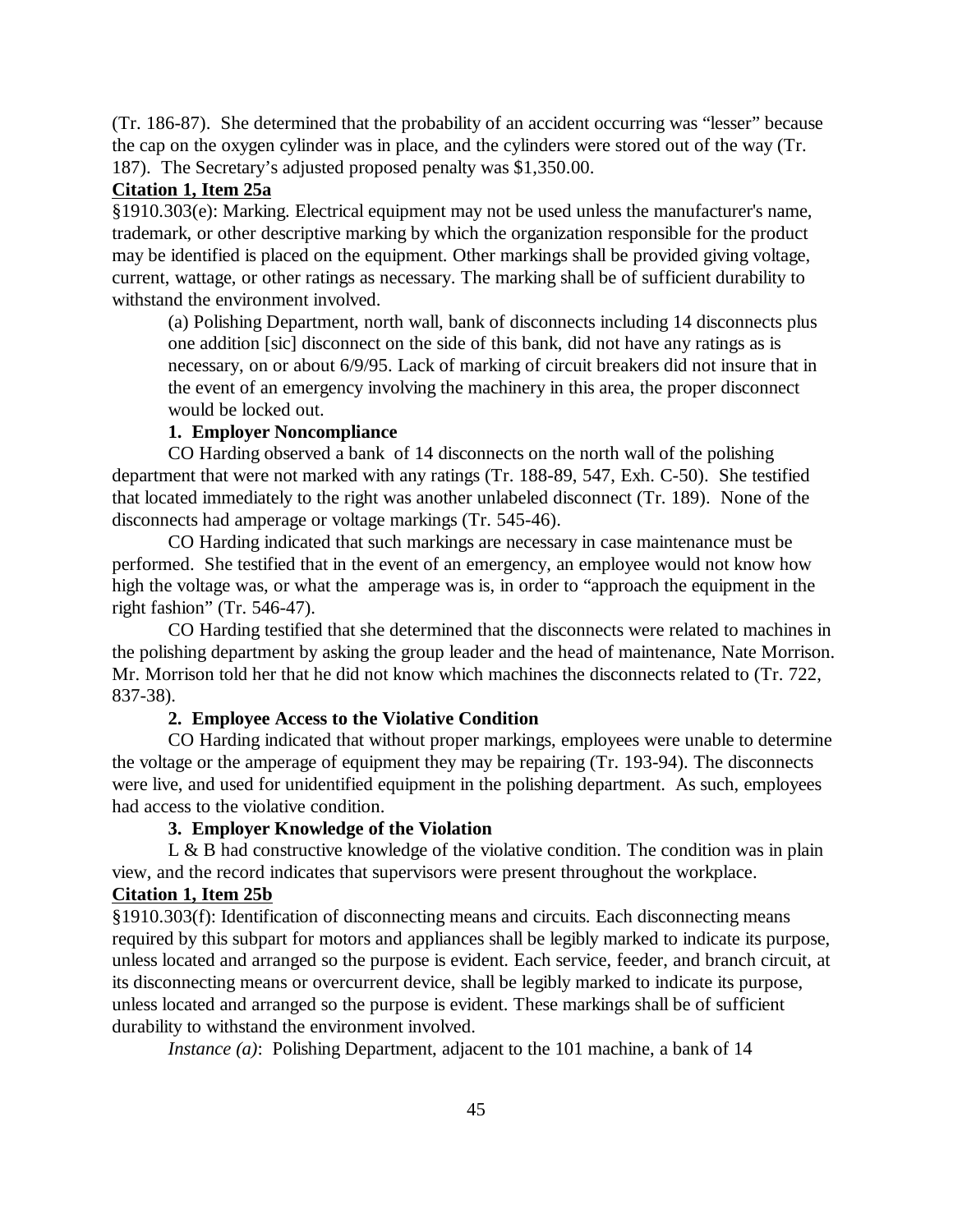(Tr. 186-87). She determined that the probability of an accident occurring was "lesser" because the cap on the oxygen cylinder was in place, and the cylinders were stored out of the way (Tr. 187). The Secretary's adjusted proposed penalty was $1,350.00.

**Citation 1, Item 25a**

§1910.303(e): Marking. Electrical equipment may not be used unless the manufacturer's name, trademark, or other descriptive marking by which the organization responsible for the product may be identified is placed on the equipment. Other markings shall be provided giving voltage, current, wattage, or other ratings as necessary. The marking shall be of sufficient durability to withstand the environment involved.

> (a) Polishing Department, north wall, bank of disconnects including 14 disconnects plus one addition [sic] disconnect on the side of this bank, did not have any ratings as is necessary, on or about 6/9/95. Lack of marking of circuit breakers did not insure that in the event of an emergency involving the machinery in this area, the proper disconnect would be locked out.

**1. Employer Noncompliance**

CO Harding observed a bank of 14 disconnects on the north wall of the polishing department that were not marked with any ratings (Tr. 188-89, 547, Exh. C-50). She testified that located immediately to the right was another unlabeled disconnect (Tr. 189). None of the disconnects had amperage or voltage markings (Tr. 545-46).

CO Harding indicated that such markings are necessary in case maintenance must be performed. She testified that in the event of an emergency, an employee would not know how high the voltage was, or what the amperage was is, in order to "approach the equipment in the right fashion" (Tr. 546-47).

CO Harding testified that she determined that the disconnects were related to machines in the polishing department by asking the group leader and the head of maintenance, Nate Morrison. Mr. Morrison told her that he did not know which machines the disconnects related to (Tr. 722, 837-38).

**2. Employee Access to the Violative Condition**

CO Harding indicated that without proper markings, employees were unable to determine the voltage or the amperage of equipment they may be repairing (Tr. 193-94). The disconnects were live, and used for unidentified equipment in the polishing department. As such, employees had access to the violative condition.

**3. Employer Knowledge of the Violation**

L & B had constructive knowledge of the violative condition. The condition was in plain view, and the record indicates that supervisors were present throughout the workplace.

**Citation 1, Item 25b**

§1910.303(f): Identification of disconnecting means and circuits. Each disconnecting means required by this subpart for motors and appliances shall be legibly marked to indicate its purpose, unless located and arranged so the purpose is evident. Each service, feeder, and branch circuit, at its disconnecting means or overcurrent device, shall be legibly marked to indicate its purpose, unless located and arranged so the purpose is evident. These markings shall be of sufficient durability to withstand the environment involved.

*Instance (a)*: Polishing Department, adjacent to the 101 machine, a bank of 14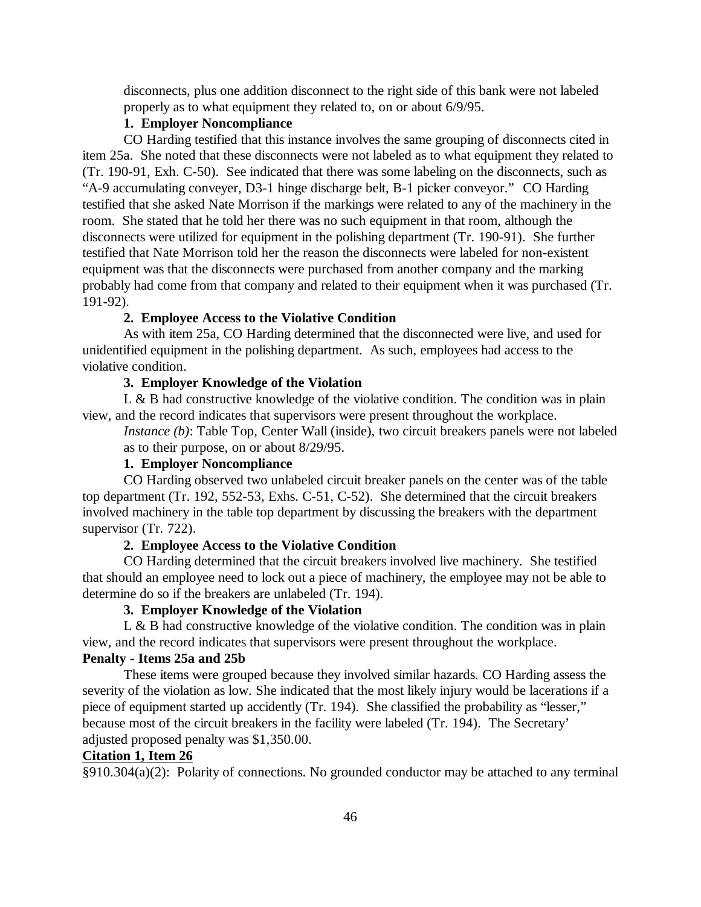disconnects, plus one addition disconnect to the right side of this bank were not labeled properly as to what equipment they related to, on or about 6/9/95.

**1. Employer Noncompliance**

CO Harding testified that this instance involves the same grouping of disconnects cited in item 25a. She noted that these disconnects were not labeled as to what equipment they related to (Tr. 190-91, Exh. C-50). See indicated that there was some labeling on the disconnects, such as "A-9 accumulating conveyer, D3-1 hinge discharge belt, B-1 picker conveyor." CO Harding testified that she asked Nate Morrison if the markings were related to any of the machinery in the room. She stated that he told her there was no such equipment in that room, although the disconnects were utilized for equipment in the polishing department (Tr. 190-91). She further testified that Nate Morrison told her the reason the disconnects were labeled for non-existent equipment was that the disconnects were purchased from another company and the marking probably had come from that company and related to their equipment when it was purchased (Tr. 191-92).

**2. Employee Access to the Violative Condition**

As with item 25a, CO Harding determined that the disconnected were live, and used for unidentified equipment in the polishing department. As such, employees had access to the violative condition.

**3. Employer Knowledge of the Violation**

L & B had constructive knowledge of the violative condition. The condition was in plain view, and the record indicates that supervisors were present throughout the workplace.

*Instance (b)*: Table Top, Center Wall (inside), two circuit breakers panels were not labeled as to their purpose, on or about 8/29/95.

**1. Employer Noncompliance**

CO Harding observed two unlabeled circuit breaker panels on the center was of the table top department (Tr. 192, 552-53, Exhs. C-51, C-52). She determined that the circuit breakers involved machinery in the table top department by discussing the breakers with the department supervisor (Tr. 722).

**2. Employee Access to the Violative Condition**

CO Harding determined that the circuit breakers involved live machinery. She testified that should an employee need to lock out a piece of machinery, the employee may not be able to determine do so if the breakers are unlabeled (Tr. 194).

**3. Employer Knowledge of the Violation**

L & B had constructive knowledge of the violative condition. The condition was in plain view, and the record indicates that supervisors were present throughout the workplace.

**Penalty - Items 25a and 25b**

These items were grouped because they involved similar hazards. CO Harding assess the severity of the violation as low. She indicated that the most likely injury would be lacerations if a piece of equipment started up accidently (Tr. 194). She classified the probability as "lesser," because most of the circuit breakers in the facility were labeled (Tr. 194). The Secretary' adjusted proposed penalty was $1,350.00.

**<u>Citation 1, Item 26</u>**

§910.304(a)(2): Polarity of connections. No grounded conductor may be attached to any terminal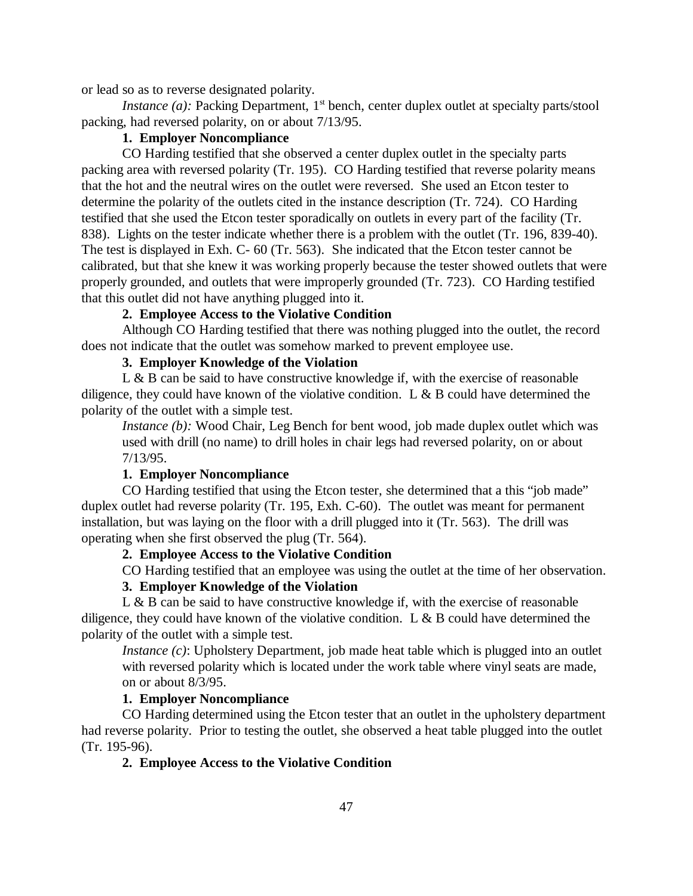or lead so as to reverse designated polarity.

*Instance (a):* Packing Department, 1st bench, center duplex outlet at specialty parts/stool packing, had reversed polarity, on or about 7/13/95.

**1. Employer Noncompliance**

CO Harding testified that she observed a center duplex outlet in the specialty parts packing area with reversed polarity (Tr. 195). CO Harding testified that reverse polarity means that the hot and the neutral wires on the outlet were reversed. She used an Etcon tester to determine the polarity of the outlets cited in the instance description (Tr. 724). CO Harding testified that she used the Etcon tester sporadically on outlets in every part of the facility (Tr. 838). Lights on the tester indicate whether there is a problem with the outlet (Tr. 196, 839-40). The test is displayed in Exh. C- 60 (Tr. 563). She indicated that the Etcon tester cannot be calibrated, but that she knew it was working properly because the tester showed outlets that were properly grounded, and outlets that were improperly grounded (Tr. 723). CO Harding testified that this outlet did not have anything plugged into it.

**2. Employee Access to the Violative Condition**

Although CO Harding testified that there was nothing plugged into the outlet, the record does not indicate that the outlet was somehow marked to prevent employee use.

**3. Employer Knowledge of the Violation**

L & B can be said to have constructive knowledge if, with the exercise of reasonable diligence, they could have known of the violative condition. L & B could have determined the polarity of the outlet with a simple test.

*Instance (b):* Wood Chair, Leg Bench for bent wood, job made duplex outlet which was used with drill (no name) to drill holes in chair legs had reversed polarity, on or about 7/13/95.

**1. Employer Noncompliance**

CO Harding testified that using the Etcon tester, she determined that a this "job made" duplex outlet had reverse polarity (Tr. 195, Exh. C-60). The outlet was meant for permanent installation, but was laying on the floor with a drill plugged into it (Tr. 563). The drill was operating when she first observed the plug (Tr. 564).

**2. Employee Access to the Violative Condition**

CO Harding testified that an employee was using the outlet at the time of her observation.

**3. Employer Knowledge of the Violation**

L & B can be said to have constructive knowledge if, with the exercise of reasonable diligence, they could have known of the violative condition. L & B could have determined the polarity of the outlet with a simple test.

*Instance (c)*: Upholstery Department, job made heat table which is plugged into an outlet with reversed polarity which is located under the work table where vinyl seats are made, on or about 8/3/95.

**1. Employer Noncompliance**

CO Harding determined using the Etcon tester that an outlet in the upholstery department had reverse polarity. Prior to testing the outlet, she observed a heat table plugged into the outlet (Tr. 195-96).

**2. Employee Access to the Violative Condition**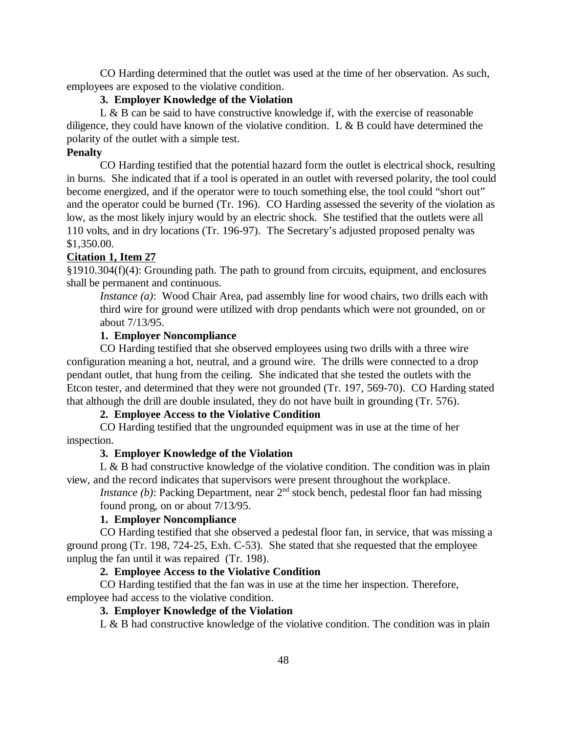CO Harding determined that the outlet was used at the time of her observation. As such, employees are exposed to the violative condition.

**3. Employer Knowledge of the Violation**

L & B can be said to have constructive knowledge if, with the exercise of reasonable diligence, they could have known of the violative condition. L & B could have determined the polarity of the outlet with a simple test.

**Penalty**

CO Harding testified that the potential hazard form the outlet is electrical shock, resulting in burns. She indicated that if a tool is operated in an outlet with reversed polarity, the tool could become energized, and if the operator were to touch something else, the tool could "short out" and the operator could be burned (Tr. 196). CO Harding assessed the severity of the violation as low, as the most likely injury would by an electric shock. She testified that the outlets were all 110 volts, and in dry locations (Tr. 196-97). The Secretary's adjusted proposed penalty was $1,350.00.

**Citation 1, Item 27**

§1910.304(f)(4): Grounding path. The path to ground from circuits, equipment, and enclosures shall be permanent and continuous.

> *Instance (a)*: Wood Chair Area, pad assembly line for wood chairs, two drills each with third wire for ground were utilized with drop pendants which were not grounded, on or about 7/13/95.

**1. Employer Noncompliance**

CO Harding testified that she observed employees using two drills with a three wire configuration meaning a hot, neutral, and a ground wire. The drills were connected to a drop pendant outlet, that hung from the ceiling. She indicated that she tested the outlets with the Etcon tester, and determined that they were not grounded (Tr. 197, 569-70). CO Harding stated that although the drill are double insulated, they do not have built in grounding (Tr. 576).

**2. Employee Access to the Violative Condition**

CO Harding testified that the ungrounded equipment was in use at the time of her inspection.

**3. Employer Knowledge of the Violation**

L & B had constructive knowledge of the violative condition. The condition was in plain view, and the record indicates that supervisors were present throughout the workplace.

> *Instance (b)*: Packing Department, near 2nd stock bench, pedestal floor fan had missing found prong, on or about 7/13/95.

**1. Employer Noncompliance**

CO Harding testified that she observed a pedestal floor fan, in service, that was missing a ground prong (Tr. 198, 724-25, Exh. C-53). She stated that she requested that the employee unplug the fan until it was repaired (Tr. 198).

**2. Employee Access to the Violative Condition**

CO Harding testified that the fan was in use at the time her inspection. Therefore, employee had access to the violative condition.

**3. Employer Knowledge of the Violation**

L & B had constructive knowledge of the violative condition. The condition was in plain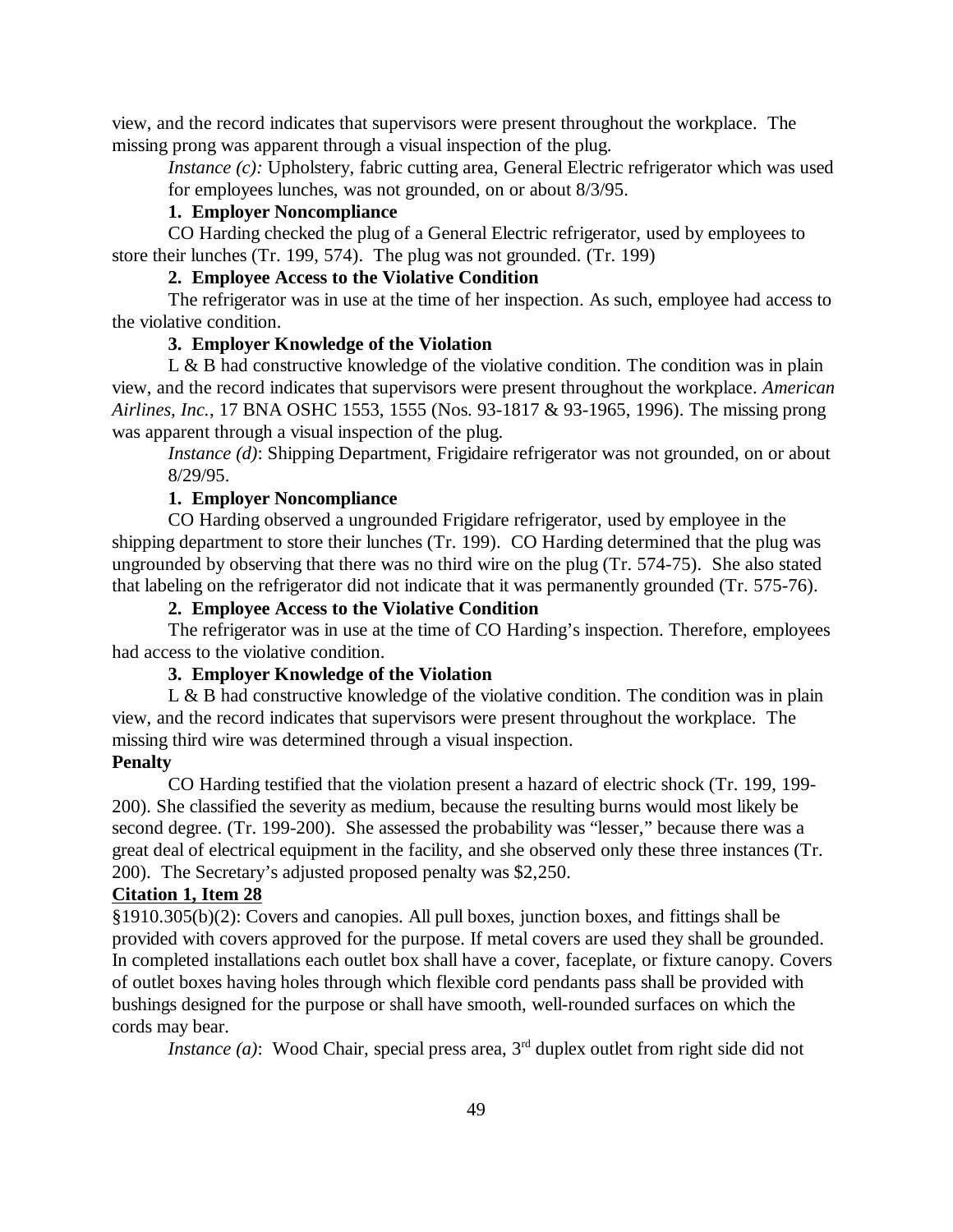view, and the record indicates that supervisors were present throughout the workplace. The missing prong was apparent through a visual inspection of the plug.

*Instance (c):* Upholstery, fabric cutting area, General Electric refrigerator which was used for employees lunches, was not grounded, on or about 8/3/95.

**1. Employer Noncompliance**

CO Harding checked the plug of a General Electric refrigerator, used by employees to store their lunches (Tr. 199, 574). The plug was not grounded. (Tr. 199)

**2. Employee Access to the Violative Condition**

The refrigerator was in use at the time of her inspection. As such, employee had access to the violative condition.

**3. Employer Knowledge of the Violation**

L & B had constructive knowledge of the violative condition. The condition was in plain view, and the record indicates that supervisors were present throughout the workplace. *American Airlines, Inc.*, 17 BNA OSHC 1553, 1555 (Nos. 93-1817 & 93-1965, 1996). The missing prong was apparent through a visual inspection of the plug.

*Instance (d)*: Shipping Department, Frigidaire refrigerator was not grounded, on or about 8/29/95.

**1. Employer Noncompliance**

CO Harding observed a ungrounded Frigidare refrigerator, used by employee in the shipping department to store their lunches (Tr. 199). CO Harding determined that the plug was ungrounded by observing that there was no third wire on the plug (Tr. 574-75). She also stated that labeling on the refrigerator did not indicate that it was permanently grounded (Tr. 575-76).

**2. Employee Access to the Violative Condition**

The refrigerator was in use at the time of CO Harding's inspection. Therefore, employees had access to the violative condition.

**3. Employer Knowledge of the Violation**

L & B had constructive knowledge of the violative condition. The condition was in plain view, and the record indicates that supervisors were present throughout the workplace. The missing third wire was determined through a visual inspection.

**Penalty**

CO Harding testified that the violation present a hazard of electric shock (Tr. 199, 199-200). She classified the severity as medium, because the resulting burns would most likely be second degree. (Tr. 199-200). She assessed the probability was "lesser," because there was a great deal of electrical equipment in the facility, and she observed only these three instances (Tr. 200). The Secretary's adjusted proposed penalty was $2,250.

**Citation 1, Item 28**

§1910.305(b)(2): Covers and canopies. All pull boxes, junction boxes, and fittings shall be provided with covers approved for the purpose. If metal covers are used they shall be grounded. In completed installations each outlet box shall have a cover, faceplate, or fixture canopy. Covers of outlet boxes having holes through which flexible cord pendants pass shall be provided with bushings designed for the purpose or shall have smooth, well-rounded surfaces on which the cords may bear.

*Instance (a)*: Wood Chair, special press area, 3rd duplex outlet from right side did not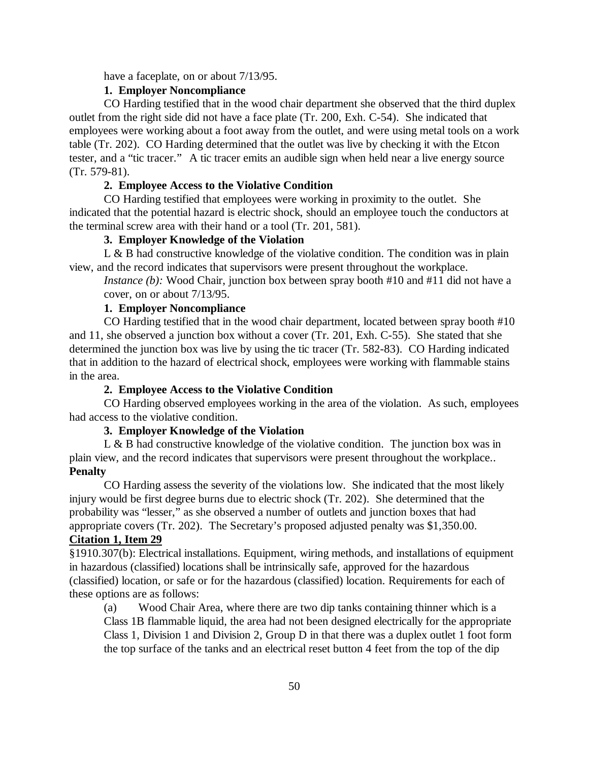have a faceplate, on or about 7/13/95.

**1. Employer Noncompliance**

CO Harding testified that in the wood chair department she observed that the third duplex outlet from the right side did not have a face plate (Tr. 200, Exh. C-54). She indicated that employees were working about a foot away from the outlet, and were using metal tools on a work table (Tr. 202). CO Harding determined that the outlet was live by checking it with the Etcon tester, and a "tic tracer." A tic tracer emits an audible sign when held near a live energy source (Tr. 579-81).

**2. Employee Access to the Violative Condition**

CO Harding testified that employees were working in proximity to the outlet. She indicated that the potential hazard is electric shock, should an employee touch the conductors at the terminal screw area with their hand or a tool (Tr. 201, 581).

**3. Employer Knowledge of the Violation**

L & B had constructive knowledge of the violative condition. The condition was in plain view, and the record indicates that supervisors were present throughout the workplace.

*Instance (b):* Wood Chair, junction box between spray booth #10 and #11 did not have a cover, on or about 7/13/95.

**1. Employer Noncompliance**

CO Harding testified that in the wood chair department, located between spray booth #10 and 11, she observed a junction box without a cover (Tr. 201, Exh. C-55). She stated that she determined the junction box was live by using the tic tracer (Tr. 582-83). CO Harding indicated that in addition to the hazard of electrical shock, employees were working with flammable stains in the area.

**2. Employee Access to the Violative Condition**

CO Harding observed employees working in the area of the violation. As such, employees had access to the violative condition.

**3. Employer Knowledge of the Violation**

L & B had constructive knowledge of the violative condition. The junction box was in plain view, and the record indicates that supervisors were present throughout the workplace..

**Penalty**

CO Harding assess the severity of the violations low. She indicated that the most likely injury would be first degree burns due to electric shock (Tr. 202). She determined that the probability was "lesser," as she observed a number of outlets and junction boxes that had appropriate covers (Tr. 202). The Secretary's proposed adjusted penalty was $1,350.00.

**Citation 1, Item 29**

§1910.307(b): Electrical installations. Equipment, wiring methods, and installations of equipment in hazardous (classified) locations shall be intrinsically safe, approved for the hazardous (classified) location, or safe or for the hazardous (classified) location. Requirements for each of these options are as follows:

(a) Wood Chair Area, where there are two dip tanks containing thinner which is a Class 1B flammable liquid, the area had not been designed electrically for the appropriate Class 1, Division 1 and Division 2, Group D in that there was a duplex outlet 1 foot form the top surface of the tanks and an electrical reset button 4 feet from the top of the dip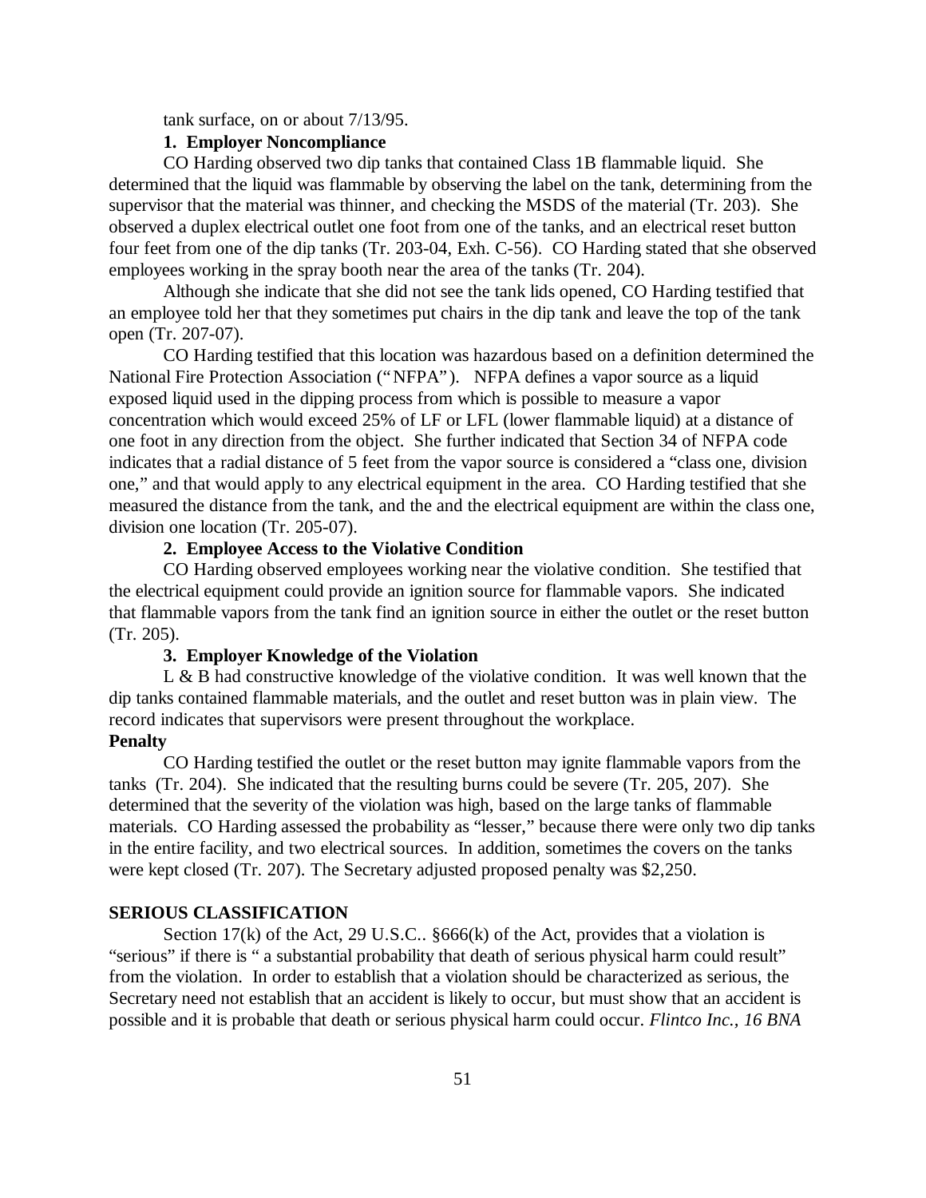tank surface, on or about 7/13/95.

**1. Employer Noncompliance**

CO Harding observed two dip tanks that contained Class 1B flammable liquid. She determined that the liquid was flammable by observing the label on the tank, determining from the supervisor that the material was thinner, and checking the MSDS of the material (Tr. 203). She observed a duplex electrical outlet one foot from one of the tanks, and an electrical reset button four feet from one of the dip tanks (Tr. 203-04, Exh. C-56). CO Harding stated that she observed employees working in the spray booth near the area of the tanks (Tr. 204).

Although she indicate that she did not see the tank lids opened, CO Harding testified that an employee told her that they sometimes put chairs in the dip tank and leave the top of the tank open (Tr. 207-07).

CO Harding testified that this location was hazardous based on a definition determined the National Fire Protection Association ("NFPA"). NFPA defines a vapor source as a liquid exposed liquid used in the dipping process from which is possible to measure a vapor concentration which would exceed 25% of LF or LFL (lower flammable liquid) at a distance of one foot in any direction from the object. She further indicated that Section 34 of NFPA code indicates that a radial distance of 5 feet from the vapor source is considered a "class one, division one," and that would apply to any electrical equipment in the area. CO Harding testified that she measured the distance from the tank, and the and the electrical equipment are within the class one, division one location (Tr. 205-07).

**2. Employee Access to the Violative Condition**

CO Harding observed employees working near the violative condition. She testified that the electrical equipment could provide an ignition source for flammable vapors. She indicated that flammable vapors from the tank find an ignition source in either the outlet or the reset button (Tr. 205).

**3. Employer Knowledge of the Violation**

L & B had constructive knowledge of the violative condition. It was well known that the dip tanks contained flammable materials, and the outlet and reset button was in plain view. The record indicates that supervisors were present throughout the workplace.

**Penalty**

CO Harding testified the outlet or the reset button may ignite flammable vapors from the tanks (Tr. 204). She indicated that the resulting burns could be severe (Tr. 205, 207). She determined that the severity of the violation was high, based on the large tanks of flammable materials. CO Harding assessed the probability as "lesser," because there were only two dip tanks in the entire facility, and two electrical sources. In addition, sometimes the covers on the tanks were kept closed (Tr. 207). The Secretary adjusted proposed penalty was $2,250.

**SERIOUS CLASSIFICATION**

Section 17(k) of the Act, 29 U.S.C.. §666(k) of the Act, provides that a violation is "serious" if there is " a substantial probability that death of serious physical harm could result" from the violation. In order to establish that a violation should be characterized as serious, the Secretary need not establish that an accident is likely to occur, but must show that an accident is possible and it is probable that death or serious physical harm could occur. *Flintco Inc., 16 BNA*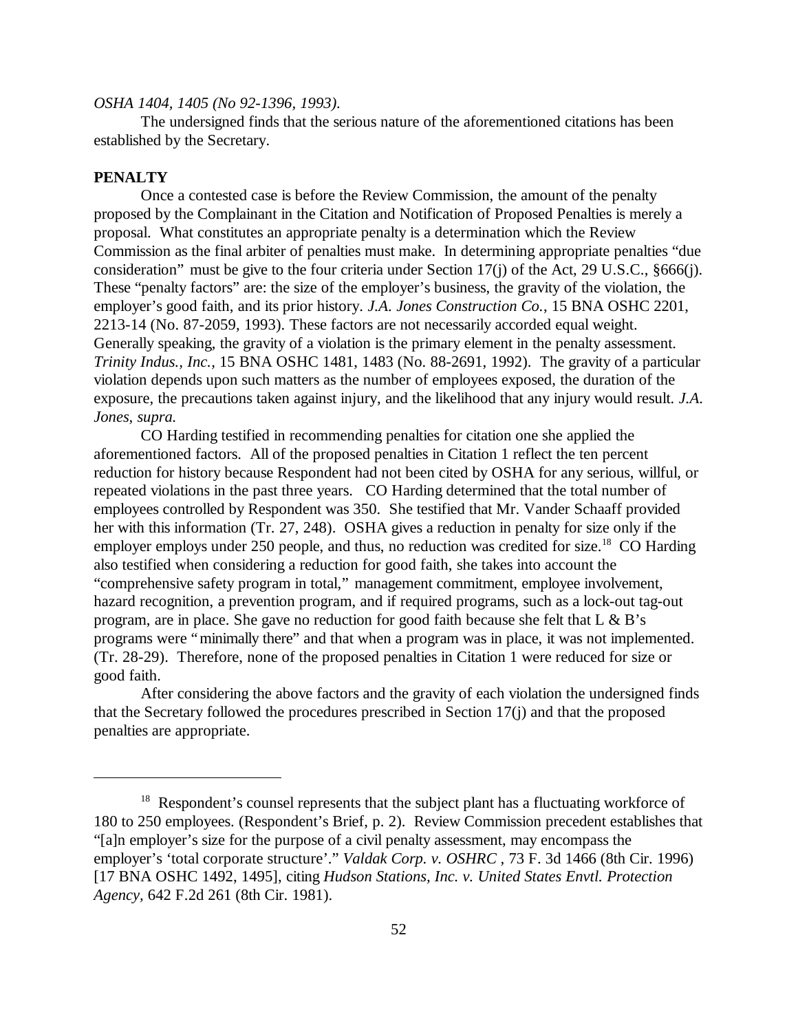*OSHA 1404, 1405 (No 92-1396, 1993).*

The undersigned finds that the serious nature of the aforementioned citations has been established by the Secretary.

**PENALTY**

Once a contested case is before the Review Commission, the amount of the penalty proposed by the Complainant in the Citation and Notification of Proposed Penalties is merely a proposal. What constitutes an appropriate penalty is a determination which the Review Commission as the final arbiter of penalties must make. In determining appropriate penalties "due consideration" must be give to the four criteria under Section 17(j) of the Act, 29 U.S.C., §666(j). These "penalty factors" are: the size of the employer's business, the gravity of the violation, the employer's good faith, and its prior history. *J.A. Jones Construction Co.*, 15 BNA OSHC 2201, 2213-14 (No. 87-2059, 1993). These factors are not necessarily accorded equal weight. Generally speaking, the gravity of a violation is the primary element in the penalty assessment. *Trinity Indus., Inc.,* 15 BNA OSHC 1481, 1483 (No. 88-2691, 1992). The gravity of a particular violation depends upon such matters as the number of employees exposed, the duration of the exposure, the precautions taken against injury, and the likelihood that any injury would result. *J.A. Jones, supra.*

CO Harding testified in recommending penalties for citation one she applied the aforementioned factors. All of the proposed penalties in Citation 1 reflect the ten percent reduction for history because Respondent had not been cited by OSHA for any serious, willful, or repeated violations in the past three years. CO Harding determined that the total number of employees controlled by Respondent was 350. She testified that Mr. Vander Schaaff provided her with this information (Tr. 27, 248). OSHA gives a reduction in penalty for size only if the employer employs under 250 people, and thus, no reduction was credited for size.[18] CO Harding also testified when considering a reduction for good faith, she takes into account the "comprehensive safety program in total," management commitment, employee involvement, hazard recognition, a prevention program, and if required programs, such as a lock-out tag-out program, are in place. She gave no reduction for good faith because she felt that L & B's programs were "minimally there" and that when a program was in place, it was not implemented. (Tr. 28-29). Therefore, none of the proposed penalties in Citation 1 were reduced for size or good faith.

After considering the above factors and the gravity of each violation the undersigned finds that the Secretary followed the procedures prescribed in Section 17(j) and that the proposed penalties are appropriate.

---

[18] Respondent's counsel represents that the subject plant has a fluctuating workforce of 180 to 250 employees. (Respondent's Brief, p. 2). Review Commission precedent establishes that "[a]n employer's size for the purpose of a civil penalty assessment, may encompass the employer's 'total corporate structure'." *Valdak Corp. v. OSHRC* , 73 F. 3d 1466 (8th Cir. 1996) [17 BNA OSHC 1492, 1495], citing *Hudson Stations, Inc. v. United States Envtl. Protection Agency,* 642 F.2d 261 (8th Cir. 1981).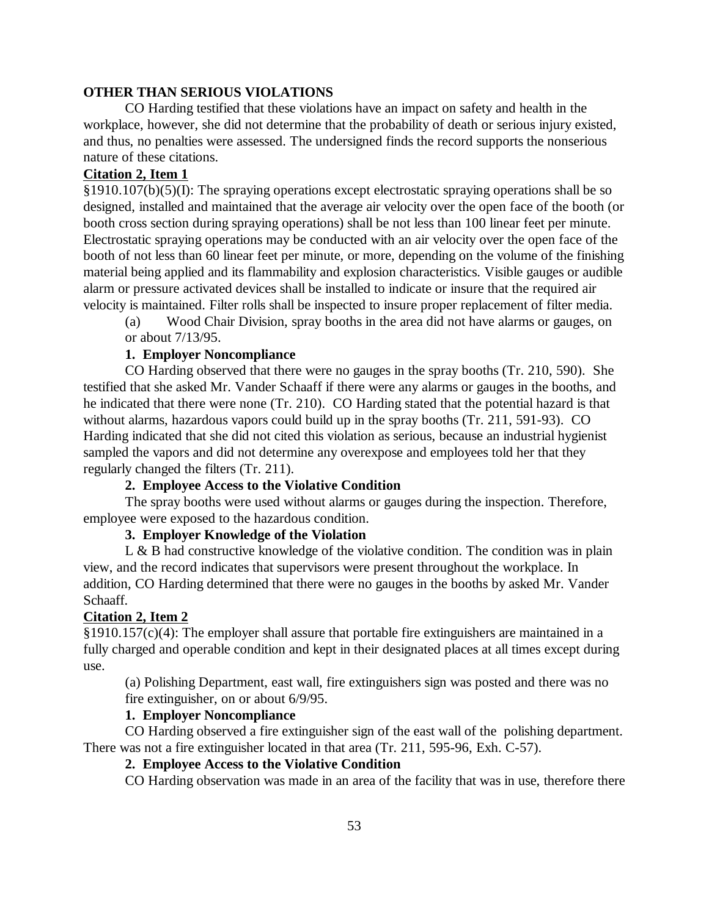**OTHER THAN SERIOUS VIOLATIONS**

CO Harding testified that these violations have an impact on safety and health in the workplace, however, she did not determine that the probability of death or serious injury existed, and thus, no penalties were assessed. The undersigned finds the record supports the nonserious nature of these citations.

**Citation 2, Item 1**

§1910.107(b)(5)(I): The spraying operations except electrostatic spraying operations shall be so designed, installed and maintained that the average air velocity over the open face of the booth (or booth cross section during spraying operations) shall be not less than 100 linear feet per minute. Electrostatic spraying operations may be conducted with an air velocity over the open face of the booth of not less than 60 linear feet per minute, or more, depending on the volume of the finishing material being applied and its flammability and explosion characteristics. Visible gauges or audible alarm or pressure activated devices shall be installed to indicate or insure that the required air velocity is maintained. Filter rolls shall be inspected to insure proper replacement of filter media.

(a) Wood Chair Division, spray booths in the area did not have alarms or gauges, on or about 7/13/95.

**1. Employer Noncompliance**

CO Harding observed that there were no gauges in the spray booths (Tr. 210, 590). She testified that she asked Mr. Vander Schaaff if there were any alarms or gauges in the booths, and he indicated that there were none (Tr. 210). CO Harding stated that the potential hazard is that without alarms, hazardous vapors could build up in the spray booths (Tr. 211, 591-93). CO Harding indicated that she did not cited this violation as serious, because an industrial hygienist sampled the vapors and did not determine any overexpose and employees told her that they regularly changed the filters (Tr. 211).

**2. Employee Access to the Violative Condition**

The spray booths were used without alarms or gauges during the inspection. Therefore, employee were exposed to the hazardous condition.

**3. Employer Knowledge of the Violation**

L & B had constructive knowledge of the violative condition. The condition was in plain view, and the record indicates that supervisors were present throughout the workplace. In addition, CO Harding determined that there were no gauges in the booths by asked Mr. Vander Schaaff.

**Citation 2, Item 2**

§1910.157(c)(4): The employer shall assure that portable fire extinguishers are maintained in a fully charged and operable condition and kept in their designated places at all times except during use.

(a) Polishing Department, east wall, fire extinguishers sign was posted and there was no fire extinguisher, on or about 6/9/95.

**1. Employer Noncompliance**

CO Harding observed a fire extinguisher sign of the east wall of the polishing department. There was not a fire extinguisher located in that area (Tr. 211, 595-96, Exh. C-57).

**2. Employee Access to the Violative Condition**

CO Harding observation was made in an area of the facility that was in use, therefore there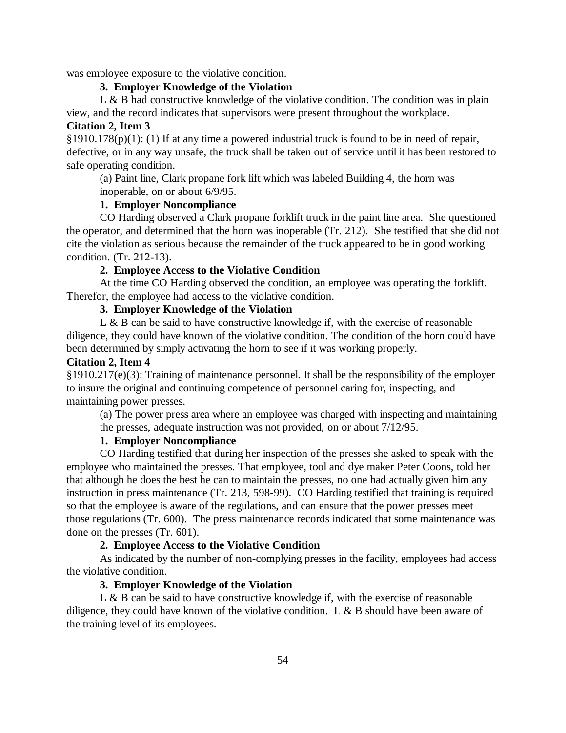was employee exposure to the violative condition.

**3. Employer Knowledge of the Violation**

L & B had constructive knowledge of the violative condition. The condition was in plain view, and the record indicates that supervisors were present throughout the workplace.

**Citation 2, Item 3**

§1910.178(p)(1): (1) If at any time a powered industrial truck is found to be in need of repair, defective, or in any way unsafe, the truck shall be taken out of service until it has been restored to safe operating condition.

> (a) Paint line, Clark propane fork lift which was labeled Building 4, the horn was inoperable, on or about 6/9/95.

**1. Employer Noncompliance**

CO Harding observed a Clark propane forklift truck in the paint line area. She questioned the operator, and determined that the horn was inoperable (Tr. 212). She testified that she did not cite the violation as serious because the remainder of the truck appeared to be in good working condition. (Tr. 212-13).

**2. Employee Access to the Violative Condition**

At the time CO Harding observed the condition, an employee was operating the forklift. Therefor, the employee had access to the violative condition.

**3. Employer Knowledge of the Violation**

L & B can be said to have constructive knowledge if, with the exercise of reasonable diligence, they could have known of the violative condition. The condition of the horn could have been determined by simply activating the horn to see if it was working properly.

**Citation 2, Item 4**

§1910.217(e)(3): Training of maintenance personnel. It shall be the responsibility of the employer to insure the original and continuing competence of personnel caring for, inspecting, and maintaining power presses.

> (a) The power press area where an employee was charged with inspecting and maintaining the presses, adequate instruction was not provided, on or about 7/12/95.

**1. Employer Noncompliance**

CO Harding testified that during her inspection of the presses she asked to speak with the employee who maintained the presses. That employee, tool and dye maker Peter Coons, told her that although he does the best he can to maintain the presses, no one had actually given him any instruction in press maintenance (Tr. 213, 598-99). CO Harding testified that training is required so that the employee is aware of the regulations, and can ensure that the power presses meet those regulations (Tr. 600). The press maintenance records indicated that some maintenance was done on the presses (Tr. 601).

**2. Employee Access to the Violative Condition**

As indicated by the number of non-complying presses in the facility, employees had access the violative condition.

**3. Employer Knowledge of the Violation**

L & B can be said to have constructive knowledge if, with the exercise of reasonable diligence, they could have known of the violative condition. L & B should have been aware of the training level of its employees.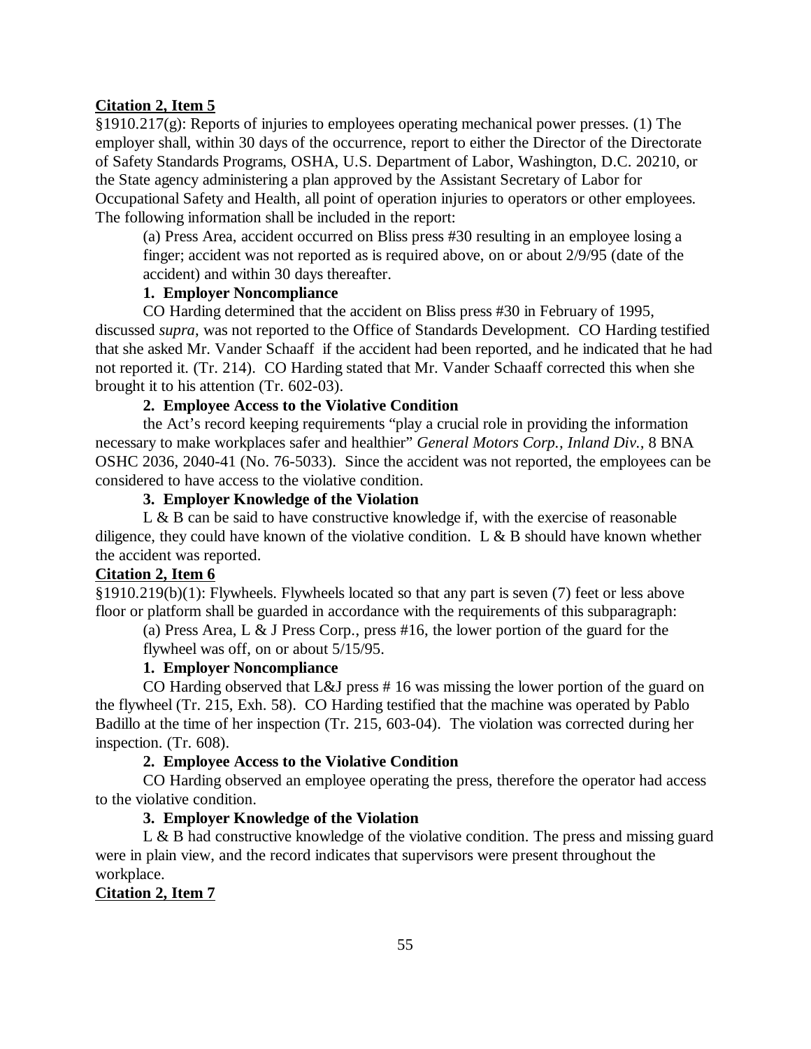**Citation 2, Item 5**

§1910.217(g): Reports of injuries to employees operating mechanical power presses. (1) The employer shall, within 30 days of the occurrence, report to either the Director of the Directorate of Safety Standards Programs, OSHA, U.S. Department of Labor, Washington, D.C. 20210, or the State agency administering a plan approved by the Assistant Secretary of Labor for Occupational Safety and Health, all point of operation injuries to operators or other employees. The following information shall be included in the report:

(a) Press Area, accident occurred on Bliss press #30 resulting in an employee losing a finger; accident was not reported as is required above, on or about 2/9/95 (date of the accident) and within 30 days thereafter.

**1. Employer Noncompliance**

CO Harding determined that the accident on Bliss press #30 in February of 1995, discussed *supra*, was not reported to the Office of Standards Development. CO Harding testified that she asked Mr. Vander Schaaff if the accident had been reported, and he indicated that he had not reported it. (Tr. 214). CO Harding stated that Mr. Vander Schaaff corrected this when she brought it to his attention (Tr. 602-03).

**2. Employee Access to the Violative Condition**

the Act's record keeping requirements "play a crucial role in providing the information necessary to make workplaces safer and healthier" *General Motors Corp., Inland Div.*, 8 BNA OSHC 2036, 2040-41 (No. 76-5033). Since the accident was not reported, the employees can be considered to have access to the violative condition.

**3. Employer Knowledge of the Violation**

L & B can be said to have constructive knowledge if, with the exercise of reasonable diligence, they could have known of the violative condition. L & B should have known whether the accident was reported.

**Citation 2, Item 6**

§1910.219(b)(1): Flywheels. Flywheels located so that any part is seven (7) feet or less above floor or platform shall be guarded in accordance with the requirements of this subparagraph:

(a) Press Area, L & J Press Corp., press #16, the lower portion of the guard for the flywheel was off, on or about 5/15/95.

**1. Employer Noncompliance**

CO Harding observed that L&J press # 16 was missing the lower portion of the guard on the flywheel (Tr. 215, Exh. 58). CO Harding testified that the machine was operated by Pablo Badillo at the time of her inspection (Tr. 215, 603-04). The violation was corrected during her inspection. (Tr. 608).

**2. Employee Access to the Violative Condition**

CO Harding observed an employee operating the press, therefore the operator had access to the violative condition.

**3. Employer Knowledge of the Violation**

L & B had constructive knowledge of the violative condition. The press and missing guard were in plain view, and the record indicates that supervisors were present throughout the workplace.

**Citation 2, Item 7**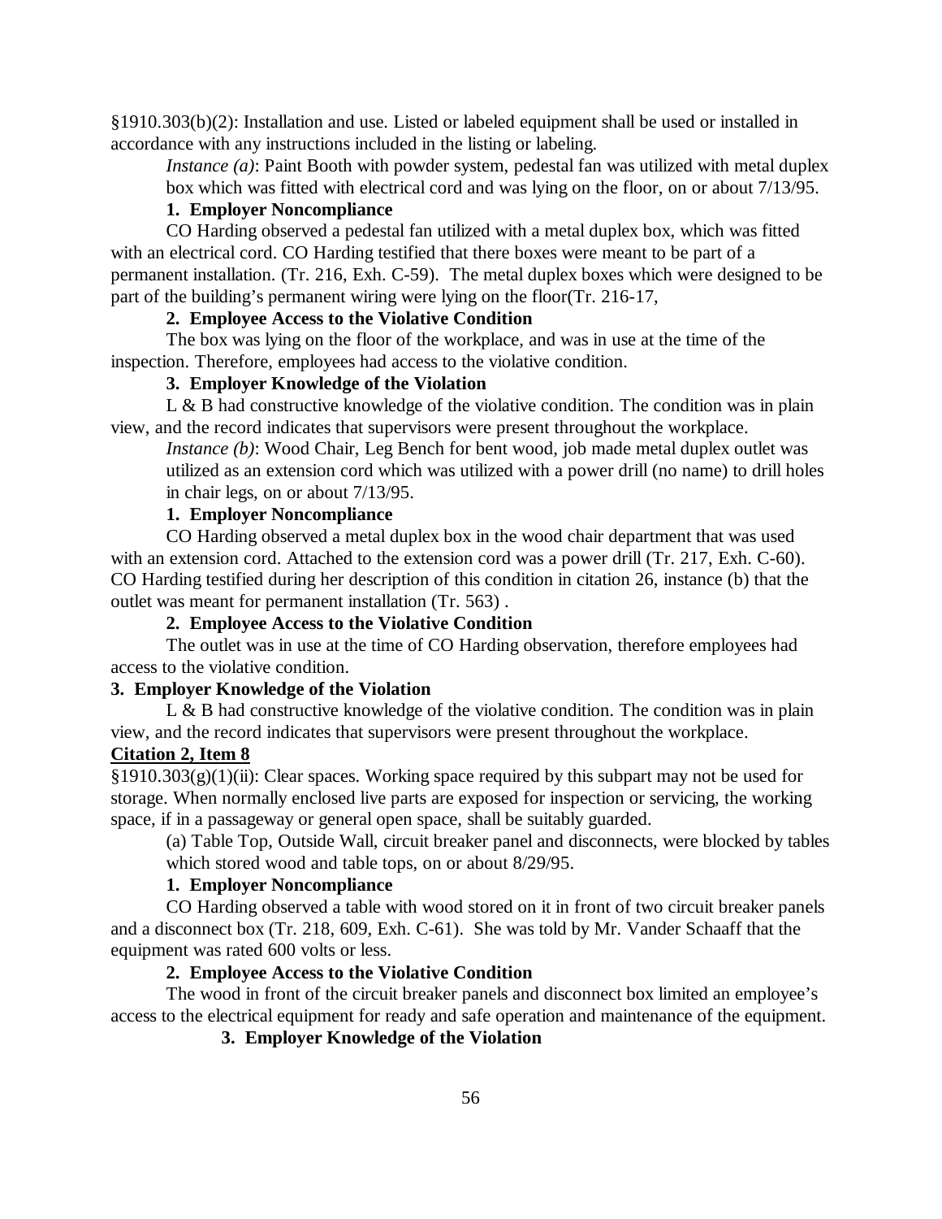§1910.303(b)(2): Installation and use. Listed or labeled equipment shall be used or installed in accordance with any instructions included in the listing or labeling.

> *Instance (a)*: Paint Booth with powder system, pedestal fan was utilized with metal duplex box which was fitted with electrical cord and was lying on the floor, on or about 7/13/95.

**1. Employer Noncompliance**

CO Harding observed a pedestal fan utilized with a metal duplex box, which was fitted with an electrical cord. CO Harding testified that there boxes were meant to be part of a permanent installation. (Tr. 216, Exh. C-59). The metal duplex boxes which were designed to be part of the building's permanent wiring were lying on the floor(Tr. 216-17,

**2. Employee Access to the Violative Condition**

The box was lying on the floor of the workplace, and was in use at the time of the inspection. Therefore, employees had access to the violative condition.

**3. Employer Knowledge of the Violation**

L & B had constructive knowledge of the violative condition. The condition was in plain view, and the record indicates that supervisors were present throughout the workplace.

> *Instance (b)*: Wood Chair, Leg Bench for bent wood, job made metal duplex outlet was utilized as an extension cord which was utilized with a power drill (no name) to drill holes in chair legs, on or about 7/13/95.

**1. Employer Noncompliance**

CO Harding observed a metal duplex box in the wood chair department that was used with an extension cord. Attached to the extension cord was a power drill (Tr. 217, Exh. C-60). CO Harding testified during her description of this condition in citation 26, instance (b) that the outlet was meant for permanent installation (Tr. 563) .

**2. Employee Access to the Violative Condition**

The outlet was in use at the time of CO Harding observation, therefore employees had access to the violative condition.

**3. Employer Knowledge of the Violation**

L & B had constructive knowledge of the violative condition. The condition was in plain view, and the record indicates that supervisors were present throughout the workplace.

**Citation 2, Item 8**

§1910.303(g)(1)(ii): Clear spaces. Working space required by this subpart may not be used for storage. When normally enclosed live parts are exposed for inspection or servicing, the working space, if in a passageway or general open space, shall be suitably guarded.

> (a) Table Top, Outside Wall, circuit breaker panel and disconnects, were blocked by tables which stored wood and table tops, on or about 8/29/95.

**1. Employer Noncompliance**

CO Harding observed a table with wood stored on it in front of two circuit breaker panels and a disconnect box (Tr. 218, 609, Exh. C-61). She was told by Mr. Vander Schaaff that the equipment was rated 600 volts or less.

**2. Employee Access to the Violative Condition**

The wood in front of the circuit breaker panels and disconnect box limited an employee's access to the electrical equipment for ready and safe operation and maintenance of the equipment.

**3. Employer Knowledge of the Violation**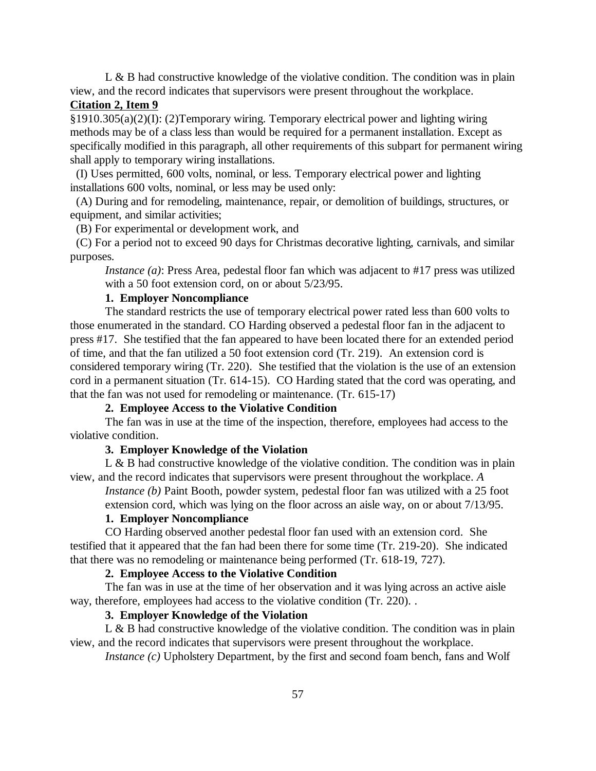L & B had constructive knowledge of the violative condition. The condition was in plain view, and the record indicates that supervisors were present throughout the workplace.

**Citation 2, Item 9**

§1910.305(a)(2)(I): (2)Temporary wiring. Temporary electrical power and lighting wiring methods may be of a class less than would be required for a permanent installation. Except as specifically modified in this paragraph, all other requirements of this subpart for permanent wiring shall apply to temporary wiring installations.

(I) Uses permitted, 600 volts, nominal, or less. Temporary electrical power and lighting installations 600 volts, nominal, or less may be used only:

(A) During and for remodeling, maintenance, repair, or demolition of buildings, structures, or equipment, and similar activities;

(B) For experimental or development work, and

(C) For a period not to exceed 90 days for Christmas decorative lighting, carnivals, and similar purposes.

*Instance (a)*: Press Area, pedestal floor fan which was adjacent to #17 press was utilized with a 50 foot extension cord, on or about 5/23/95.

**1. Employer Noncompliance**

The standard restricts the use of temporary electrical power rated less than 600 volts to those enumerated in the standard. CO Harding observed a pedestal floor fan in the adjacent to press #17. She testified that the fan appeared to have been located there for an extended period of time, and that the fan utilized a 50 foot extension cord (Tr. 219). An extension cord is considered temporary wiring (Tr. 220). She testified that the violation is the use of an extension cord in a permanent situation (Tr. 614-15). CO Harding stated that the cord was operating, and that the fan was not used for remodeling or maintenance. (Tr. 615-17)

**2. Employee Access to the Violative Condition**

The fan was in use at the time of the inspection, therefore, employees had access to the violative condition.

**3. Employer Knowledge of the Violation**

L & B had constructive knowledge of the violative condition. The condition was in plain view, and the record indicates that supervisors were present throughout the workplace. *A*

*Instance (b)* Paint Booth, powder system, pedestal floor fan was utilized with a 25 foot extension cord, which was lying on the floor across an aisle way, on or about 7/13/95.

**1. Employer Noncompliance**

CO Harding observed another pedestal floor fan used with an extension cord. She testified that it appeared that the fan had been there for some time (Tr. 219-20). She indicated that there was no remodeling or maintenance being performed (Tr. 618-19, 727).

**2. Employee Access to the Violative Condition**

The fan was in use at the time of her observation and it was lying across an active aisle way, therefore, employees had access to the violative condition (Tr. 220). .

**3. Employer Knowledge of the Violation**

L & B had constructive knowledge of the violative condition. The condition was in plain view, and the record indicates that supervisors were present throughout the workplace.

*Instance (c)* Upholstery Department, by the first and second foam bench, fans and Wolf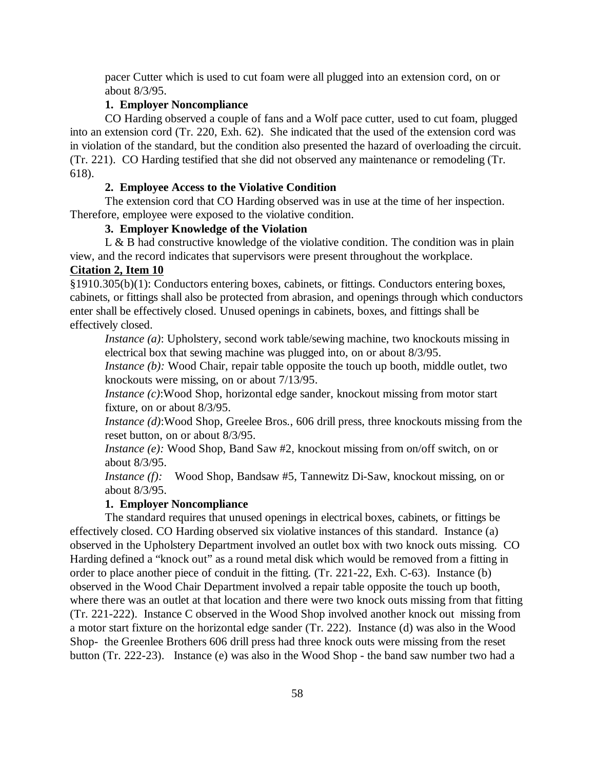pacer Cutter which is used to cut foam were all plugged into an extension cord, on or about 8/3/95.

**1. Employer Noncompliance**

CO Harding observed a couple of fans and a Wolf pace cutter, used to cut foam, plugged into an extension cord (Tr. 220, Exh. 62). She indicated that the used of the extension cord was in violation of the standard, but the condition also presented the hazard of overloading the circuit. (Tr. 221). CO Harding testified that she did not observed any maintenance or remodeling (Tr. 618).

**2. Employee Access to the Violative Condition**

The extension cord that CO Harding observed was in use at the time of her inspection. Therefore, employee were exposed to the violative condition.

**3. Employer Knowledge of the Violation**

L & B had constructive knowledge of the violative condition. The condition was in plain view, and the record indicates that supervisors were present throughout the workplace.

**Citation 2, Item 10**

§1910.305(b)(1): Conductors entering boxes, cabinets, or fittings. Conductors entering boxes, cabinets, or fittings shall also be protected from abrasion, and openings through which conductors enter shall be effectively closed. Unused openings in cabinets, boxes, and fittings shall be effectively closed.

*Instance (a)*: Upholstery, second work table/sewing machine, two knockouts missing in electrical box that sewing machine was plugged into, on or about 8/3/95.

*Instance (b):* Wood Chair, repair table opposite the touch up booth, middle outlet, two knockouts were missing, on or about 7/13/95.

*Instance (c)*:Wood Shop, horizontal edge sander, knockout missing from motor start fixture, on or about 8/3/95.

*Instance (d)*:Wood Shop, Greelee Bros., 606 drill press, three knockouts missing from the reset button, on or about 8/3/95.

*Instance (e):* Wood Shop, Band Saw #2, knockout missing from on/off switch, on or about 8/3/95.

*Instance (f):* Wood Shop, Bandsaw #5, Tannewitz Di-Saw, knockout missing, on or about 8/3/95.

**1. Employer Noncompliance**

The standard requires that unused openings in electrical boxes, cabinets, or fittings be effectively closed. CO Harding observed six violative instances of this standard. Instance (a) observed in the Upholstery Department involved an outlet box with two knock outs missing. CO Harding defined a "knock out" as a round metal disk which would be removed from a fitting in order to place another piece of conduit in the fitting. (Tr. 221-22, Exh. C-63). Instance (b) observed in the Wood Chair Department involved a repair table opposite the touch up booth, where there was an outlet at that location and there were two knock outs missing from that fitting (Tr. 221-222). Instance C observed in the Wood Shop involved another knock out missing from a motor start fixture on the horizontal edge sander (Tr. 222). Instance (d) was also in the Wood Shop- the Greenlee Brothers 606 drill press had three knock outs were missing from the reset button (Tr. 222-23). Instance (e) was also in the Wood Shop - the band saw number two had a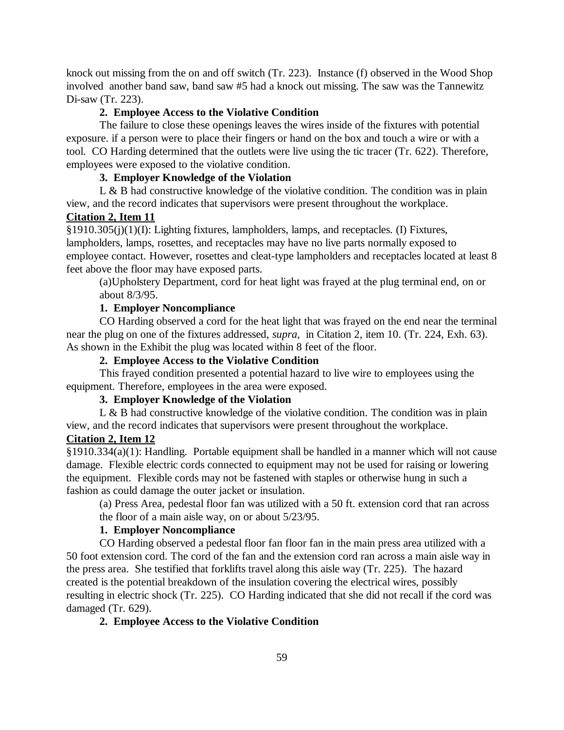knock out missing from the on and off switch (Tr. 223). Instance (f) observed in the Wood Shop involved another band saw, band saw #5 had a knock out missing. The saw was the Tannewitz Di-saw (Tr. 223).

**2. Employee Access to the Violative Condition**

The failure to close these openings leaves the wires inside of the fixtures with potential exposure. if a person were to place their fingers or hand on the box and touch a wire or with a tool. CO Harding determined that the outlets were live using the tic tracer (Tr. 622). Therefore, employees were exposed to the violative condition.

**3. Employer Knowledge of the Violation**

L & B had constructive knowledge of the violative condition. The condition was in plain view, and the record indicates that supervisors were present throughout the workplace.

**Citation 2, Item 11**

§1910.305(j)(1)(I): Lighting fixtures, lampholders, lamps, and receptacles. (I) Fixtures, lampholders, lamps, rosettes, and receptacles may have no live parts normally exposed to employee contact. However, rosettes and cleat-type lampholders and receptacles located at least 8 feet above the floor may have exposed parts.

(a)Upholstery Department, cord for heat light was frayed at the plug terminal end, on or about 8/3/95.

**1. Employer Noncompliance**

CO Harding observed a cord for the heat light that was frayed on the end near the terminal near the plug on one of the fixtures addressed, *supra,* in Citation 2, item 10. (Tr. 224, Exh. 63). As shown in the Exhibit the plug was located within 8 feet of the floor.

**2. Employee Access to the Violative Condition**

This frayed condition presented a potential hazard to live wire to employees using the equipment. Therefore, employees in the area were exposed.

**3. Employer Knowledge of the Violation**

L & B had constructive knowledge of the violative condition. The condition was in plain view, and the record indicates that supervisors were present throughout the workplace.

**Citation 2, Item 12**

§1910.334(a)(1): Handling. Portable equipment shall be handled in a manner which will not cause damage. Flexible electric cords connected to equipment may not be used for raising or lowering the equipment. Flexible cords may not be fastened with staples or otherwise hung in such a fashion as could damage the outer jacket or insulation.

(a) Press Area, pedestal floor fan was utilized with a 50 ft. extension cord that ran across the floor of a main aisle way, on or about 5/23/95.

**1. Employer Noncompliance**

CO Harding observed a pedestal floor fan floor fan in the main press area utilized with a 50 foot extension cord. The cord of the fan and the extension cord ran across a main aisle way in the press area. She testified that forklifts travel along this aisle way (Tr. 225). The hazard created is the potential breakdown of the insulation covering the electrical wires, possibly resulting in electric shock (Tr. 225). CO Harding indicated that she did not recall if the cord was damaged (Tr. 629).

**2. Employee Access to the Violative Condition**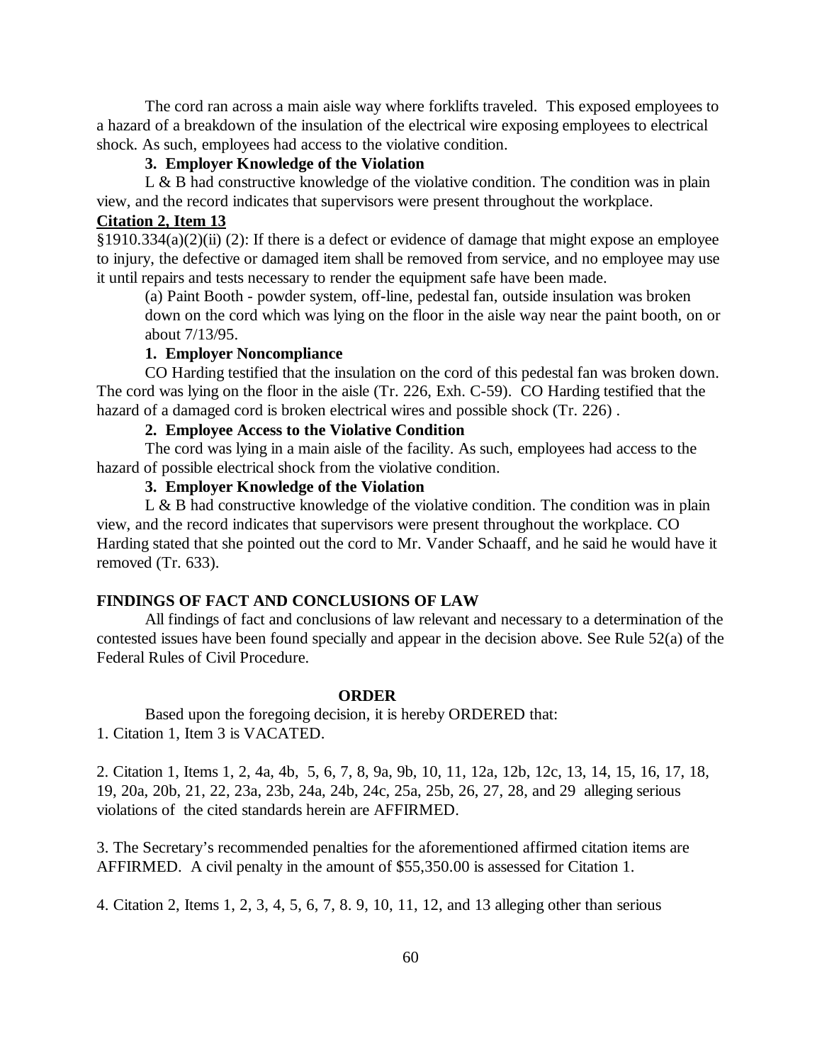The cord ran across a main aisle way where forklifts traveled. This exposed employees to a hazard of a breakdown of the insulation of the electrical wire exposing employees to electrical shock. As such, employees had access to the violative condition.

**3. Employer Knowledge of the Violation**

L & B had constructive knowledge of the violative condition. The condition was in plain view, and the record indicates that supervisors were present throughout the workplace.

**Citation 2, Item 13**

§1910.334(a)(2)(ii) (2): If there is a defect or evidence of damage that might expose an employee to injury, the defective or damaged item shall be removed from service, and no employee may use it until repairs and tests necessary to render the equipment safe have been made.

(a) Paint Booth - powder system, off-line, pedestal fan, outside insulation was broken down on the cord which was lying on the floor in the aisle way near the paint booth, on or about 7/13/95.

**1. Employer Noncompliance**

CO Harding testified that the insulation on the cord of this pedestal fan was broken down. The cord was lying on the floor in the aisle (Tr. 226, Exh. C-59). CO Harding testified that the hazard of a damaged cord is broken electrical wires and possible shock (Tr. 226) .

**2. Employee Access to the Violative Condition**

The cord was lying in a main aisle of the facility. As such, employees had access to the hazard of possible electrical shock from the violative condition.

**3. Employer Knowledge of the Violation**

L & B had constructive knowledge of the violative condition. The condition was in plain view, and the record indicates that supervisors were present throughout the workplace. CO Harding stated that she pointed out the cord to Mr. Vander Schaaff, and he said he would have it removed (Tr. 633).

**FINDINGS OF FACT AND CONCLUSIONS OF LAW**

All findings of fact and conclusions of law relevant and necessary to a determination of the contested issues have been found specially and appear in the decision above. See Rule 52(a) of the Federal Rules of Civil Procedure.

**ORDER**

Based upon the foregoing decision, it is hereby ORDERED that:

1. Citation 1, Item 3 is VACATED.

2. Citation 1, Items 1, 2, 4a, 4b, 5, 6, 7, 8, 9a, 9b, 10, 11, 12a, 12b, 12c, 13, 14, 15, 16, 17, 18, 19, 20a, 20b, 21, 22, 23a, 23b, 24a, 24b, 24c, 25a, 25b, 26, 27, 28, and 29 alleging serious violations of the cited standards herein are AFFIRMED.

3. The Secretary's recommended penalties for the aforementioned affirmed citation items are AFFIRMED. A civil penalty in the amount of $55,350.00 is assessed for Citation 1.

4. Citation 2, Items 1, 2, 3, 4, 5, 6, 7, 8. 9, 10, 11, 12, and 13 alleging other than serious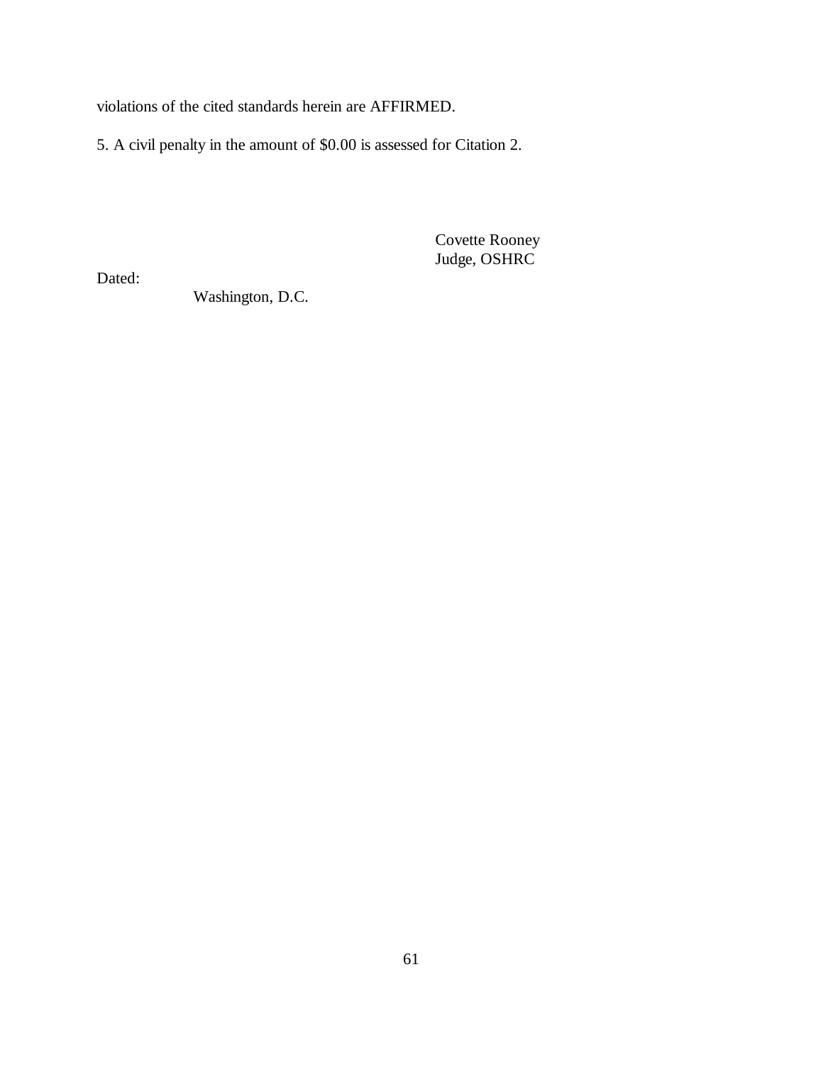violations of the cited standards herein are AFFIRMED.

5. A civil penalty in the amount of $0.00 is assessed for Citation 2.

Covette Rooney
Judge, OSHRC

Dated:
Washington, D.C.